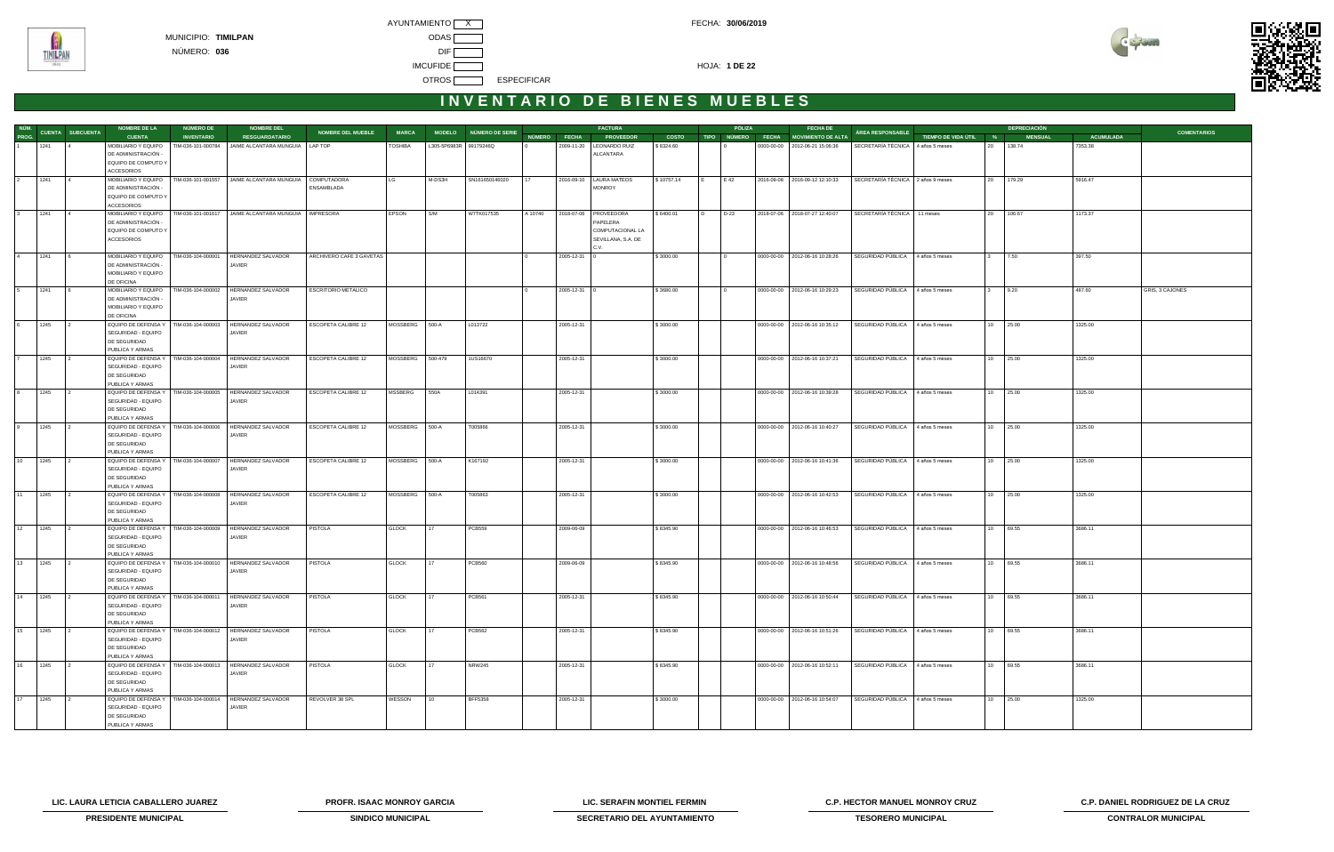MUNICIPIO: **TIMILPAN**

NÚMERO: **036**

AYUNTAMIENTO X

ODAS

DIF

IMCUFIDE

OTROS ESPECIFICAR

FECHA: **30/06/2019**

HOJA: **1 DE 22**

# INVENTARIO DE BIENES MUEBLES

| NÚM. PROG. | CUENTA | SUBCUENTA | NOMBRE DE LA CUENTA | NÚMERO DE INVENTARIO | NOMBRE DEL RESGUARDATARIO | NOMBRE DEL MUEBLE | MARCA | MODELO | NÚMERO DE SERIE | FACTURA NÚMERO | FACTURA FECHA | FACTURA PROVEEDOR | FACTURA COSTO | PÓLIZA TIPO | PÓLIZA NÚMERO | PÓLIZA FECHA | FECHA DE MOVIMIENTO DE ALTA | ÁREA RESPONSABLE | TIEMPO DE VIDA ÚTIL | DEPRECIACIÓN % | DEPRECIACIÓN MENSUAL | DEPRECIACIÓN ACUMULADA | COMENTARIOS |
|---|---|---|---|---|---|---|---|---|---|---|---|---|---|---|---|---|---|---|---|---|---|---|---|
| 1 | 1241 | 4 | MOBILIARIO Y EQUIPO DE ADMINISTRACIÓN - EQUIPO DE COMPUTO Y ACCESORIOS | TIM-036-101-000784 | JAIME ALCANTARA MUNGUIA | LAP TOP | TOSHIBA | L305-SP6983R | 99179246Q | 0 | 2009-11-30 | LEONARDO RUIZ ALCANTARA | $ 8324.60 | | 0 | 0000-00-00 | 2012-06-21 15:06:36 | SECRETARÍA TÉCNICA | 4 años 5 meses | 20 | 138.74 | 7353.38 | |
| 2 | 1241 | 4 | MOBILIARIO Y EQUIPO DE ADMINISTRACIÓN - EQUIPO DE COMPUTO Y ACCESORIOS | TIM-036-101-001557 | JAIME ALCANTARA MUNGUIA | COMPUTADORA ENSAMBLADA | LG | M-DS3H | SN161650146020 | 17 | 2016-09-10 | LAURA MATEOS MONROY | $ 10757.14 | E | E 42 | 2016-09-08 | 2016-09-12 12:10:33 | SECRETARÍA TÉCNICA | 2 años 9 meses | 20 | 179.29 | 5916.47 | |
| 3 | 1241 | 4 | MOBILIARIO Y EQUIPO DE ADMINISTRACIÓN - EQUIPO DE COMPUTO Y ACCESORIOS | TIM-036-101-001617 | JAIME ALCANTARA MUNGUIA | IMPRESORA | EPSON | S/M | W7TK017535 | A 10740 | 2018-07-06 | PROVEEDORA PAPELERA COMPUTACIONAL LA SEVILLANA, S.A. DE C.V. | $ 6400.01 | D | D-23 | 2018-07-06 | 2018-07-27 12:40:07 | SECRETARÍA TÉCNICA | 11 meses | 20 | 106.67 | 1173.37 | |
| 4 | 1241 | 6 | MOBILIARIO Y EQUIPO DE ADMINISTRACIÓN - MOBILIARIO Y EQUIPO DE OFICINA | TIM-036-104-000001 | HERNANDEZ SALVADOR JAVIER | ARCHIVERO CAFE 3 GAVETAS | | | | 0 | 2005-12-31 | 0 | $ 3000.00 | | 0 | 0000-00-00 | 2012-06-16 10:28:26 | SEGURIDAD PÚBLICA | 4 años 5 meses | 3 | 7.50 | 397.50 | |
| 5 | 1241 | 6 | MOBILIARIO Y EQUIPO DE ADMINISTRACIÓN - MOBILIARIO Y EQUIPO DE OFICINA | TIM-036-104-000002 | HERNANDEZ SALVADOR JAVIER | ESCRITORIO METALICO | | | | 0 | 2005-12-31 | 0 | $ 3680.00 | | 0 | 0000-00-00 | 2012-06-16 10:29:23 | SEGURIDAD PÚBLICA | 4 años 5 meses | 3 | 9.20 | 487.60 | GRIS, 3 CAJONES |
| 6 | 1245 | 2 | EQUIPO DE DEFENSA Y SEGURIDAD - EQUIPO DE SEGURIDAD PUBLICA Y ARMAS | TIM-036-104-000003 | HERNANDEZ SALVADOR JAVIER | ESCOPETA CALIBRE 12 | MOSSBERG | 500-A | L013722 | | 2005-12-31 | | $ 3000.00 | | | 0000-00-00 | 2012-06-16 10:35:12 | SEGURIDAD PÚBLICA | 4 años 5 meses | 10 | 25.00 | 1325.00 | |
| 7 | 1245 | 2 | EQUIPO DE DEFENSA Y SEGURIDAD - EQUIPO DE SEGURIDAD PUBLICA Y ARMAS | TIM-036-104-000004 | HERNANDEZ SALVADOR JAVIER | ESCOPETA CALIBRE 12 | MOSSBERG | 500-479 | 1US16670 | | 2005-12-31 | | $ 3000.00 | | | 0000-00-00 | 2012-06-16 10:37:21 | SEGURIDAD PÚBLICA | 4 años 5 meses | 10 | 25.00 | 1325.00 | |
| 8 | 1245 | 2 | EQUIPO DE DEFENSA Y SEGURIDAD - EQUIPO DE SEGURIDAD PUBLICA Y ARMAS | TIM-036-104-000005 | HERNANDEZ SALVADOR JAVIER | ESCOPETA CALIBRE 12 | MSSBERG | 550A | L014391 | | 2005-12-31 | | $ 3000.00 | | | 0000-00-00 | 2012-06-16 10:39:28 | SEGURIDAD PÚBLICA | 4 años 5 meses | 10 | 25.00 | 1325.00 | |
| 9 | 1245 | 2 | EQUIPO DE DEFENSA Y SEGURIDAD - EQUIPO DE SEGURIDAD PUBLICA Y ARMAS | TIM-036-104-000006 | HERNANDEZ SALVADOR JAVIER | ESCOPETA CALIBRE 12 | MOSSBERG | 500-A | T005866 | | 2005-12-31 | | $ 3000.00 | | | 0000-00-00 | 2012-06-16 10:40:27 | SEGURIDAD PÚBLICA | 4 años 5 meses | 10 | 25.00 | 1325.00 | |
| 10 | 1245 | 2 | EQUIPO DE DEFENSA Y SEGURIDAD - EQUIPO DE SEGURIDAD PUBLICA Y ARMAS | TIM-036-104-000007 | HERNANDEZ SALVADOR JAVIER | ESCOPETA CALIBRE 12 | MOSSBERG | 500-A | K167192 | | 2005-12-31 | | $ 3000.00 | | | 0000-00-00 | 2012-06-16 10:41:36 | SEGURIDAD PÚBLICA | 4 años 5 meses | 10 | 25.00 | 1325.00 | |
| 11 | 1245 | 2 | EQUIPO DE DEFENSA Y SEGURIDAD - EQUIPO DE SEGURIDAD PUBLICA Y ARMAS | TIM-036-104-000008 | HERNANDEZ SALVADOR JAVIER | ESCOPETA CALIBRE 12 | MOSSBERG | 500-A | T005863 | | 2005-12-31 | | $ 3000.00 | | | 0000-00-00 | 2012-06-16 10:42:53 | SEGURIDAD PÚBLICA | 4 años 5 meses | 10 | 25.00 | 1325.00 | |
| 12 | 1245 | 2 | EQUIPO DE DEFENSA Y SEGURIDAD - EQUIPO DE SEGURIDAD PUBLICA Y ARMAS | TIM-036-104-000009 | HERNANDEZ SALVADOR JAVIER | PISTOLA | GLOCK | 17 | PCB559 | | 2009-06-09 | | $ 8345.90 | | | 0000-00-00 | 2012-06-16 10:46:53 | SEGURIDAD PÚBLICA | 4 años 5 meses | 10 | 69.55 | 3686.11 | |
| 13 | 1245 | 2 | EQUIPO DE DEFENSA Y SEGURIDAD - EQUIPO DE SEGURIDAD PUBLICA Y ARMAS | TIM-036-104-000010 | HERNANDEZ SALVADOR JAVIER | PISTOLA | GLOCK | 17 | PCB560 | | 2009-06-09 | | $ 8345.90 | | | 0000-00-00 | 2012-06-16 10:48:56 | SEGURIDAD PÚBLICA | 4 años 5 meses | 10 | 69.55 | 3686.11 | |
| 14 | 1245 | 2 | EQUIPO DE DEFENSA Y SEGURIDAD - EQUIPO DE SEGURIDAD PUBLICA Y ARMAS | TIM-036-104-000011 | HERNANDEZ SALVADOR JAVIER | PISTOLA | GLOCK | 17 | PCB561 | | 2005-12-31 | | $ 8345.90 | | | 0000-00-00 | 2012-06-16 10:50:44 | SEGURIDAD PÚBLICA | 4 años 5 meses | 10 | 69.55 | 3686.11 | |
| 15 | 1245 | 2 | EQUIPO DE DEFENSA Y SEGURIDAD - EQUIPO DE SEGURIDAD PUBLICA Y ARMAS | TIM-036-104-000012 | HERNANDEZ SALVADOR JAVIER | PISTOLA | GLOCK | 17 | PCB562 | | 2005-12-31 | | $ 8345.90 | | | 0000-00-00 | 2012-06-16 10:51:26 | SEGURIDAD PÚBLICA | 4 años 5 meses | 10 | 69.55 | 3686.11 | |
| 16 | 1245 | 2 | EQUIPO DE DEFENSA Y SEGURIDAD - EQUIPO DE SEGURIDAD PUBLICA Y ARMAS | TIM-036-104-000013 | HERNANDEZ SALVADOR JAVIER | PISTOLA | GLOCK | 17 | NRW245 | | 2005-12-31 | | $ 8345.90 | | | 0000-00-00 | 2012-06-16 10:52:11 | SEGURIDAD PÚBLICA | 4 años 5 meses | 10 | 69.55 | 3686.11 | |
| 17 | 1245 | 2 | EQUIPO DE DEFENSA Y SEGURIDAD - EQUIPO DE SEGURIDAD PUBLICA Y ARMAS | TIM-036-104-000014 | HERNANDEZ SALVADOR JAVIER | REVOLVER 38 SPL | WESSON | 10 | BFF5358 | | 2005-12-31 | | $ 3000.00 | | | 0000-00-00 | 2012-06-16 10:54:07 | SEGURIDAD PÚBLICA | 4 años 5 meses | 10 | 25.00 | 1325.00 | |

| | | | | |
|---|---|---|---|---|
| LIC. LAURA LETICIA CABALLERO JUAREZ | PROFR. ISAAC MONROY GARCIA | LIC. SERAFIN MONTIEL FERMIN | C.P. HECTOR MANUEL MONROY CRUZ | C.P. DANIEL RODRIGUEZ DE LA CRUZ |
| PRESIDENTE MUNICIPAL | SINDICO MUNICIPAL | SECRETARIO DEL AYUNTAMIENTO | TESORERO MUNICIPAL | CONTRALOR MUNICIPAL |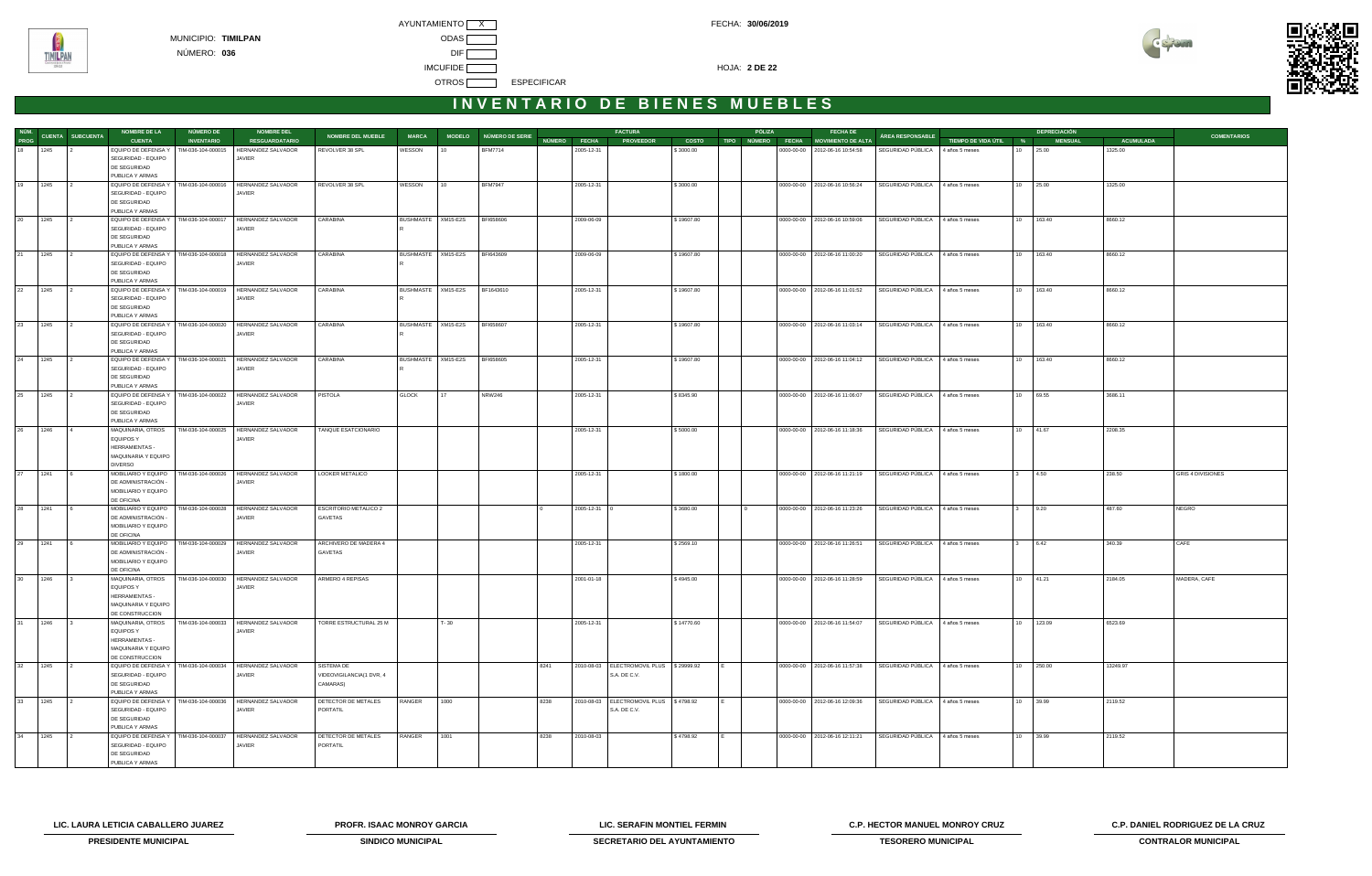MUNICIPIO: **TIMILPAN**

NÚMERO: **036**

AYUNTAMIENTO [X] ODAS [ ] DIF [ ] IMCUFIDE [ ] OTROS [ ] ESPECIFICAR

FECHA: **30/06/2019**

# INVENTARIO DE BIENES MUEBLES

| NÚM. PROG | CUENTA | SUBCUENTA | NOMBRE DE LA CUENTA | NÚMERO DE INVENTARIO | NOMBRE DEL RESGUARDATARIO | NOMBRE DEL MUEBLE | MARCA | MODELO | NÚMERO DE SERIE | FACTURA NÚMERO | FACTURA FECHA | FACTURA PROVEEDOR | FACTURA COSTO | PÓLIZA TIPO | PÓLIZA NÚMERO | PÓLIZA FECHA | FECHA DE MOVIMIENTO DE ALTA | ÁREA RESPONSABLE | TIEMPO DE VIDA ÚTIL | DEPRECIACIÓN % | DEPRECIACIÓN MENSUAL | DEPRECIACIÓN ACUMULADA | COMENTARIOS |
|---|---|---|---|---|---|---|---|---|---|---|---|---|---|---|---|---|---|---|---|---|---|---|---|
| 18 | 1245 | 2 | EQUIPO DE DEFENSA Y SEGURIDAD - EQUIPO DE SEGURIDAD PUBLICA Y ARMAS | TIM-036-104-000015 | HERNANDEZ SALVADOR JAVIER | REVOLVER 38 SPL | WESSON | 10 | BFM7714 | | 2005-12-31 | | $ 3000.00 | | | 0000-00-00 | 2012-06-16 10:54:58 | SEGURIDAD PÚBLICA | 4 años 5 meses | 10 | 25.00 | 1325.00 | |
| 19 | 1245 | 2 | EQUIPO DE DEFENSA Y SEGURIDAD - EQUIPO DE SEGURIDAD PUBLICA Y ARMAS | TIM-036-104-000016 | HERNANDEZ SALVADOR JAVIER | REVOLVER 38 SPL | WESSON | 10 | BFM7947 | | 2005-12-31 | | $ 3000.00 | | | 0000-00-00 | 2012-06-16 10:56:24 | SEGURIDAD PÚBLICA | 4 años 5 meses | 10 | 25.00 | 1325.00 | |
| 20 | 1245 | 2 | EQUIPO DE DEFENSA Y SEGURIDAD - EQUIPO DE SEGURIDAD PUBLICA Y ARMAS | TIM-036-104-000017 | HERNANDEZ SALVADOR JAVIER | CARABINA | BUSHMASTER | XM15-E2S | BFI658606 | | 2009-06-09 | | $ 19607.80 | | | 0000-00-00 | 2012-06-16 10:59:06 | SEGURIDAD PÚBLICA | 4 años 5 meses | 10 | 163.40 | 8660.12 | |
| 21 | 1245 | 2 | EQUIPO DE DEFENSA Y SEGURIDAD - EQUIPO DE SEGURIDAD PUBLICA Y ARMAS | TIM-036-104-000018 | HERNANDEZ SALVADOR JAVIER | CARABINA | BUSHMASTER | XM15-E2S | BFI643609 | | 2009-06-09 | | $ 19607.80 | | | 0000-00-00 | 2012-06-16 11:00:20 | SEGURIDAD PÚBLICA | 4 años 5 meses | 10 | 163.40 | 8660.12 | |
| 22 | 1245 | 2 | EQUIPO DE DEFENSA Y SEGURIDAD - EQUIPO DE SEGURIDAD PUBLICA Y ARMAS | TIM-036-104-000019 | HERNANDEZ SALVADOR JAVIER | CARABINA | BUSHMASTER | XM15-E2S | BFI1643610 | | 2005-12-31 | | $ 19607.80 | | | 0000-00-00 | 2012-06-16 11:01:52 | SEGURIDAD PÚBLICA | 4 años 5 meses | 10 | 163.40 | 8660.12 | |
| 23 | 1245 | 2 | EQUIPO DE DEFENSA Y SEGURIDAD - EQUIPO DE SEGURIDAD PUBLICA Y ARMAS | TIM-036-104-000020 | HERNANDEZ SALVADOR JAVIER | CARABINA | BUSHMASTER | XM15-E2S | BFI658607 | | 2005-12-31 | | $ 19607.80 | | | 0000-00-00 | 2012-06-16 11:03:14 | SEGURIDAD PÚBLICA | 4 años 5 meses | 10 | 163.40 | 8660.12 | |
| 24 | 1245 | 2 | EQUIPO DE DEFENSA Y SEGURIDAD - EQUIPO DE SEGURIDAD PUBLICA Y ARMAS | TIM-036-104-000021 | HERNANDEZ SALVADOR JAVIER | CARABINA | BUSHMASTER | XM15-E2S | BFI658605 | | 2005-12-31 | | $ 19607.80 | | | 0000-00-00 | 2012-06-16 11:04:12 | SEGURIDAD PÚBLICA | 4 años 5 meses | 10 | 163.40 | 8660.12 | |
| 25 | 1245 | 2 | EQUIPO DE DEFENSA Y SEGURIDAD - EQUIPO DE SEGURIDAD PUBLICA Y ARMAS | TIM-036-104-000022 | HERNANDEZ SALVADOR JAVIER | PISTOLA | GLOCK | 17 | NRW246 | | 2005-12-31 | | $ 8345.90 | | | 0000-00-00 | 2012-06-16 11:06:07 | SEGURIDAD PÚBLICA | 4 años 5 meses | 10 | 69.55 | 3686.11 | |
| 26 | 1246 | 4 | MAQUINARIA, OTROS EQUIPOS Y HERRAMIENTAS - MAQUINARIA Y EQUIPO DIVERSO | TIM-036-104-000025 | HERNANDEZ SALVADOR JAVIER | TANQUE ESATCIONARIO | | | | | 2005-12-31 | | $ 5000.00 | | | 0000-00-00 | 2012-06-16 11:16:36 | SEGURIDAD PÚBLICA | 4 años 5 meses | 10 | 41.67 | 2208.35 | |
| 27 | 1241 | 6 | MOBILIARIO Y EQUIPO DE ADMINISTRACIÓN - MOBILIARIO Y EQUIPO DE OFICINA | TIM-036-104-000026 | HERNANDEZ SALVADOR JAVIER | LOCKER METALICO | | | | | 2005-12-31 | | $ 1800.00 | | | 0000-00-00 | 2012-06-16 11:21:19 | SEGURIDAD PÚBLICA | 4 años 5 meses | 3 | 4.50 | 238.50 | GRIS 4 DIVISIONES |
| 28 | 1241 | 6 | MOBILIARIO Y EQUIPO DE ADMINISTRACIÓN - MOBILIARIO Y EQUIPO DE OFICINA | TIM-036-104-000028 | HERNANDEZ SALVADOR JAVIER | ESCRITORIO METALICO 2 GAVETAS | | | | 0 | 2005-12-31 | 0 | $ 3680.00 | | 0 | 0000-00-00 | 2012-06-16 11:23:26 | SEGURIDAD PÚBLICA | 4 años 5 meses | 3 | 9.20 | 487.60 | NEGRO |
| 29 | 1241 | 6 | MOBILIARIO Y EQUIPO DE ADMINISTRACIÓN - MOBILIARIO Y EQUIPO DE OFICINA | TIM-036-104-000029 | HERNANDEZ SALVADOR JAVIER | ARCHIVERO DE MADERA 4 GAVETAS | | | | | 2005-12-31 | | $ 2569.10 | | | 0000-00-00 | 2012-06-16 11:26:51 | SEGURIDAD PÚBLICA | 4 años 5 meses | 3 | 6.42 | 340.39 | CAFE |
| 30 | 1246 | 3 | MAQUINARIA, OTROS EQUIPOS Y HERRAMIENTAS - MAQUINARIA Y EQUIPO DE CONSTRUCCION | TIM-036-104-000030 | HERNANDEZ SALVADOR JAVIER | ARMERO 4 REPISAS | | | | | 2001-01-18 | | $ 4945.00 | | | 0000-00-00 | 2012-06-16 11:28:59 | SEGURIDAD PÚBLICA | 4 años 5 meses | 10 | 41.21 | 2184.05 | MADERA, CAFE |
| 31 | 1246 | 3 | MAQUINARIA, OTROS EQUIPOS Y HERRAMIENTAS - MAQUINARIA Y EQUIPO DE CONSTRUCCION | TIM-036-104-000033 | HERNANDEZ SALVADOR JAVIER | TORRE ESTRUCTURAL 25 M | | T- 30 | | | 2005-12-31 | | $ 14770.60 | | | 0000-00-00 | 2012-06-16 11:54:07 | SEGURIDAD PÚBLICA | 4 años 5 meses | 10 | 123.09 | 6523.69 | |
| 32 | 1245 | 2 | EQUIPO DE DEFENSA Y SEGURIDAD - EQUIPO DE SEGURIDAD PUBLICA Y ARMAS | TIM-036-104-000034 | HERNANDEZ SALVADOR JAVIER | SISTEMA DE VIDEOVIGILANCIA(1 DVR, 4 CAMARAS) | | | | 8241 | 2010-08-03 | ELECTROMOVIL PLUS S.A. DE C.V. | $ 29999.92 | E | | 0000-00-00 | 2012-06-16 11:57:38 | SEGURIDAD PÚBLICA | 4 años 5 meses | 10 | 250.00 | 13249.97 | |
| 33 | 1245 | 2 | EQUIPO DE DEFENSA Y SEGURIDAD - EQUIPO DE SEGURIDAD PUBLICA Y ARMAS | TIM-036-104-000036 | HERNANDEZ SALVADOR JAVIER | DETECTOR DE METALES PORTATIL | RANGER | 1000 | | 8238 | 2010-08-03 | ELECTROMOVIL PLUS S.A. DE C.V. | $ 4798.92 | E | | 0000-00-00 | 2012-06-16 12:09:36 | SEGURIDAD PÚBLICA | 4 años 5 meses | 10 | 39.99 | 2119.52 | |
| 34 | 1245 | 2 | EQUIPO DE DEFENSA Y SEGURIDAD - EQUIPO DE SEGURIDAD PUBLICA Y ARMAS | TIM-036-104-000037 | HERNANDEZ SALVADOR JAVIER | DETECTOR DE METALES PORTATIL | RANGER | 1001 | | 8238 | 2010-08-03 | | $ 4798.92 | E | | 0000-00-00 | 2012-06-16 12:11:21 | SEGURIDAD PÚBLICA | 4 años 5 meses | 10 | 39.99 | 2119.52 | |

| LIC. LAURA LETICIA CABALLERO JUAREZ | PROFR. ISAAC MONROY GARCIA | LIC. SERAFIN MONTIEL FERMIN | C.P. HECTOR MANUEL MONROY CRUZ | C.P. DANIEL RODRIGUEZ DE LA CRUZ |
|---|---|---|---|---|
| PRESIDENTE MUNICIPAL | SINDICO MUNICIPAL | SECRETARIO DEL AYUNTAMIENTO | TESORERO MUNICIPAL | CONTRALOR MUNICIPAL |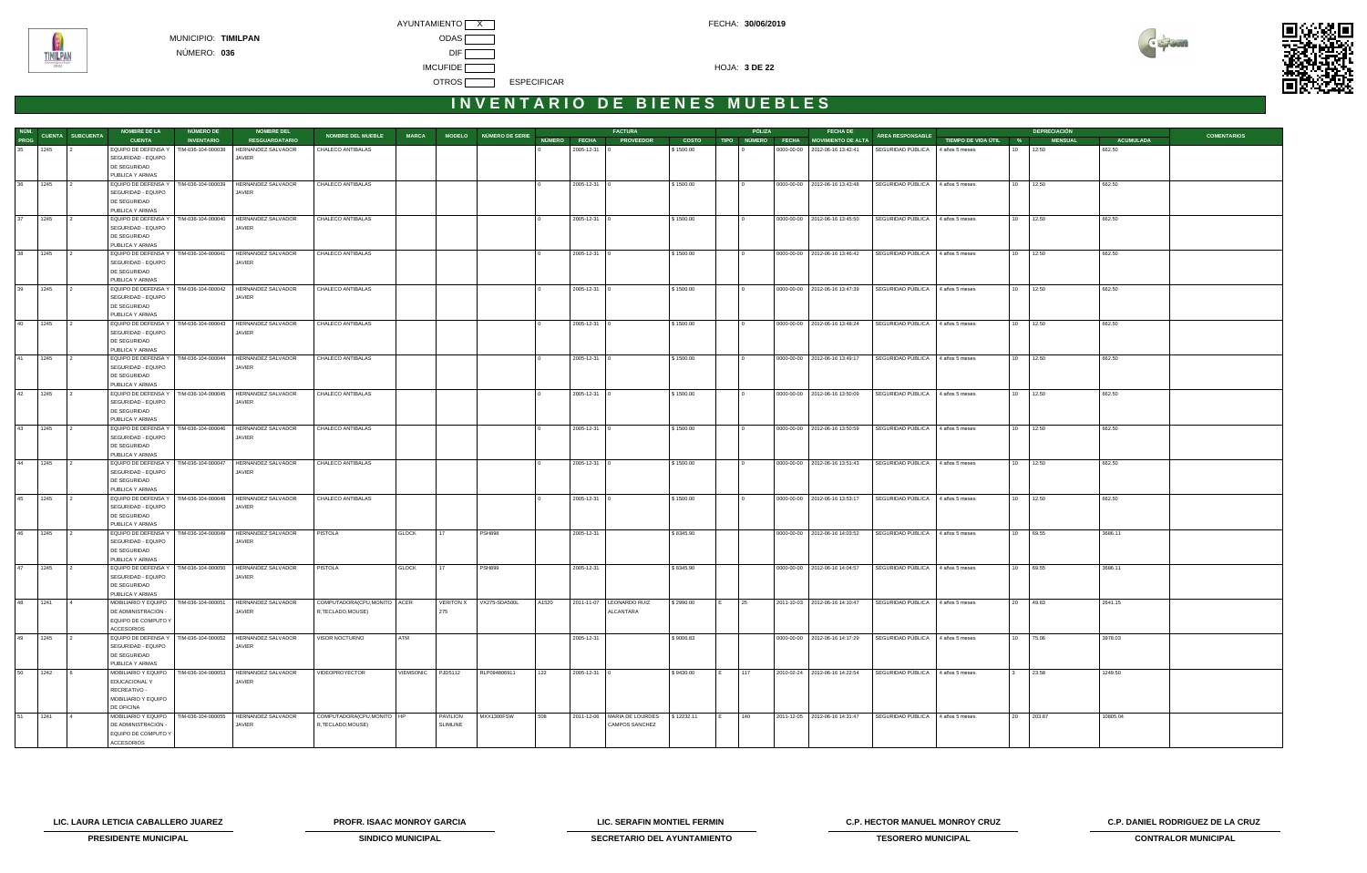MUNICIPIO: **TIMILPAN**

NÚMERO: **036**

AYUNTAMIENTO X

ODAS

DIF

IMCUFIDE

OTROS ESPECIFICAR

FECHA: **30/06/2019**

# INVENTARIO DE BIENES MUEBLES

| NÚM. PROG | CUENTA | SUBCUENTA | NOMBRE DE LA CUENTA | NÚMERO DE INVENTARIO | NOMBRE DEL RESGUARDATARIO | NOMBRE DEL MUEBLE | MARCA | MODELO | NÚMERO DE SERIE | FACTURA NÚMERO | FACTURA FECHA | FACTURA PROVEEDOR | FACTURA COSTO | PÓLIZA TIPO | PÓLIZA NÚMERO | PÓLIZA FECHA | FECHA DE MOVIMIENTO DE ALTA | ÁREA RESPONSABLE | TIEMPO DE VIDA ÚTIL | DEPRECIACIÓN % | DEPRECIACIÓN MENSUAL | DEPRECIACIÓN ACUMULADA | COMENTARIOS |
|---|---|---|---|---|---|---|---|---|---|---|---|---|---|---|---|---|---|---|---|---|---|---|---|
| 35 | 1245 | 2 | EQUIPO DE DEFENSA Y SEGURIDAD - EQUIPO DE SEGURIDAD PUBLICA Y ARMAS | TIM-036-104-000038 | HERNANDEZ SALVADOR JAVIER | CHALECO ANTIBALAS | | | | 0 | 2005-12-31 | 0 | $ 1500.00 | | 0 | 0000-00-00 | 2012-06-16 13:42:41 | SEGURIDAD PÚBLICA | 4 años 5 meses | 10 | 12.50 | 662.50 | |
| 36 | 1245 | 2 | EQUIPO DE DEFENSA Y SEGURIDAD - EQUIPO DE SEGURIDAD PUBLICA Y ARMAS | TIM-036-104-000039 | HERNANDEZ SALVADOR JAVIER | CHALECO ANTIBALAS | | | | 0 | 2005-12-31 | 0 | $ 1500.00 | | 0 | 0000-00-00 | 2012-06-16 13:43:48 | SEGURIDAD PÚBLICA | 4 años 5 meses | 10 | 12.50 | 662.50 | |
| 37 | 1245 | 2 | EQUIPO DE DEFENSA Y SEGURIDAD - EQUIPO DE SEGURIDAD PUBLICA Y ARMAS | TIM-036-104-000040 | HERNANDEZ SALVADOR JAVIER | CHALECO ANTIBALAS | | | | 0 | 2005-12-31 | 0 | $ 1500.00 | | 0 | 0000-00-00 | 2012-06-16 13:45:50 | SEGURIDAD PÚBLICA | 4 años 5 meses | 10 | 12.50 | 662.50 | |
| 38 | 1245 | 2 | EQUIPO DE DEFENSA Y SEGURIDAD - EQUIPO DE SEGURIDAD PUBLICA Y ARMAS | TIM-036-104-000041 | HERNANDEZ SALVADOR JAVIER | CHALECO ANTIBALAS | | | | 0 | 2005-12-31 | 0 | $ 1500.00 | | 0 | 0000-00-00 | 2012-06-16 13:46:42 | SEGURIDAD PÚBLICA | 4 años 5 meses | 10 | 12.50 | 662.50 | |
| 39 | 1245 | 2 | EQUIPO DE DEFENSA Y SEGURIDAD - EQUIPO DE SEGURIDAD PUBLICA Y ARMAS | TIM-036-104-000042 | HERNANDEZ SALVADOR JAVIER | CHALECO ANTIBALAS | | | | 0 | 2005-12-31 | 0 | $ 1500.00 | | 0 | 0000-00-00 | 2012-06-16 13:47:39 | SEGURIDAD PÚBLICA | 4 años 5 meses | 10 | 12.50 | 662.50 | |
| 40 | 1245 | 2 | EQUIPO DE DEFENSA Y SEGURIDAD - EQUIPO DE SEGURIDAD PUBLICA Y ARMAS | TIM-036-104-000043 | HERNANDEZ SALVADOR JAVIER | CHALECO ANTIBALAS | | | | 0 | 2005-12-31 | 0 | $ 1500.00 | | 0 | 0000-00-00 | 2012-06-16 13:48:24 | SEGURIDAD PÚBLICA | 4 años 5 meses | 10 | 12.50 | 662.50 | |
| 41 | 1245 | 2 | EQUIPO DE DEFENSA Y SEGURIDAD - EQUIPO DE SEGURIDAD PUBLICA Y ARMAS | TIM-036-104-000044 | HERNANDEZ SALVADOR JAVIER | CHALECO ANTIBALAS | | | | 0 | 2005-12-31 | 0 | $ 1500.00 | | 0 | 0000-00-00 | 2012-06-16 13:49:17 | SEGURIDAD PÚBLICA | 4 años 5 meses | 10 | 12.50 | 662.50 | |
| 42 | 1245 | 2 | EQUIPO DE DEFENSA Y SEGURIDAD - EQUIPO DE SEGURIDAD PUBLICA Y ARMAS | TIM-036-104-000045 | HERNANDEZ SALVADOR JAVIER | CHALECO ANTIBALAS | | | | 0 | 2005-12-31 | 0 | $ 1500.00 | | 0 | 0000-00-00 | 2012-06-16 13:50:09 | SEGURIDAD PÚBLICA | 4 años 5 meses | 10 | 12.50 | 662.50 | |
| 43 | 1245 | 2 | EQUIPO DE DEFENSA Y SEGURIDAD - EQUIPO DE SEGURIDAD PUBLICA Y ARMAS | TIM-036-104-000046 | HERNANDEZ SALVADOR JAVIER | CHALECO ANTIBALAS | | | | 0 | 2005-12-31 | 0 | $ 1500.00 | | 0 | 0000-00-00 | 2012-06-16 13:50:59 | SEGURIDAD PÚBLICA | 4 años 5 meses | 10 | 12.50 | 662.50 | |
| 44 | 1245 | 2 | EQUIPO DE DEFENSA Y SEGURIDAD - EQUIPO DE SEGURIDAD PUBLICA Y ARMAS | TIM-036-104-000047 | HERNANDEZ SALVADOR JAVIER | CHALECO ANTIBALAS | | | | 0 | 2005-12-31 | 0 | $ 1500.00 | | 0 | 0000-00-00 | 2012-06-16 13:51:43 | SEGURIDAD PÚBLICA | 4 años 5 meses | 10 | 12.50 | 662.50 | |
| 45 | 1245 | 2 | EQUIPO DE DEFENSA Y SEGURIDAD - EQUIPO DE SEGURIDAD PUBLICA Y ARMAS | TIM-036-104-000048 | HERNANDEZ SALVADOR JAVIER | CHALECO ANTIBALAS | | | | 0 | 2005-12-31 | 0 | $ 1500.00 | | 0 | 0000-00-00 | 2012-06-16 13:53:17 | SEGURIDAD PÚBLICA | 4 años 5 meses | 10 | 12.50 | 662.50 | |
| 46 | 1245 | 2 | EQUIPO DE DEFENSA Y SEGURIDAD - EQUIPO DE SEGURIDAD PUBLICA Y ARMAS | TIM-036-104-000049 | HERNANDEZ SALVADOR JAVIER | PISTOLA | GLOCK | 17 | PSH698 | | 2005-12-31 | | $ 8345.90 | | | 0000-00-00 | 2012-06-16 14:03:52 | SEGURIDAD PÚBLICA | 4 años 5 meses | 10 | 69.55 | 3686.11 | |
| 47 | 1245 | 2 | EQUIPO DE DEFENSA Y SEGURIDAD - EQUIPO DE SEGURIDAD PUBLICA Y ARMAS | TIM-036-104-000050 | HERNANDEZ SALVADOR JAVIER | PISTOLA | GLOCK | 17 | PSH699 | | 2005-12-31 | | $ 8345.90 | | | 0000-00-00 | 2012-06-16 14:04:57 | SEGURIDAD PÚBLICA | 4 años 5 meses | 10 | 69.55 | 3686.11 | |
| 48 | 1241 | 4 | MOBILIARIO Y EQUIPO DE ADMINISTRACIÓN - EQUIPO DE COMPUTO Y ACCESORIOS | TIM-036-104-000051 | HERNANDEZ SALVADOR JAVIER | COMPUTADORA(CPU,MONITOR,TECLADO,MOUSE) | ACER | VERITON X 275 | VX275-SDA500L | A1520 | 2011-11-07 | LEONARDO RUIZ ALCANTARA | $ 2990.00 | E | 25 | 2011-10-03 | 2012-06-16 14:10:47 | SEGURIDAD PÚBLICA | 4 años 5 meses | 20 | 49.83 | 2641.15 | |
| 49 | 1245 | 2 | EQUIPO DE DEFENSA Y SEGURIDAD - EQUIPO DE SEGURIDAD PUBLICA Y ARMAS | TIM-036-104-000052 | HERNANDEZ SALVADOR JAVIER | VISOR NOCTURNO | ATM | | | | 2005-12-31 | | $ 9006.83 | | | 0000-00-00 | 2012-06-16 14:17:29 | SEGURIDAD PÚBLICA | 4 años 5 meses | 10 | 75.06 | 3978.03 | |
| 50 | 1242 | 6 | MOBILIARIO Y EQUIPO EDUCACIONAL Y RECREATIVO - MOBILIARIO Y EQUIPO DE OFICINA | TIM-036-104-000053 | HERNANDEZ SALVADOR JAVIER | VIDEOPROYECTOR | VIEWSONIC | PJD5112 | RLP094806911 | 122 | 2005-12-31 | 0 | $ 9430.00 | E | 117 | 2010-02-24 | 2012-06-16 14:22:54 | SEGURIDAD PÚBLICA | 4 años 5 meses | 3 | 23.58 | 1249.50 | |
| 51 | 1241 | 4 | MOBILIARIO Y EQUIPO DE ADMINISTRACIÓN - EQUIPO DE COMPUTO Y ACCESORIOS | TIM-036-104-000055 | HERNANDEZ SALVADOR JAVIER | COMPUTADORA(CPU,MONITOR,TECLADO,MOUSE) | HP | PAVILION SLIMLINE | MXX1300FSW | 508 | 2011-12-06 | MARIA DE LOURDES CAMPOS SANCHEZ | $ 12232.11 | E | 140 | 2011-12-05 | 2012-06-16 14:31:47 | SEGURIDAD PÚBLICA | 4 años 5 meses | 20 | 203.87 | 10805.04 | |

| LIC. LAURA LETICIA CABALLERO JUAREZ | PROFR. ISAAC MONROY GARCIA | LIC. SERAFIN MONTIEL FERMIN | C.P. HECTOR MANUEL MONROY CRUZ | C.P. DANIEL RODRIGUEZ DE LA CRUZ |
|---|---|---|---|---|
| PRESIDENTE MUNICIPAL | SINDICO MUNICIPAL | SECRETARIO DEL AYUNTAMIENTO | TESORERO MUNICIPAL | CONTRALOR MUNICIPAL |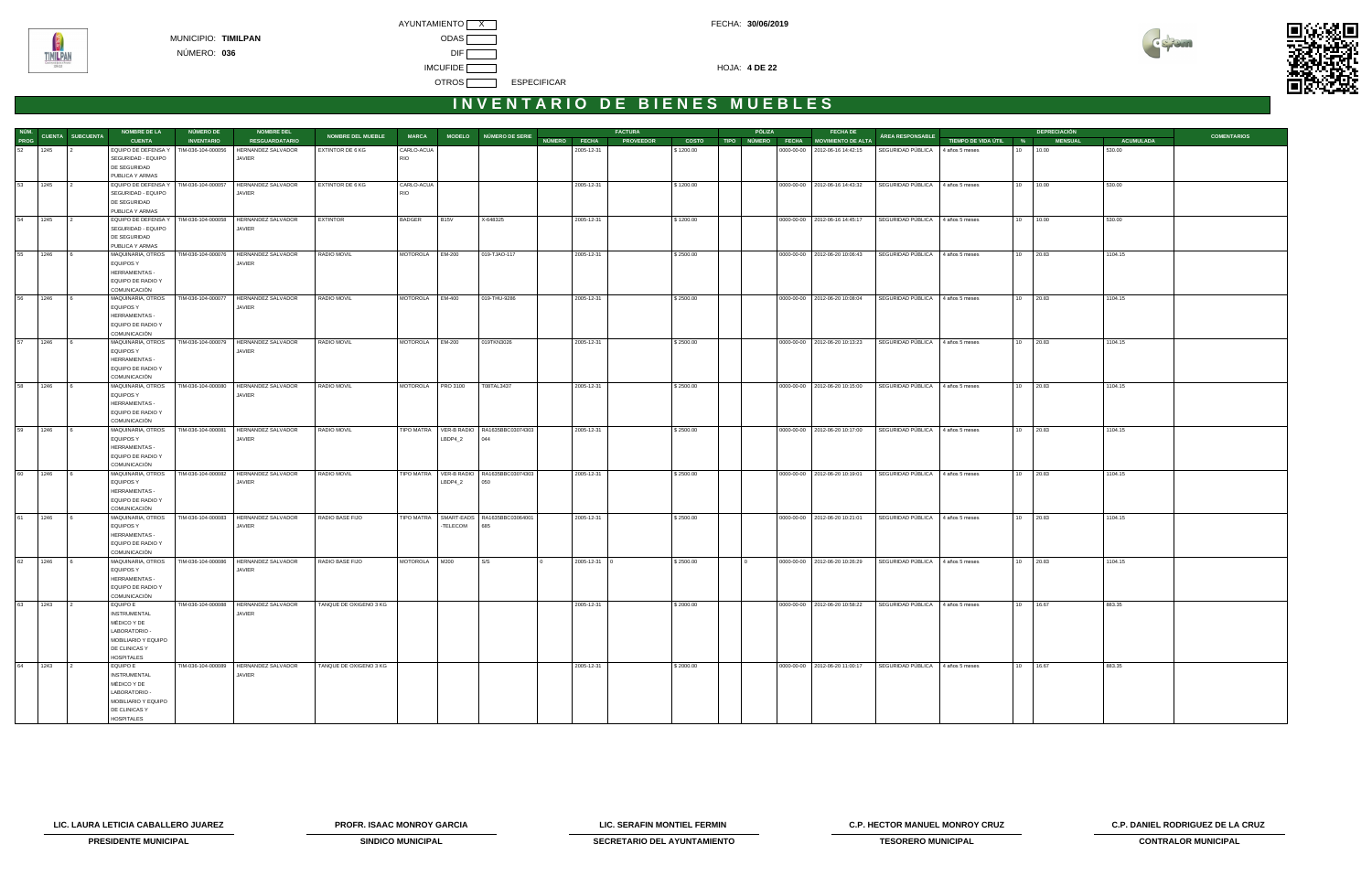MUNICIPIO: **TIMILPAN**

NÚMERO: **036**

AYUNTAMIENTO X

ODAS

DIF

IMCUFIDE

OTROS ESPECIFICAR

FECHA: **30/06/2019**

HOJA: **4 DE 22**

# INVENTARIO DE BIENES MUEBLES

| NÚM. PROG | CUENTA | SUBCUENTA | NOMBRE DE LA CUENTA | NÚMERO DE INVENTARIO | NOMBRE DEL RESGUARDATARIO | NOMBRE DEL MUEBLE | MARCA | MODELO | NÚMERO DE SERIE | FACTURA NÚMERO | FACTURA FECHA | FACTURA PROVEEDOR | FACTURA COSTO | PÓLIZA TIPO | PÓLIZA NÚMERO | PÓLIZA FECHA | FECHA DE MOVIMIENTO DE ALTA | ÁREA RESPONSABLE | TIEMPO DE VIDA ÚTIL | DEPRECIACIÓN % | DEPRECIACIÓN MENSUAL | DEPRECIACIÓN ACUMULADA | COMENTARIOS |
|---|---|---|---|---|---|---|---|---|---|---|---|---|---|---|---|---|---|---|---|---|---|---|---|
| 52 | 1245 | 2 | EQUIPO DE DEFENSA Y SEGURIDAD - EQUIPO DE SEGURIDAD PUBLICA Y ARMAS | TIM-036-104-000056 | HERNANDEZ SALVADOR JAVIER | EXTINTOR DE 6 KG | CARLO-ACUA RIO | | | | 2005-12-31 | | $ 1200.00 | | | 0000-00-00 | 2012-06-16 14:42:15 | SEGURIDAD PÚBLICA | 4 años 5 meses | 10 | 10.00 | 530.00 | |
| 53 | 1245 | 2 | EQUIPO DE DEFENSA Y SEGURIDAD - EQUIPO DE SEGURIDAD PUBLICA Y ARMAS | TIM-036-104-000057 | HERNANDEZ SALVADOR JAVIER | EXTINTOR DE 6 KG | CARLO-ACUA RIO | | | | 2005-12-31 | | $ 1200.00 | | | 0000-00-00 | 2012-06-16 14:43:32 | SEGURIDAD PÚBLICA | 4 años 5 meses | 10 | 10.00 | 530.00 | |
| 54 | 1245 | 2 | EQUIPO DE DEFENSA Y SEGURIDAD - EQUIPO DE SEGURIDAD PUBLICA Y ARMAS | TIM-036-104-000058 | HERNANDEZ SALVADOR JAVIER | EXTINTOR | BADGER | B15V | X-646325 | | 2005-12-31 | | $ 1200.00 | | | 0000-00-00 | 2012-06-16 14:45:17 | SEGURIDAD PÚBLICA | 4 años 5 meses | 10 | 10.00 | 530.00 | |
| 55 | 1246 | 6 | MAQUINARIA, OTROS EQUIPOS Y HERRAMIENTAS - EQUIPO DE RADIO Y COMUNICACIÓN | TIM-036-104-000076 | HERNANDEZ SALVADOR JAVIER | RADIO MOVIL | MOTOROLA | EM-200 | 019-TJAO-117 | | 2005-12-31 | | $ 2500.00 | | | 0000-00-00 | 2012-06-20 10:06:43 | SEGURIDAD PÚBLICA | 4 años 5 meses | 10 | 20.83 | 1104.15 | |
| 56 | 1246 | 6 | MAQUINARIA, OTROS EQUIPOS Y HERRAMIENTAS - EQUIPO DE RADIO Y COMUNICACIÓN | TIM-036-104-000077 | HERNANDEZ SALVADOR JAVIER | RADIO MOVIL | MOTOROLA | EM-400 | 019-THU-9286 | | 2005-12-31 | | $ 2500.00 | | | 0000-00-00 | 2012-06-20 10:08:04 | SEGURIDAD PÚBLICA | 4 años 5 meses | 10 | 20.83 | 1104.15 | |
| 57 | 1246 | 6 | MAQUINARIA, OTROS EQUIPOS Y HERRAMIENTAS - EQUIPO DE RADIO Y COMUNICACIÓN | TIM-036-104-000079 | HERNANDEZ SALVADOR JAVIER | RADIO MOVIL | MOTOROLA | EM-200 | 019TKN3026 | | 2005-12-31 | | $ 2500.00 | | | 0000-00-00 | 2012-06-20 10:13:23 | SEGURIDAD PÚBLICA | 4 años 5 meses | 10 | 20.83 | 1104.15 | |
| 58 | 1246 | 6 | MAQUINARIA, OTROS EQUIPOS Y HERRAMIENTAS - EQUIPO DE RADIO Y COMUNICACIÓN | TIM-036-104-000080 | HERNANDEZ SALVADOR JAVIER | RADIO MOVIL | MOTOROLA | PRO 3100 | T08TAL3437 | | 2005-12-31 | | $ 2500.00 | | | 0000-00-00 | 2012-06-20 10:15:00 | SEGURIDAD PÚBLICA | 4 años 5 meses | 10 | 20.83 | 1104.15 | |
| 59 | 1246 | 6 | MAQUINARIA, OTROS EQUIPOS Y HERRAMIENTAS - EQUIPO DE RADIO Y COMUNICACIÓN | TIM-036-104-000081 | HERNANDEZ SALVADOR JAVIER | RADIO MOVIL | TIPO MATRA | VER-B RADIO LBDP4_2 | RA1635BBC03074303 044 | | 2005-12-31 | | $ 2500.00 | | | 0000-00-00 | 2012-06-20 10:17:00 | SEGURIDAD PÚBLICA | 4 años 5 meses | 10 | 20.83 | 1104.15 | |
| 60 | 1246 | 6 | MAQUINARIA, OTROS EQUIPOS Y HERRAMIENTAS - EQUIPO DE RADIO Y COMUNICACIÓN | TIM-036-104-000082 | HERNANDEZ SALVADOR JAVIER | RADIO MOVIL | TIPO MATRA | VER-B RADIO LBDP4_2 | RA1635BBC03074303 050 | | 2005-12-31 | | $ 2500.00 | | | 0000-00-00 | 2012-06-20 10:19:01 | SEGURIDAD PÚBLICA | 4 años 5 meses | 10 | 20.83 | 1104.15 | |
| 61 | 1246 | 6 | MAQUINARIA, OTROS EQUIPOS Y HERRAMIENTAS - EQUIPO DE RADIO Y COMUNICACIÓN | TIM-036-104-000083 | HERNANDEZ SALVADOR JAVIER | RADIO BASE FIJO | TIPO MATRA | SMART-EADS -TELECOM | RA1635BBC03064001 685 | | 2005-12-31 | | $ 2500.00 | | | 0000-00-00 | 2012-06-20 10:21:01 | SEGURIDAD PÚBLICA | 4 años 5 meses | 10 | 20.83 | 1104.15 | |
| 62 | 1246 | 6 | MAQUINARIA, OTROS EQUIPOS Y HERRAMIENTAS - EQUIPO DE RADIO Y COMUNICACIÓN | TIM-036-104-000086 | HERNANDEZ SALVADOR JAVIER | RADIO BASE FIJO | MOTOROLA | M200 | S/S | 0 | 2005-12-31 | 0 | $ 2500.00 | | 0 | 0000-00-00 | 2012-06-20 10:26:29 | SEGURIDAD PÚBLICA | 4 años 5 meses | 10 | 20.83 | 1104.15 | |
| 63 | 1243 | 2 | EQUIPO E INSTRUMENTAL MÉDICO Y DE LABORATORIO - MOBILIARIO Y EQUIPO DE CLINICAS Y HOSPITALES | TIM-036-104-000088 | HERNANDEZ SALVADOR JAVIER | TANQUE DE OXIGENO 3 KG | | | | | 2005-12-31 | | $ 2000.00 | | | 0000-00-00 | 2012-06-20 10:58:22 | SEGURIDAD PÚBLICA | 4 años 5 meses | 10 | 16.67 | 883.35 | |
| 64 | 1243 | 2 | EQUIPO E INSTRUMENTAL MÉDICO Y DE LABORATORIO - MOBILIARIO Y EQUIPO DE CLINICAS Y HOSPITALES | TIM-036-104-000089 | HERNANDEZ SALVADOR JAVIER | TANQUE DE OXIGENO 3 KG | | | | | 2005-12-31 | | $ 2000.00 | | | 0000-00-00 | 2012-06-20 11:00:17 | SEGURIDAD PÚBLICA | 4 años 5 meses | 10 | 16.67 | 883.35 | |

| LIC. LAURA LETICIA CABALLERO JUAREZ | PROFR. ISAAC MONROY GARCIA | LIC. SERAFIN MONTIEL FERMIN | C.P. HECTOR MANUEL MONROY CRUZ | C.P. DANIEL RODRIGUEZ DE LA CRUZ |
|---|---|---|---|---|
| PRESIDENTE MUNICIPAL | SINDICO MUNICIPAL | SECRETARIO DEL AYUNTAMIENTO | TESORERO MUNICIPAL | CONTRALOR MUNICIPAL |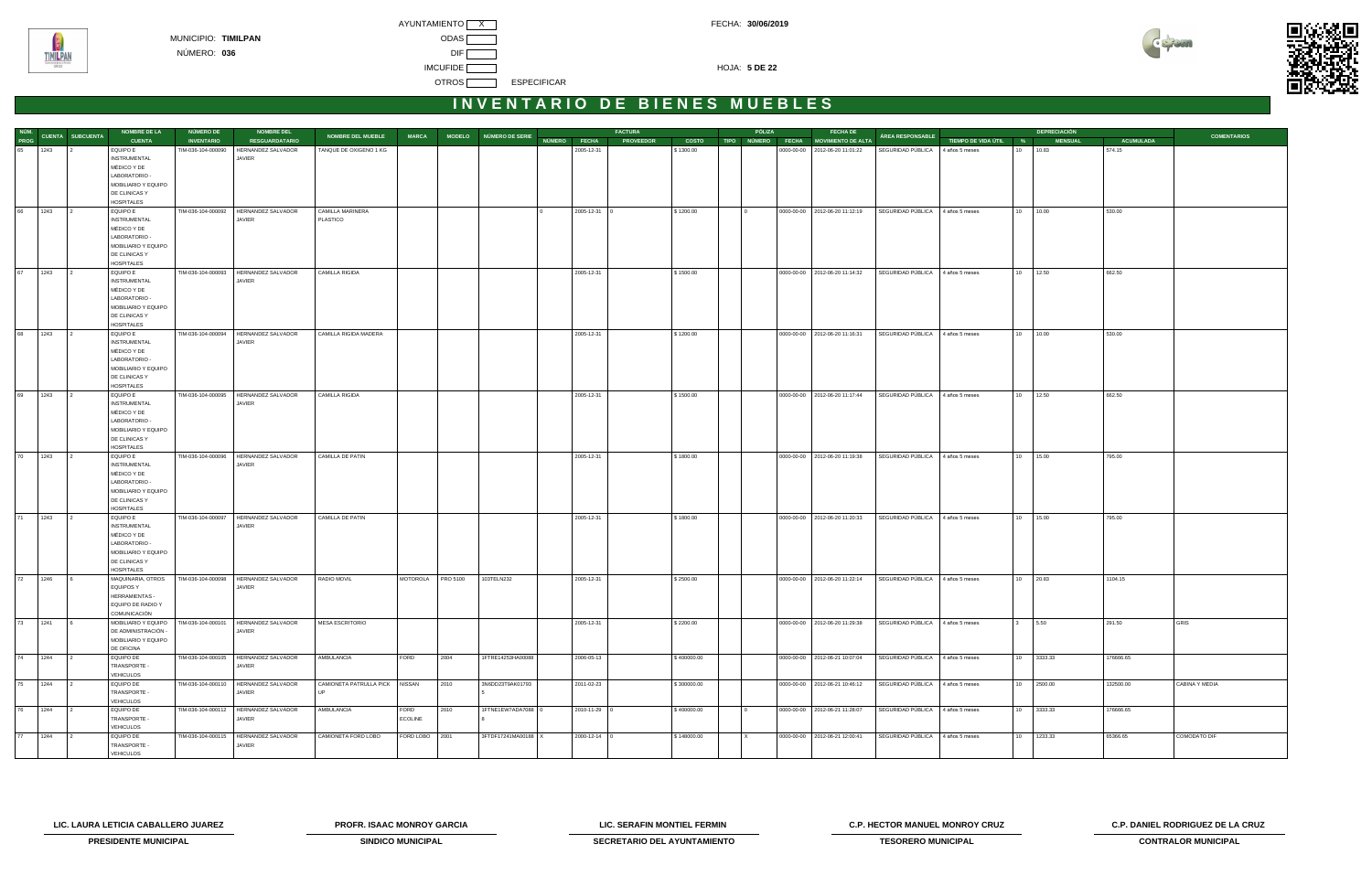AYUNTAMIENTO X

MUNICIPIO: **TIMILPAN**

NÚMERO: **036**

ODAS

DIF

IMCUFIDE

OTROS ESPECIFICAR

FECHA: **30/06/2019**

HOJA: **5 DE 22**

# INVENTARIO DE BIENES MUEBLES

| NÚM. PROG | CUENTA | SUBCUENTA | NOMBRE DE LA CUENTA | NÚMERO DE INVENTARIO | NOMBRE DEL RESGUARDATARIO | NOMBRE DEL MUEBLE | MARCA | MODELO | NÚMERO DE SERIE | FACTURA NÚMERO | FACTURA FECHA | FACTURA PROVEEDOR | FACTURA COSTO | PÓLIZA TIPO | PÓLIZA NÚMERO | PÓLIZA FECHA | FECHA DE MOVIMIENTO DE ALTA | ÁREA RESPONSABLE | TIEMPO DE VIDA ÚTIL | DEPRECIACIÓN % | DEPRECIACIÓN MENSUAL | DEPRECIACIÓN ACUMULADA | COMENTARIOS |
|---|---|---|---|---|---|---|---|---|---|---|---|---|---|---|---|---|---|---|---|---|---|---|---|
| 65 | 1243 | 2 | EQUIPO E INSTRUMENTAL MÉDICO Y DE LABORATORIO - MOBILIARIO Y EQUIPO DE CLINICAS Y HOSPITALES | TIM-036-104-000090 | HERNANDEZ SALVADOR JAVIER | TANQUE DE OXIGENO 1 KG | | | | | 2005-12-31 | | $ 1300.00 | | | 0000-00-00 | 2012-06-20 11:01:22 | SEGURIDAD PÚBLICA | 4 años 5 meses | 10 | 10.83 | 574.15 | |
| 66 | 1243 | 2 | EQUIPO E INSTRUMENTAL MÉDICO Y DE LABORATORIO - MOBILIARIO Y EQUIPO DE CLINICAS Y HOSPITALES | TIM-036-104-000092 | HERNANDEZ SALVADOR JAVIER | CAMILLA MARINERA PLASTICO | | | | 0 | 2005-12-31 | 0 | $ 1200.00 | | 0 | 0000-00-00 | 2012-06-20 11:12:19 | SEGURIDAD PÚBLICA | 4 años 5 meses | 10 | 10.00 | 530.00 | |
| 67 | 1243 | 2 | EQUIPO E INSTRUMENTAL MÉDICO Y DE LABORATORIO - MOBILIARIO Y EQUIPO DE CLINICAS Y HOSPITALES | TIM-036-104-000093 | HERNANDEZ SALVADOR JAVIER | CAMILLA RIGIDA | | | | | 2005-12-31 | | $ 1500.00 | | | 0000-00-00 | 2012-06-20 11:14:32 | SEGURIDAD PÚBLICA | 4 años 5 meses | 10 | 12.50 | 662.50 | |
| 68 | 1243 | 2 | EQUIPO E INSTRUMENTAL MÉDICO Y DE LABORATORIO - MOBILIARIO Y EQUIPO DE CLINICAS Y HOSPITALES | TIM-036-104-000094 | HERNANDEZ SALVADOR JAVIER | CAMILLA RIGIDA MADERA | | | | | 2005-12-31 | | $ 1200.00 | | | 0000-00-00 | 2012-06-20 11:16:31 | SEGURIDAD PÚBLICA | 4 años 5 meses | 10 | 10.00 | 530.00 | |
| 69 | 1243 | 2 | EQUIPO E INSTRUMENTAL MÉDICO Y DE LABORATORIO - MOBILIARIO Y EQUIPO DE CLINICAS Y HOSPITALES | TIM-036-104-000095 | HERNANDEZ SALVADOR JAVIER | CAMILLA RIGIDA | | | | | 2005-12-31 | | $ 1500.00 | | | 0000-00-00 | 2012-06-20 11:17:44 | SEGURIDAD PÚBLICA | 4 años 5 meses | 10 | 12.50 | 662.50 | |
| 70 | 1243 | 2 | EQUIPO E INSTRUMENTAL MÉDICO Y DE LABORATORIO - MOBILIARIO Y EQUIPO DE CLINICAS Y HOSPITALES | TIM-036-104-000096 | HERNANDEZ SALVADOR JAVIER | CAMILLA DE PATIN | | | | | 2005-12-31 | | $ 1800.00 | | | 0000-00-00 | 2012-06-20 11:19:38 | SEGURIDAD PÚBLICA | 4 años 5 meses | 10 | 15.00 | 795.00 | |
| 71 | 1243 | 2 | EQUIPO E INSTRUMENTAL MÉDICO Y DE LABORATORIO - MOBILIARIO Y EQUIPO DE CLINICAS Y HOSPITALES | TIM-036-104-000097 | HERNANDEZ SALVADOR JAVIER | CAMILLA DE PATIN | | | | | 2005-12-31 | | $ 1800.00 | | | 0000-00-00 | 2012-06-20 11:20:33 | SEGURIDAD PÚBLICA | 4 años 5 meses | 10 | 15.00 | 795.00 | |
| 72 | 1246 | 6 | MAQUINARIA, OTROS EQUIPOS Y HERRAMIENTAS - EQUIPO DE RADIO Y COMUNICACIÓN | TIM-036-104-000098 | HERNANDEZ SALVADOR JAVIER | RADIO MOVIL | MOTOROLA | PRO 5100 | 103TELN232 | | 2005-12-31 | | $ 2500.00 | | | 0000-00-00 | 2012-06-20 11:22:14 | SEGURIDAD PÚBLICA | 4 años 5 meses | 10 | 20.83 | 1104.15 | |
| 73 | 1241 | 6 | MOBILIARIO Y EQUIPO DE ADMINISTRACIÓN - MOBILIARIO Y EQUIPO DE OFICINA | TIM-036-104-000101 | HERNANDEZ SALVADOR JAVIER | MESA ESCRITORIO | | | | | 2005-12-31 | | $ 2200.00 | | | 0000-00-00 | 2012-06-20 11:29:38 | SEGURIDAD PÚBLICA | 4 años 5 meses | 3 | 5.50 | 291.50 | GRIS |
| 74 | 1244 | 2 | EQUIPO DE TRANSPORTE - VEHICULOS | TIM-036-104-000105 | HERNANDEZ SALVADOR JAVIER | AMBULANCIA | FORD | 2004 | 1FTRE14253HA00088 | | 2006-05-13 | | $ 400000.00 | | | 0000-00-00 | 2012-06-21 10:07:04 | SEGURIDAD PÚBLICA | 4 años 5 meses | 10 | 3333.33 | 176666.65 | |
| 75 | 1244 | 2 | EQUIPO DE TRANSPORTE - VEHICULOS | TIM-036-104-000110 | HERNANDEZ SALVADOR JAVIER | CAMIONETA PATRULLA PICK UP | NISSAN | 2010 | 3N6DD23T9AK017935 | | 2011-02-23 | | $ 300000.00 | | | 0000-00-00 | 2012-06-21 10:46:12 | SEGURIDAD PÚBLICA | 4 años 5 meses | 10 | 2500.00 | 132500.00 | CABINA Y MEDIA |
| 76 | 1244 | 2 | EQUIPO DE TRANSPORTE - VEHICULOS | TIM-036-104-000112 | HERNANDEZ SALVADOR JAVIER | AMBULANCIA | FORD ECOLINE | 2010 | 1FTNE1EW7ADA70888 | 0 | 2010-11-29 | 0 | $ 400000.00 | | 0 | 0000-00-00 | 2012-06-21 11:28:07 | SEGURIDAD PÚBLICA | 4 años 5 meses | 10 | 3333.33 | 176666.65 | |
| 77 | 1244 | 2 | EQUIPO DE TRANSPORTE - VEHICULOS | TIM-036-104-000115 | HERNANDEZ SALVADOR JAVIER | CAMIONETA FORD LOBO | FORD LOBO | 2001 | 3FTDF17241MA00188 | X | 2000-12-14 | 0 | $ 148000.00 | | X | 0000-00-00 | 2012-06-21 12:00:41 | SEGURIDAD PÚBLICA | 4 años 5 meses | 10 | 1233.33 | 65366.65 | COMODATO DIF |

| LIC. LAURA LETICIA CABALLERO JUAREZ | PROFR. ISAAC MONROY GARCIA | LIC. SERAFIN MONTIEL FERMIN | C.P. HECTOR MANUEL MONROY CRUZ | C.P. DANIEL RODRIGUEZ DE LA CRUZ |
|---|---|---|---|---|
| PRESIDENTE MUNICIPAL | SINDICO MUNICIPAL | SECRETARIO DEL AYUNTAMIENTO | TESORERO MUNICIPAL | CONTRALOR MUNICIPAL |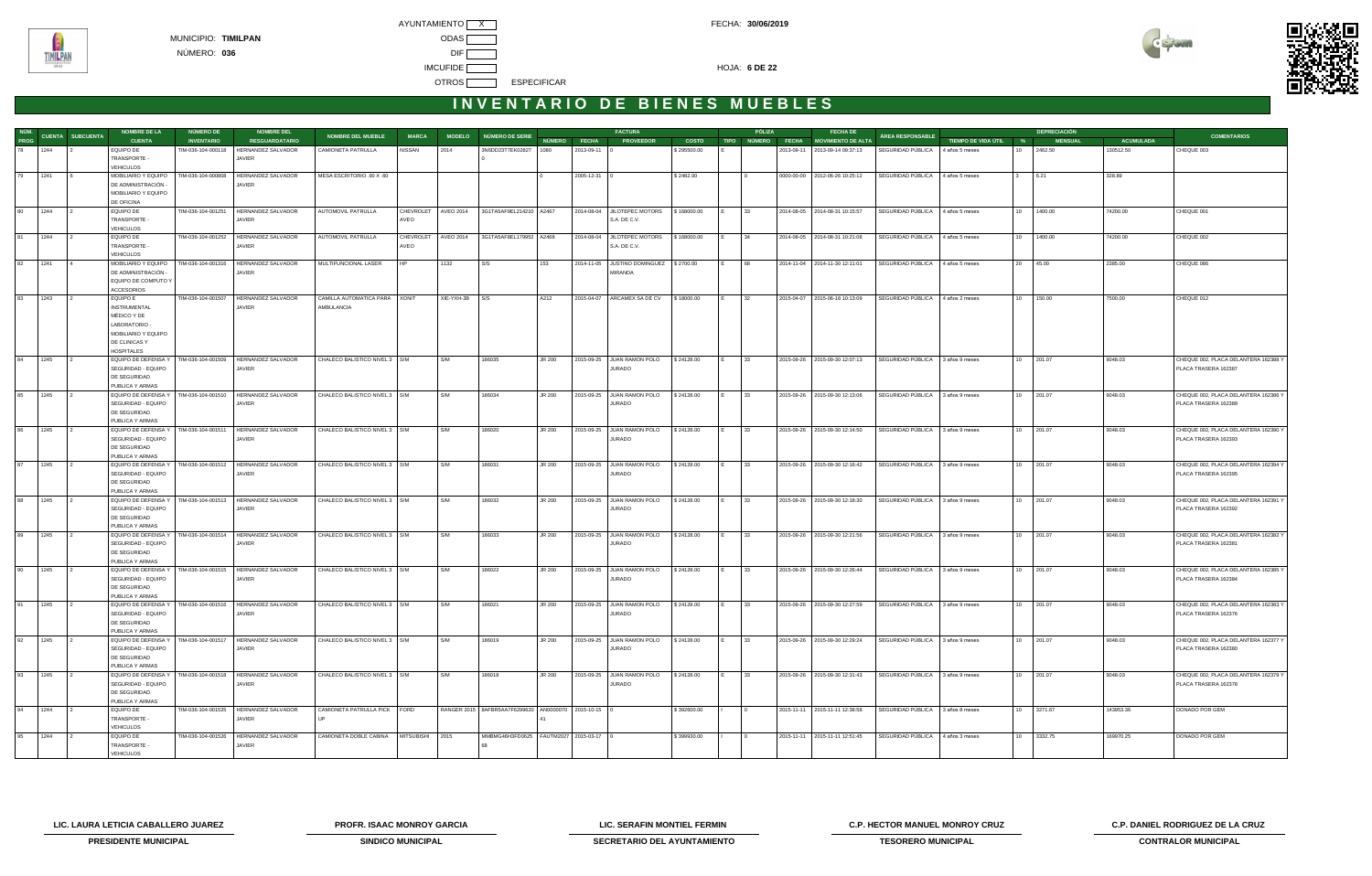AYUNTAMIENTO X
MUNICIPIO: **TIMILPAN**
NÚMERO: **036**
ODAS
DIF
IMCUFIDE
OTROS ESPECIFICAR

FECHA: **30/06/2019**

HOJA: **6 DE 22**

# INVENTARIO DE BIENES MUEBLES

| NÚM. PROG | CUENTA | SUBCUENTA | NOMBRE DE LA CUENTA | NÚMERO DE INVENTARIO | NOMBRE DEL RESGUARDATARIO | NOMBRE DEL MUEBLE | MARCA | MODELO | NÚMERO DE SERIE | FACTURA NÚMERO | FACTURA FECHA | FACTURA PROVEEDOR | FACTURA COSTO | PÓLIZA TIPO | PÓLIZA NÚMERO | PÓLIZA FECHA | FECHA DE MOVIMIENTO DE ALTA | ÁREA RESPONSABLE | TIEMPO DE VIDA ÚTIL | DEPRECIACIÓN % | DEPRECIACIÓN MENSUAL | DEPRECIACIÓN ACUMULADA | COMENTARIOS |
|---|---|---|---|---|---|---|---|---|---|---|---|---|---|---|---|---|---|---|---|---|---|---|---|
| 78 | 1244 | 2 | EQUIPO DE TRANSPORTE - VEHICULOS | TIM-036-104-000118 | HERNANDEZ SALVADOR JAVIER | CAMIONETA PATRULLA | NISSAN | 2014 | 3N6DD23T7EK02827 0 | 1060 | 2013-09-11 | 0 | $ 295500.00 | E | | 2013-09-11 | 2013-09-14 09:37:13 | SEGURIDAD PÚBLICA | 4 años 5 meses | 10 | 2462.50 | 130512.50 | CHEQUE 003 |
| 79 | 1241 | 6 | MOBILIARIO Y EQUIPO DE ADMINISTRACIÓN - MOBILIARIO Y EQUIPO DE OFICINA | TIM-036-104-000808 | HERNANDEZ SALVADOR JAVIER | MESA ESCRITORIO .60 X .60 | | | | 0 | 2005-12-31 | 0 | $ 2482.00 | | 0 | 0000-00-00 | 2012-06-26 10:25:12 | SEGURIDAD PÚBLICA | 4 años 5 meses | 3 | 6.21 | 328.89 | |
| 80 | 1244 | 2 | EQUIPO DE TRANSPORTE - VEHICULOS | TIM-036-104-001251 | HERNANDEZ SALVADOR JAVIER | AUTOMOVIL PATRULLA | CHEVROLET AVEO | AVEO 2014 | 3G1TA5AF9EL214210 | A2467 | 2014-08-04 | JILOTEPEC MOTORS S.A. DE C.V. | $ 168000.00 | E | 33 | 2014-08-05 | 2014-08-31 10:15:57 | SEGURIDAD PÚBLICA | 4 años 5 meses | 10 | 1400.00 | 74200.00 | CHEQUE 001 |
| 81 | 1244 | 2 | EQUIPO DE TRANSPORTE - VEHICULOS | TIM-036-104-001252 | HERNANDEZ SALVADOR JAVIER | AUTOMOVIL PATRULLA | CHEVROLET AVEO | AVEO 2014 | 3G1TA5AF8EL179952 | A2468 | 2014-08-04 | JILOTEPEC MOTORS S.A. DE C.V. | $ 168000.00 | E | 34 | 2014-08-05 | 2014-08-31 10:21:08 | SEGURIDAD PÚBLICA | 4 años 5 meses | 10 | 1400.00 | 74200.00 | CHEQUE 002 |
| 82 | 1241 | 4 | MOBILIARIO Y EQUIPO DE ADMINISTRACIÓN - EQUIPO DE COMPUTO Y ACCESORIOS | TIM-036-104-001316 | HERNANDEZ SALVADOR JAVIER | MULTIFUNCIONAL LASER | HP | 1132 | S/S | 153 | 2014-11-05 | JUSTINO DOMINGUEZ MIRANDA | $ 2700.00 | E | 68 | 2014-11-04 | 2014-11-30 12:11:01 | SEGURIDAD PÚBLICA | 4 años 5 meses | 20 | 45.00 | 2385.00 | CHEQUE 086 |
| 83 | 1243 | 2 | EQUIPO E INSTRUMENTAL MÉDICO Y DE LABORATORIO - MOBILIARIO Y EQUIPO DE CLINICAS Y HOSPITALES | TIM-036-104-001507 | HERNANDEZ SALVADOR JAVIER | CAMILLA AUTOMATICA PARA AMBULANCIA | XONIT | XIE-YXH-3B | S/S | A212 | 2015-04-07 | ARCAMEX SA DE CV | $ 18000.00 | E | 32 | 2015-04-07 | 2015-06-18 10:13:09 | SEGURIDAD PÚBLICA | 4 años 2 meses | 10 | 150.00 | 7500.00 | CHEQUE 012 |
| 84 | 1245 | 2 | EQUIPO DE DEFENSA Y SEGURIDAD - EQUIPO DE SEGURIDAD PUBLICA Y ARMAS | TIM-036-104-001509 | HERNANDEZ SALVADOR JAVIER | CHALECO BALISTICO NIVEL 3 | S/M | S/M | 186035 | JR 200 | 2015-09-25 | JUAN RAMON POLO JURADO | $ 24128.00 | E | 33 | 2015-09-26 | 2015-09-30 12:07:13 | SEGURIDAD PÚBLICA | 3 años 9 meses | 10 | 201.07 | 9048.03 | CHEQUE 002, PLACA DELANTERA 162388 Y PLACA TRASERA 162387 |
| 85 | 1245 | 2 | EQUIPO DE DEFENSA Y SEGURIDAD - EQUIPO DE SEGURIDAD PUBLICA Y ARMAS | TIM-036-104-001510 | HERNANDEZ SALVADOR JAVIER | CHALECO BALISTICO NIVEL 3 | S/M | S/M | 186034 | JR 200 | 2015-09-25 | JUAN RAMON POLO JURADO | $ 24128.00 | E | 33 | 2015-09-26 | 2015-09-30 12:13:06 | SEGURIDAD PÚBLICA | 3 años 9 meses | 10 | 201.07 | 9048.03 | CHEQUE 002, PLACA DELANTERA 162386 Y PLACA TRASERA 162389 |
| 86 | 1245 | 2 | EQUIPO DE DEFENSA Y SEGURIDAD - EQUIPO DE SEGURIDAD PUBLICA Y ARMAS | TIM-036-104-001511 | HERNANDEZ SALVADOR JAVIER | CHALECO BALISTICO NIVEL 3 | S/M | S/M | 186020 | JR 200 | 2015-09-25 | JUAN RAMON POLO JURADO | $ 24128.00 | E | 33 | 2015-09-26 | 2015-09-30 12:14:50 | SEGURIDAD PÚBLICA | 3 años 9 meses | 10 | 201.07 | 9048.03 | CHEQUE 002, PLACA DELANTERA 162390 Y PLACA TRASERA 162393 |
| 87 | 1245 | 2 | EQUIPO DE DEFENSA Y SEGURIDAD - EQUIPO DE SEGURIDAD PUBLICA Y ARMAS | TIM-036-104-001512 | HERNANDEZ SALVADOR JAVIER | CHALECO BALISTICO NIVEL 3 | S/M | S/M | 186031 | JR 200 | 2015-09-25 | JUAN RAMON POLO JURADO | $ 24128.00 | E | 33 | 2015-09-26 | 2015-09-30 12:16:42 | SEGURIDAD PÚBLICA | 3 años 9 meses | 10 | 201.07 | 9048.03 | CHEQUE 002, PLACA DELANTERA 162394 Y PLACA TRASERA 162395 |
| 88 | 1245 | 2 | EQUIPO DE DEFENSA Y SEGURIDAD - EQUIPO DE SEGURIDAD PUBLICA Y ARMAS | TIM-036-104-001513 | HERNANDEZ SALVADOR JAVIER | CHALECO BALISTICO NIVEL 3 | S/M | S/M | 186032 | JR 200 | 2015-09-25 | JUAN RAMON POLO JURADO | $ 24128.00 | E | 33 | 2015-09-26 | 2015-09-30 12:18:30 | SEGURIDAD PÚBLICA | 3 años 9 meses | 10 | 201.07 | 9048.03 | CHEQUE 002, PLACA DELANTERA 162391 Y PLACA TRASERA 162392 |
| 89 | 1245 | 2 | EQUIPO DE DEFENSA Y SEGURIDAD - EQUIPO DE SEGURIDAD PUBLICA Y ARMAS | TIM-036-104-001514 | HERNANDEZ SALVADOR JAVIER | CHALECO BALISTICO NIVEL 3 | S/M | S/M | 186033 | JR 200 | 2015-09-25 | JUAN RAMON POLO JURADO | $ 24128.00 | E | 33 | 2015-09-26 | 2015-09-30 12:21:56 | SEGURIDAD PÚBLICA | 3 años 9 meses | 10 | 201.07 | 9048.03 | CHEQUE 002, PLACA DELANTERA 162382 Y PLACA TRASERA 162381 |
| 90 | 1245 | 2 | EQUIPO DE DEFENSA Y SEGURIDAD - EQUIPO DE SEGURIDAD PUBLICA Y ARMAS | TIM-036-104-001515 | HERNANDEZ SALVADOR JAVIER | CHALECO BALISTICO NIVEL 3 | S/M | S/M | 186022 | JR 200 | 2015-09-25 | JUAN RAMON POLO JURADO | $ 24128.00 | E | 33 | 2015-09-26 | 2015-09-30 12:26:44 | SEGURIDAD PÚBLICA | 3 años 9 meses | 10 | 201.07 | 9048.03 | CHEQUE 002, PLACA DELANTERA 162385 Y PLACA TRASERA 162384 |
| 91 | 1245 | 2 | EQUIPO DE DEFENSA Y SEGURIDAD - EQUIPO DE SEGURIDAD PUBLICA Y ARMAS | TIM-036-104-001516 | HERNANDEZ SALVADOR JAVIER | CHALECO BALISTICO NIVEL 3 | S/M | S/M | 186021 | JR 200 | 2015-09-25 | JUAN RAMON POLO JURADO | $ 24128.00 | E | 33 | 2015-09-26 | 2015-09-30 12:27:59 | SEGURIDAD PÚBLICA | 3 años 9 meses | 10 | 201.07 | 9048.03 | CHEQUE 002, PLACA DELANTERA 162383 Y PLACA TRASERA 162376 |
| 92 | 1245 | 2 | EQUIPO DE DEFENSA Y SEGURIDAD - EQUIPO DE SEGURIDAD PUBLICA Y ARMAS | TIM-036-104-001517 | HERNANDEZ SALVADOR JAVIER | CHALECO BALISTICO NIVEL 3 | S/M | S/M | 186019 | JR 200 | 2015-09-25 | JUAN RAMON POLO JURADO | $ 24128.00 | E | 33 | 2015-09-26 | 2015-09-30 12:29:24 | SEGURIDAD PÚBLICA | 3 años 9 meses | 10 | 201.07 | 9048.03 | CHEQUE 002, PLACA DELANTERA 162377 Y PLACA TRASERA 162380 |
| 93 | 1245 | 2 | EQUIPO DE DEFENSA Y SEGURIDAD - EQUIPO DE SEGURIDAD PUBLICA Y ARMAS | TIM-036-104-001518 | HERNANDEZ SALVADOR JAVIER | CHALECO BALISTICO NIVEL 3 | S/M | S/M | 186018 | JR 200 | 2015-09-25 | JUAN RAMON POLO JURADO | $ 24128.00 | E | 33 | 2015-09-26 | 2015-09-30 12:31:43 | SEGURIDAD PÚBLICA | 3 años 9 meses | 10 | 201.07 | 9048.03 | CHEQUE 002, PLACA DELANTERA 162379 Y PLACA TRASERA 162378 |
| 94 | 1244 | 2 | EQUIPO DE TRANSPORTE - VEHICULOS | TIM-036-104-001525 | HERNANDEZ SALVADOR JAVIER | CAMIONETA PATRULLA PICK UP | FORD | RANGER 2015 | 8AFBR5AA7F6299620 | AN0000070 41 | 2015-10-15 | 0 | $ 392600.00 | I | 0 | 2015-11-11 | 2015-11-11 12:38:58 | SEGURIDAD PÚBLICA | 3 años 8 meses | 10 | 3271.67 | 143953.36 | DONADO POR GEM |
| 95 | 1244 | 2 | EQUIPO DE TRANSPORTE - VEHICULOS | TIM-036-104-001526 | HERNANDEZ SALVADOR JAVIER | CAMIONETA DOBLE CABINA | MITSUBISHI | 2015 | MMBMG46H3FD0625 68 | FAUTM2027 | 2015-03-17 | 0 | $ 399930.00 | I | 0 | 2015-11-11 | 2015-11-11 12:51:45 | SEGURIDAD PÚBLICA | 4 años 3 meses | 10 | 3332.75 | 169970.25 | DONADO POR GEM |

**LIC. LAURA LETICIA CABALLERO JUAREZ**
**PRESIDENTE MUNICIPAL**

**PROFR. ISAAC MONROY GARCIA**
**SINDICO MUNICIPAL**

**LIC. SERAFIN MONTIEL FERMIN**
**SECRETARIO DEL AYUNTAMIENTO**

**C.P. HECTOR MANUEL MONROY CRUZ**
**TESORERO MUNICIPAL**

**C.P. DANIEL RODRIGUEZ DE LA CRUZ**
**CONTRALOR MUNICIPAL**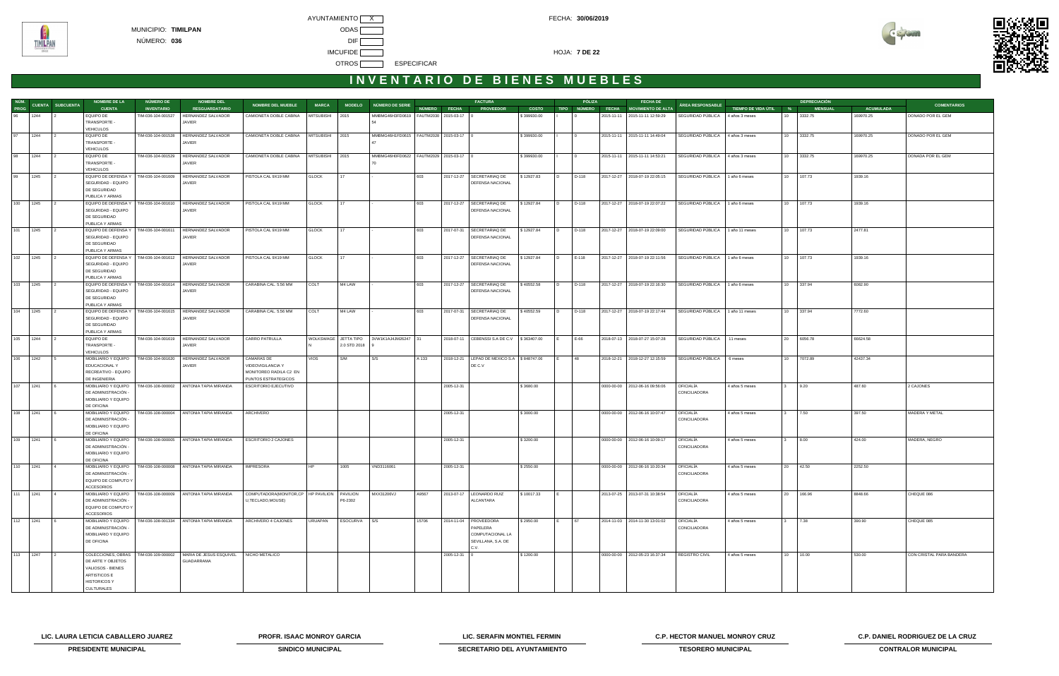MUNICIPIO: **TIMILPAN**

NÚMERO: **036**

AYUNTAMIENTO X

ODAS

DIF

IMCUFIDE

OTROS ESPECIFICAR

FECHA: **30/06/2019**

HOJA: **7 DE 22**

# INVENTARIO DE BIENES MUEBLES

| NÚM. PROG | CUENTA | SUBCUENTA | NOMBRE DE LA CUENTA | NÚMERO DE INVENTARIO | NOMBRE DEL RESGUARDATARIO | NOMBRE DEL MUEBLE | MARCA | MODELO | NÚMERO DE SERIE | FACTURA | | | | PÓLIZA | | | FECHA DE MOVIMIENTO DE ALTA | ÁREA RESPONSABLE | TIEMPO DE VIDA ÚTIL | DEPRECIACIÓN | | | COMENTARIOS |
|---|---|---|---|---|---|---|---|---|---|---|---|---|---|---|---|---|---|---|---|---|---|---|---|
| | | | | | | | | | | NÚMERO | FECHA | PROVEEDOR | COSTO | TIPO | NÚMERO | FECHA | | | | % | MENSUAL | ACUMULADA | |
| 96 | 1244 | 2 | EQUIPO DE TRANSPORTE - VEHICULOS | TIM-036-104-001527 | HERNANDEZ SALVADOR JAVIER | CAMIONETA DOBLE CABINA | MITSUBISHI | 2015 | MMBMG46H3FD0619 54 | FAUTM2030 | 2015-03-17 | 0 | $ 399930.00 | I | 0 | 2015-11-11 | 2015-11-11 12:59:29 | SEGURIDAD PÚBLICA | 4 años 3 meses | 10 | 3332.75 | 169970.25 | DONADO POR EL GEM |
| 97 | 1244 | 2 | EQUIPO DE TRANSPORTE - VEHICULOS | TIM-036-104-001528 | HERNANDEZ SALVADOR JAVIER | CAMIONETA DOBLE CABINA | MITSUBISHI | 2015 | MMBMG46H1FD0615 47 | FAUTM2028 | 2015-03-17 | 0 | $ 399930.00 | I | 0 | 2015-11-11 | 2015-11-11 14:49:04 | SEGURIDAD PÚBLICA | 4 años 3 meses | 10 | 3332.75 | 169970.25 | DONADO POR EL GEM |
| 98 | 1244 | 2 | EQUIPO DE TRANSPORTE - VEHICULOS | TIM-036-104-001529 | HERNANDEZ SALVADOR JAVIER | CAMIONETA DOBLE CABINA | MITSUBISHI | 2015 | MMBMG46H0FD0622 70 | FAUTM2029 | 2015-03-17 | 0 | $ 399930.00 | I | 0 | 2015-11-11 | 2015-11-11 14:53:21 | SEGURIDAD PÚBLICA | 4 años 3 meses | 10 | 3332.75 | 169970.25 | DONADA POR EL GEM |
| 99 | 1245 | 2 | EQUIPO DE DEFENSA Y SEGURIDAD - EQUIPO DE SEGURIDAD PUBLICA Y ARMAS | TIM-036-104-001609 | HERNANDEZ SALVADOR JAVIER | PISTOLA CAL 9X19 MM | GLOCK | 17 | - | 603 | 2017-12-27 | SECRETARIA DE DEFENSA NACIONAL | $ 12927.83 | D | D-118 | 2017-12-27 | 2018-07-19 22:05:15 | SEGURIDAD PÚBLICA | 1 año 6 meses | 10 | 107.73 | 1939.16 | |
| 100 | 1245 | 2 | EQUIPO DE DEFENSA Y SEGURIDAD - EQUIPO DE SEGURIDAD PUBLICA Y ARMAS | TIM-036-104-001610 | HERNANDEZ SALVADOR JAVIER | PISTOLA CAL 9X19 MM | GLOCK | 17 | - | 603 | 2017-12-27 | SECRETARIA DE DEFENSA NACIONAL | $ 12927.84 | D | D-118 | 2017-12-27 | 2018-07-19 22:07:22 | SEGURIDAD PÚBLICA | 1 año 6 meses | 10 | 107.73 | 1939.16 | |
| 101 | 1245 | 2 | EQUIPO DE DEFENSA Y SEGURIDAD - EQUIPO DE SEGURIDAD PUBLICA Y ARMAS | TIM-036-104-001611 | HERNANDEZ SALVADOR JAVIER | PISTOLA CAL 9X19 MM | GLOCK | 17 | - | 603 | 2017-07-31 | SECRETARIA DE DEFENSA NACIONAL | $ 12927.84 | D | D-118 | 2017-12-27 | 2018-07-19 22:09:00 | SEGURIDAD PÚBLICA | 1 año 11 meses | 10 | 107.73 | 2477.81 | |
| 102 | 1245 | 2 | EQUIPO DE DEFENSA Y SEGURIDAD - EQUIPO DE SEGURIDAD PUBLICA Y ARMAS | TIM-036-104-001612 | HERNANDEZ SALVADOR JAVIER | PISTOLA CAL 9X19 MM | GLOCK | 17 | - | 603 | 2017-12-27 | SECRETARIA DE DEFENSA NACIONAL | $ 12927.84 | D | E-118 | 2017-12-27 | 2018-07-19 22:11:56 | SEGURIDAD PÚBLICA | 1 año 6 meses | 10 | 107.73 | 1939.16 | |
| 103 | 1245 | 2 | EQUIPO DE DEFENSA Y SEGURIDAD - EQUIPO DE SEGURIDAD PUBLICA Y ARMAS | TIM-036-104-001614 | HERNANDEZ SALVADOR JAVIER | CARABINA CAL. 5.56 MM | COLT | M4 LAW | - | 603 | 2017-12-27 | SECRETARIA DE DEFENSA NACIONAL | $ 40552.59 | D | D-118 | 2017-12-27 | 2018-07-19 22:16:30 | SEGURIDAD PÚBLICA | 1 año 6 meses | 10 | 337.94 | 6082.90 | |
| 104 | 1245 | 2 | EQUIPO DE DEFENSA Y SEGURIDAD - EQUIPO DE SEGURIDAD PUBLICA Y ARMAS | TIM-036-104-001615 | HERNANDEZ SALVADOR JAVIER | CARABINA CAL. 5.56 MM | COLT | M4 LAW | - | 603 | 2017-07-31 | SECRETARIA DE DEFENSA NACIONAL | $ 40552.59 | D | D-118 | 2017-12-27 | 2018-07-19 22:17:44 | SEGURIDAD PÚBLICA | 1 año 11 meses | 10 | 337.94 | 7772.60 | |
| 105 | 1244 | 2 | EQUIPO DE TRANSPORTE - VEHICULOS | TIM-036-104-001619 | HERNANDEZ SALVADOR JAVIER | CARRO PATRULLA | WOLKSWAGE N | JETTA TIPO 2.0 STD 2018 | 3VW1K1AJ4JM26247 9 | 31 | 2018-07-11 | CEBENSSI S.A DE C.V | $ 363407.00 | E | E-66 | 2018-07-13 | 2018-07-27 15:07:28 | SEGURIDAD PÚBLICA | 11 meses | 20 | 6056.78 | 66624.58 | |
| 106 | 1242 | 5 | MOBILIARIO Y EQUIPO EDUCACIONAL Y RECREATIVO - EQUIPO DE INGENIERIA | TIM-036-104-001620 | HERNANDEZ SALVADOR JAVIER | CAMARAS DE VIDEOVIGILANCIA Y MONITOREO RADILA C2 EN PUNTOS ESTRATEGICOS | VIOS | S/M | S/S | A 133 | 2018-12-21 | LEPAD DE MEXICO S.A DE C.V | $ 848747.06 | E | 48 | 2018-12-21 | 2018-12-27 12:15:59 | SEGURIDAD PÚBLICA | 6 meses | 10 | 7072.89 | 42437.34 | |
| 107 | 1241 | 6 | MOBILIARIO Y EQUIPO DE ADMINISTRACIÓN - MOBILIARIO Y EQUIPO DE OFICINA | TIM-036-108-000002 | ANTONIA TAPIA MIRANDA | ESCRITORIO EJECUTIVO | | | | | 2005-12-31 | | $ 3680.00 | | | 0000-00-00 | 2012-06-16 09:56:06 | OFICIALÍA CONCILIADORA | 4 años 5 meses | 3 | 9.20 | 487.60 | 2 CAJONES |
| 108 | 1241 | 6 | MOBILIARIO Y EQUIPO DE ADMINISTRACIÓN - MOBILIARIO Y EQUIPO DE OFICINA | TIM-036-108-000004 | ANTONIA TAPIA MIRANDA | ARCHIVERO | | | | | 2005-12-31 | | $ 3000.00 | | | 0000-00-00 | 2012-06-16 10:07:47 | OFICIALÍA CONCILIADORA | 4 años 5 meses | 3 | 7.50 | 397.50 | MADERA Y METAL |
| 109 | 1241 | 6 | MOBILIARIO Y EQUIPO DE ADMINISTRACIÓN - MOBILIARIO Y EQUIPO DE OFICINA | TIM-036-108-000005 | ANTONIA TAPIA MIRANDA | ESCRITORIO 2 CAJONES | | | | | 2005-12-31 | | $ 3200.00 | | | 0000-00-00 | 2012-06-16 10:09:17 | OFICIALÍA CONCILIADORA | 4 años 5 meses | 3 | 8.00 | 424.00 | MADERA, NEGRO |
| 110 | 1241 | 4 | MOBILIARIO Y EQUIPO DE ADMINISTRACIÓN - EQUIPO DE COMPUTO Y ACCESORIOS | TIM-036-108-000008 | ANTONIA TAPIA MIRANDA | IMPRESORA | HP | 1005 | VND3116061 | | 2005-12-31 | | $ 2550.00 | | | 0000-00-00 | 2012-06-16 10:30:34 | OFICIALÍA CONCILIADORA | 4 años 5 meses | 20 | 42.50 | 2252.50 | |
| 111 | 1241 | 4 | MOBILIARIO Y EQUIPO DE ADMINISTRACIÓN - EQUIPO DE COMPUTO Y ACCESORIOS | TIM-036-108-000009 | ANTONIA TAPIA MIRANDA | COMPUTADORA(MONITOR,CP U,TECLADO,MOUSE) | HP PAVILION | PAVILION P6-2302 | MXX31206VJ | A9567 | 2013-07-17 | LEONARDO RUIZ ALCANTARA | $ 10017.33 | E | | 2013-07-25 | 2013-07-31 10:38:54 | OFICIALÍA CONCILIADORA | 4 años 5 meses | 20 | 166.96 | 8848.66 | CHEQUE 086 |
| 112 | 1241 | 6 | MOBILIARIO Y EQUIPO DE ADMINISTRACIÓN - MOBILIARIO Y EQUIPO DE OFICINA | TIM-036-108-001334 | ANTONIA TAPIA MIRANDA | ARCHIVERO 4 CAJONES | URUAPAN | ESCOCURVA | S/S | 15706 | 2014-11-04 | PROVEEDORA PAPELERA COMPUTACIONAL LA SEVILLANA, S.A. DE C.V. | $ 2950.00 | E | 67 | 2014-11-03 | 2014-11-30 13:01:02 | OFICIALÍA CONCILIADORA | 4 años 5 meses | 3 | 7.38 | 390.90 | CHEQUE 085 |
| 113 | 1247 | 2 | COLECCIONES, OBRAS DE ARTE Y OBJETOS VALIOSOS - BIENES ARTISTICOS E HISTORICOS Y CULTURALES | TIM-036-109-000002 | MARIA DE JESUS ESQUIVEL GUADARRAMA | NICHO METALICO | | | | | 2005-12-31 | 0 | $ 1200.00 | | | 0000-00-00 | 2012-05-23 16:37:34 | REGISTRO CIVIL | 4 años 5 meses | 10 | 10.00 | 530.00 | CON CRISTAL PARA BANDERA |

**LIC. LAURA LETICIA CABALLERO JUAREZ** — **PRESIDENTE MUNICIPAL**

**PROFR. ISAAC MONROY GARCIA** — **SINDICO MUNICIPAL**

**LIC. SERAFIN MONTIEL FERMIN** — **SECRETARIO DEL AYUNTAMIENTO**

**C.P. HECTOR MANUEL MONROY CRUZ** — **TESORERO MUNICIPAL**

**C.P. DANIEL RODRIGUEZ DE LA CRUZ** — **CONTRALOR MUNICIPAL**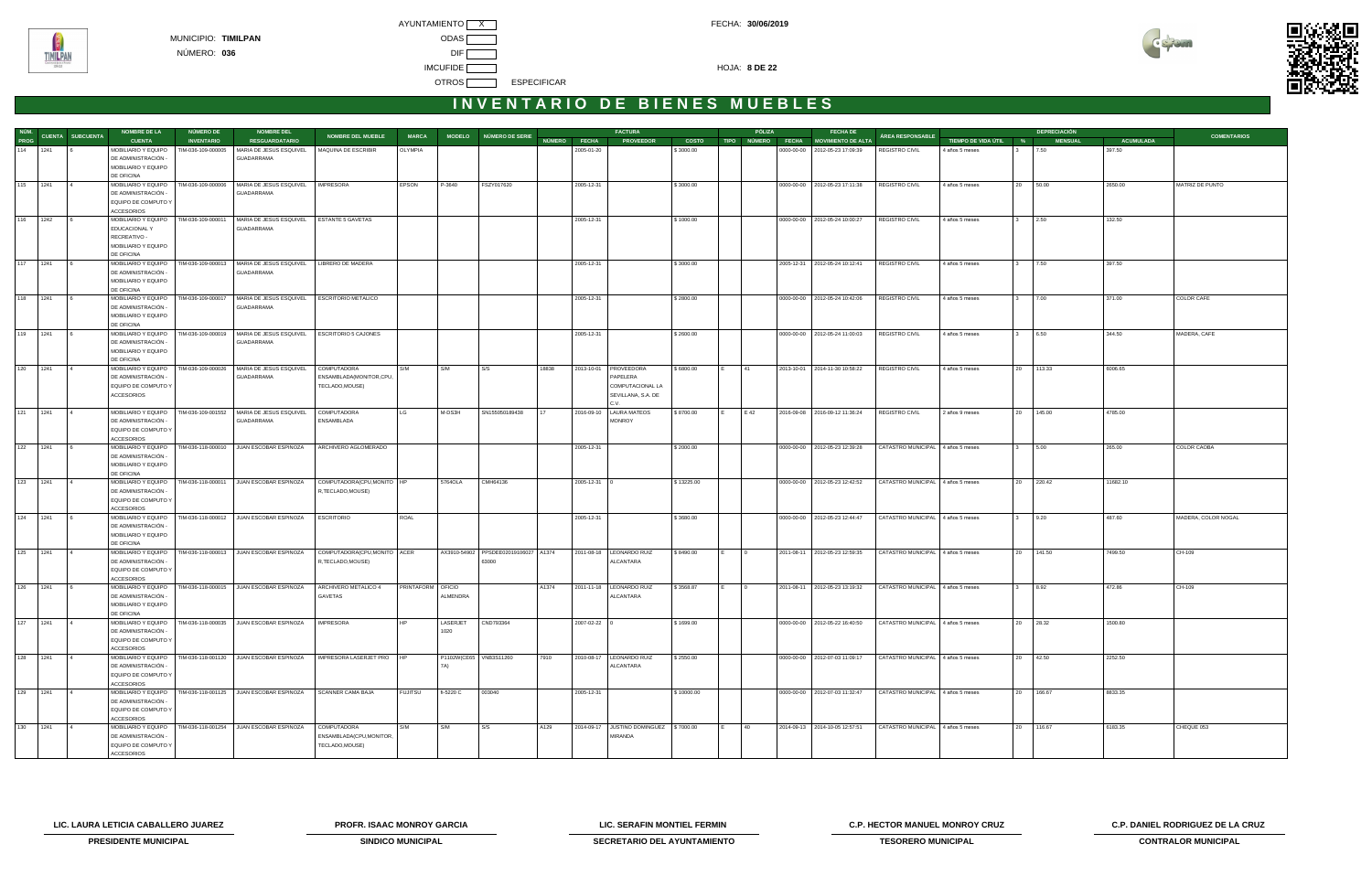AYUNTAMIENTO X

FECHA: **30/06/2019**

MUNICIPIO: **TIMILPAN**

NÚMERO: **036**

ODAS

DIF

IMCUFIDE

OTROS ESPECIFICAR

HOJA: **8 DE 22**

# INVENTARIO DE BIENES MUEBLES

| NÚM. PROG | CUENTA | SUBCUENTA | NOMBRE DE LA CUENTA | NÚMERO DE INVENTARIO | NOMBRE DEL RESGUARDATARIO | NOMBRE DEL MUEBLE | MARCA | MODELO | NÚMERO DE SERIE | FACTURA NÚMERO | FACTURA FECHA | FACTURA PROVEEDOR | FACTURA COSTO | PÓLIZA TIPO | PÓLIZA NÚMERO | PÓLIZA FECHA | FECHA DE MOVIMIENTO DE ALTA | ÁREA RESPONSABLE | TIEMPO DE VIDA ÚTIL | DEPRECIACIÓN % | DEPRECIACIÓN MENSUAL | DEPRECIACIÓN ACUMULADA | COMENTARIOS |
|---|---|---|---|---|---|---|---|---|---|---|---|---|---|---|---|---|---|---|---|---|---|---|---|
| 114 | 1241 | 6 | MOBILIARIO Y EQUIPO DE ADMINISTRACIÓN - MOBILIARIO Y EQUIPO DE OFICINA | TIM-036-109-000005 | MARIA DE JESUS ESQUIVEL GUADARRAMA | MAQUINA DE ESCRIBIR | OLYMPIA | | | | 2005-01-20 | | $ 3000.00 | | | 0000-00-00 | 2012-05-23 17:09:39 | REGISTRO CIVIL | 4 años 5 meses | 3 | 7.50 | 397.50 | |
| 115 | 1241 | 4 | MOBILIARIO Y EQUIPO DE ADMINISTRACIÓN - EQUIPO DE COMPUTO Y ACCESORIOS | TIM-036-109-000006 | MARIA DE JESUS ESQUIVEL GUADARRAMA | IMPRESORA | EPSON | P-3640 | FSZY017620 | | 2005-12-31 | | $ 3000.00 | | | 0000-00-00 | 2012-05-23 17:11:38 | REGISTRO CIVIL | 4 años 5 meses | 20 | 50.00 | 2650.00 | MATRIZ DE PUNTO |
| 116 | 1242 | 6 | MOBILIARIO Y EQUIPO EDUCACIONAL Y RECREATIVO - MOBILIARIO Y EQUIPO DE OFICINA | TIM-036-109-000011 | MARIA DE JESUS ESQUIVEL GUADARRAMA | ESTANTE 5 GAVETAS | | | | | 2005-12-31 | | $ 1000.00 | | | 0000-00-00 | 2012-05-24 10:00:27 | REGISTRO CIVIL | 4 años 5 meses | 3 | 2.50 | 132.50 | |
| 117 | 1241 | 6 | MOBILIARIO Y EQUIPO DE ADMINISTRACIÓN - MOBILIARIO Y EQUIPO DE OFICINA | TIM-036-109-000013 | MARIA DE JESUS ESQUIVEL GUADARRAMA | LIBRERO DE MADERA | | | | | 2005-12-31 | | $ 3000.00 | | | 2005-12-31 | 2012-05-24 10:12:41 | REGISTRO CIVIL | 4 años 5 meses | 3 | 7.50 | 397.50 | |
| 118 | 1241 | 6 | MOBILIARIO Y EQUIPO DE ADMINISTRACIÓN - MOBILIARIO Y EQUIPO DE OFICINA | TIM-036-109-000017 | MARIA DE JESUS ESQUIVEL GUADARRAMA | ESCRITORIO METALICO | | | | | 2005-12-31 | | $ 2800.00 | | | 0000-00-00 | 2012-05-24 10:42:06 | REGISTRO CIVIL | 4 años 5 meses | 3 | 7.00 | 371.00 | COLOR CAFE |
| 119 | 1241 | 6 | MOBILIARIO Y EQUIPO DE ADMINISTRACIÓN - MOBILIARIO Y EQUIPO DE OFICINA | TIM-036-109-000019 | MARIA DE JESUS ESQUIVEL GUADARRAMA | ESCRITORIO 5 CAJONES | | | | | 2005-12-31 | | $ 2600.00 | | | 0000-00-00 | 2012-05-24 11:00:03 | REGISTRO CIVIL | 4 años 5 meses | 3 | 6.50 | 344.50 | MADERA, CAFE |
| 120 | 1241 | 4 | MOBILIARIO Y EQUIPO DE ADMINISTRACIÓN - EQUIPO DE COMPUTO Y ACCESORIOS | TIM-036-109-000026 | MARIA DE JESUS ESQUIVEL GUADARRAMA | COMPUTADORA ENSAMBLADA(MONITOR,CPU, TECLADO,MOUSE) | S/M | S/M | S/S | 18838 | 2013-10-01 | PROVEEDORA PAPELERA COMPUTACIONAL LA SEVILLANA, S.A. DE C.V. | $ 6800.00 | E | 41 | 2013-10-01 | 2014-11-30 10:58:22 | REGISTRO CIVIL | 4 años 5 meses | 20 | 113.33 | 6006.65 | |
| 121 | 1241 | 4 | MOBILIARIO Y EQUIPO DE ADMINISTRACIÓN - EQUIPO DE COMPUTO Y ACCESORIOS | TIM-036-109-001552 | MARIA DE JESUS ESQUIVEL GUADARRAMA | COMPUTADORA ENSAMBLADA | LG | M-DS3H | SN155050189438 | 17 | 2016-09-10 | LAURA MATEOS MONROY | $ 8700.00 | E | E 42 | 2016-09-08 | 2016-09-12 11:36:24 | REGISTRO CIVIL | 2 años 9 meses | 20 | 145.00 | 4785.00 | |
| 122 | 1241 | 6 | MOBILIARIO Y EQUIPO DE ADMINISTRACIÓN - MOBILIARIO Y EQUIPO DE OFICINA | TIM-036-118-000010 | JUAN ESCOBAR ESPINOZA | ARCHIVERO AGLOMERADO | | | | | 2005-12-31 | | $ 2000.00 | | | 0000-00-00 | 2012-05-23 12:39:28 | CATASTRO MUNICIPAL | 4 años 5 meses | 3 | 5.00 | 265.00 | COLOR CAOBA |
| 123 | 1241 | 4 | MOBILIARIO Y EQUIPO DE ADMINISTRACIÓN - EQUIPO DE COMPUTO Y ACCESORIOS | TIM-036-118-000011 | JUAN ESCOBAR ESPINOZA | COMPUTADORA(CPU,MONITOR,TECLADO,MOUSE) | HP | 5764OLA | CMH64136 | | 2005-12-31 | 0 | $ 13225.00 | | | 0000-00-00 | 2012-05-23 12:42:52 | CATASTRO MUNICIPAL | 4 años 5 meses | 20 | 220.42 | 11682.10 | |
| 124 | 1241 | 6 | MOBILIARIO Y EQUIPO DE ADMINISTRACIÓN - MOBILIARIO Y EQUIPO DE OFICINA | TIM-036-118-000012 | JUAN ESCOBAR ESPINOZA | ESCRITORIO | ROAL | | | | 2005-12-31 | | $ 3680.00 | | | 0000-00-00 | 2012-05-23 12:44:47 | CATASTRO MUNICIPAL | 4 años 5 meses | 3 | 9.20 | 487.60 | MADERA, COLOR NOGAL |
| 125 | 1241 | 4 | MOBILIARIO Y EQUIPO DE ADMINISTRACIÓN - EQUIPO DE COMPUTO Y ACCESORIOS | TIM-036-118-000013 | JUAN ESCOBAR ESPINOZA | COMPUTADORA(CPU,MONITOR,TECLADO,MOUSE) | ACER | AX3910-54902 | PPSDE02019100027 63000 | A1374 | 2011-08-18 | LEONARDO RUIZ ALCANTARA | $ 8490.00 | E | 0 | 2011-08-11 | 2012-05-23 12:59:35 | CATASTRO MUNICIPAL | 4 años 5 meses | 20 | 141.50 | 7499.50 | CH-109 |
| 126 | 1241 | 6 | MOBILIARIO Y EQUIPO DE ADMINISTRACIÓN - MOBILIARIO Y EQUIPO DE OFICINA | TIM-036-118-000015 | JUAN ESCOBAR ESPINOZA | ARCHIVERO METALICO 4 GAVETAS | PRINTAFORM | OFICIO ALMENDRA | | A1374 | 2011-11-18 | LEONARDO RUIZ ALCANTARA | $ 3568.87 | E | 0 | 2011-08-11 | 2012-05-23 13:19:32 | CATASTRO MUNICIPAL | 4 años 5 meses | 3 | 8.92 | 472.86 | CH-109 |
| 127 | 1241 | 4 | MOBILIARIO Y EQUIPO DE ADMINISTRACIÓN - EQUIPO DE COMPUTO Y ACCESORIOS | TIM-036-118-000035 | JUAN ESCOBAR ESPINOZA | IMPRESORA | HP | LASERJET 1020 | CND793364 | | 2007-02-22 | 0 | $ 1699.00 | | | 0000-00-00 | 2012-05-22 16:40:50 | CATASTRO MUNICIPAL | 4 años 5 meses | 20 | 28.32 | 1500.80 | |
| 128 | 1241 | 4 | MOBILIARIO Y EQUIPO DE ADMINISTRACIÓN - EQUIPO DE COMPUTO Y ACCESORIOS | TIM-036-118-001120 | JUAN ESCOBAR ESPINOZA | IMPRESORA LASERJET PRO | HP | P1102W(CE65 7A) | VNB3S11260 | 7910 | 2010-08-17 | LEONARDO RUIZ ALCANTARA | $ 2550.00 | | | 0000-00-00 | 2012-07-03 11:09:17 | CATASTRO MUNICIPAL | 4 años 5 meses | 20 | 42.50 | 2252.50 | |
| 129 | 1241 | 4 | MOBILIARIO Y EQUIPO DE ADMINISTRACIÓN - EQUIPO DE COMPUTO Y ACCESORIOS | TIM-036-118-001125 | JUAN ESCOBAR ESPINOZA | SCANNER CAMA BAJA | FUJITSU | fi-5220 C | 003040 | | 2005-12-31 | | $ 10000.00 | | | 0000-00-00 | 2012-07-03 11:32:47 | CATASTRO MUNICIPAL | 4 años 5 meses | 20 | 166.67 | 8833.35 | |
| 130 | 1241 | 4 | MOBILIARIO Y EQUIPO DE ADMINISTRACIÓN - EQUIPO DE COMPUTO Y ACCESORIOS | TIM-036-118-001254 | JUAN ESCOBAR ESPINOZA | COMPUTADORA ENSAMBLADA(CPU,MONITOR, TECLADO,MOUSE) | S/M | S/M | S/S | A129 | 2014-09-17 | JUSTINO DOMINGUEZ MIRANDA | $ 7000.00 | E | 40 | 2014-09-13 | 2014-10-05 12:57:51 | CATASTRO MUNICIPAL | 4 años 5 meses | 20 | 116.67 | 6183.35 | CHEQUE 053 |

**LIC. LAURA LETICIA CABALLERO JUAREZ**
**PRESIDENTE MUNICIPAL**

**PROFR. ISAAC MONROY GARCIA**
**SINDICO MUNICIPAL**

**LIC. SERAFIN MONTIEL FERMIN**
**SECRETARIO DEL AYUNTAMIENTO**

**C.P. HECTOR MANUEL MONROY CRUZ**
**TESORERO MUNICIPAL**

**C.P. DANIEL RODRIGUEZ DE LA CRUZ**
**CONTRALOR MUNICIPAL**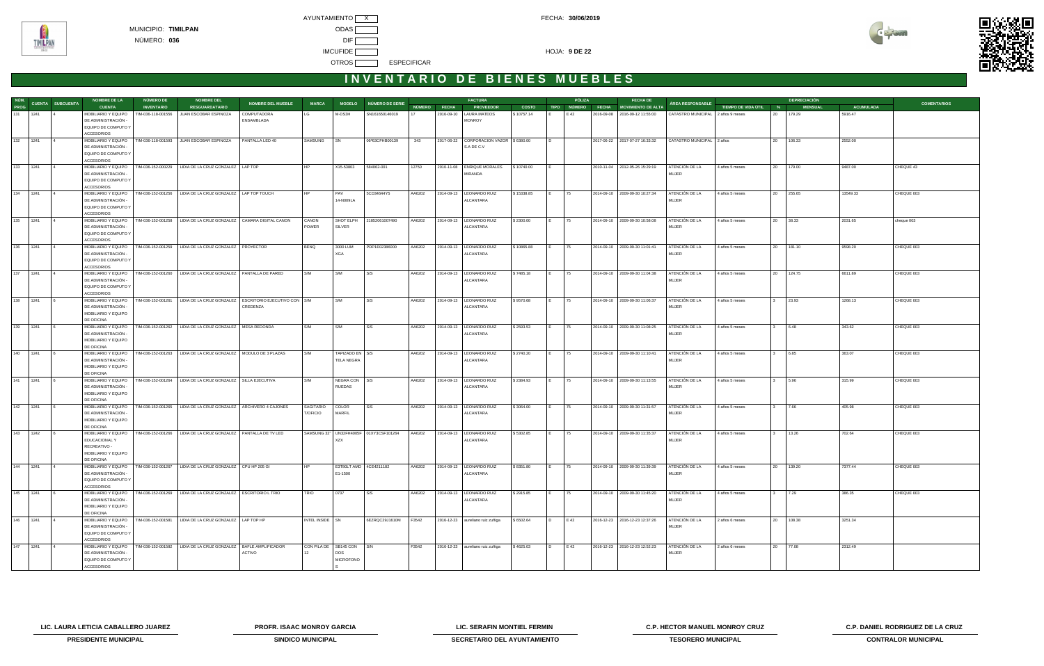MUNICIPIO: **TIMILPAN**

NÚMERO: **036**

AYUNTAMIENTO [X] ODAS [ ] DIF [ ] IMCUFIDE [ ] OTROS [ ] ESPECIFICAR

FECHA: **30/06/2019**

HOJA: **9 DE 22**

# INVENTARIO DE BIENES MUEBLES

| NÚM. PROG | CUENTA | SUBCUENTA | NOMBRE DE LA CUENTA | NÚMERO DE INVENTARIO | NOMBRE DEL RESGUARDATARIO | NOMBRE DEL MUEBLE | MARCA | MODELO | NÚMERO DE SERIE | FACTURA NÚMERO | FACTURA FECHA | FACTURA PROVEEDOR | FACTURA COSTO | PÓLIZA TIPO | PÓLIZA NÚMERO | PÓLIZA FECHA | FECHA DE MOVIMIENTO DE ALTA | ÁREA RESPONSABLE | TIEMPO DE VIDA ÚTIL | DEPRECIACIÓN % | DEPRECIACIÓN MENSUAL | DEPRECIACIÓN ACUMULADA | COMENTARIOS |
|---|---|---|---|---|---|---|---|---|---|---|---|---|---|---|---|---|---|---|---|---|---|---|---|
| 131 | 1241 | 4 | MOBILIARIO Y EQUIPO DE ADMINISTRACIÓN - EQUIPO DE COMPUTO Y ACCESORIOS | TIM-036-118-001556 | JUAN ESCOBAR ESPINOZA | COMPUTADORA ENSAMBLADA | LG | M-DS3H | SN161650146019 | 17 | 2016-09-10 | LAURA MATEOS MONROY | $ 10757.14 | E | E 42 | 2016-09-06 | 2016-09-12 11:55:00 | CATASTRO MUNICIPAL | 2 años 9 meses | 20 | 179.29 | 5916.47 | |
| 132 | 1241 | 4 | MOBILIARIO Y EQUIPO DE ADMINISTRACIÓN - EQUIPO DE COMPUTO Y ACCESORIOS | TIM-036-118-001593 | JUAN ESCOBAR ESPINOZA | PANTALLA LED 40 | SAMSUNG | SN | 06f63CFHB00139 | 343 | 2017-06-22 | CORPORACION VAZOR S.A DE C.V | $ 6380.00 | D | | | 2017-06-22 | 2017-07-27 16:33:32 | CATASTRO MUNICIPAL | 2 años | 20 | 106.33 | 2552.00 | |
| 133 | 1241 | 4 | MOBILIARIO Y EQUIPO DE ADMINISTRACIÓN - EQUIPO DE COMPUTO Y ACCESORIOS | TIM-036-152-000239 | LIDIA DE LA CRUZ GONZALEZ | LAP TOP | HP | X15-53803 | 584062-001 | 12750 | 2010-11-08 | ENRIQUE MORALES MIRANDA | $ 10740.00 | E | | 2010-11-04 | 2012-05-26 15:29:19 | ATENCIÓN DE LA MUJER | 4 años 5 meses | 20 | 179.00 | 9487.00 | CHEQUE 43 |
| 134 | 1241 | 4 | MOBILIARIO Y EQUIPO DE ADMINISTRACIÓN - EQUIPO DE COMPUTO Y ACCESORIOS | TIM-036-152-001256 | LIDIA DE LA CRUZ GONZALEZ | LAP TOP TOUCH | HP | PAV 14-N009LA | 5CD34644Y5 | AA6202 | 2014-09-13 | LEONARDO RUIZ ALCANTARA | $ 15338.85 | E | 75 | 2014-09-10 | 2009-09-30 10:27:34 | ATENCIÓN DE LA MUJER | 4 años 5 meses | 20 | 255.65 | 13549.33 | CHEQUE 003 |
| 135 | 1241 | 4 | MOBILIARIO Y EQUIPO DE ADMINISTRACIÓN - EQUIPO DE COMPUTO Y ACCESORIOS | TIM-036-152-001258 | LIDIA DE LA CRUZ GONZALEZ | CAMARA DIGITAL CANON | CANON POWER | SHOT ELPH SILVER | 21852061007490 | AA6202 | 2014-09-13 | LEONARDO RUIZ ALCANTARA | $ 2300.00 | E | 75 | 2014-09-10 | 2009-09-30 10:58:08 | ATENCIÓN DE LA MUJER | 4 años 5 meses | 20 | 38.33 | 2031.65 | cheque 003 |
| 136 | 1241 | 4 | MOBILIARIO Y EQUIPO DE ADMINISTRACIÓN - EQUIPO DE COMPUTO Y ACCESORIOS | TIM-036-152-001259 | LIDIA DE LA CRUZ GONZALEZ | PROYECTOR | BENQ | 3000 LUM XGA | P0P1E02386000 | AA6202 | 2014-09-13 | LEONARDO RUIZ ALCANTARA | $ 10865.88 | E | 75 | 2014-09-10 | 2009-09-30 11:01:41 | ATENCIÓN DE LA MUJER | 4 años 5 meses | 20 | 181.10 | 9598.20 | CHEQUE 003 |
| 137 | 1241 | 4 | MOBILIARIO Y EQUIPO DE ADMINISTRACIÓN - EQUIPO DE COMPUTO Y ACCESORIOS | TIM-036-152-001260 | LIDIA DE LA CRUZ GONZALEZ | PANTALLA DE PARED | S/M | S/M | S/S | AA6202 | 2014-09-13 | LEONARDO RUIZ ALCANTARA | $ 7485.18 | E | 75 | 2014-09-10 | 2009-09-30 11:04:38 | ATENCIÓN DE LA MUJER | 4 años 5 meses | 20 | 124.75 | 6611.89 | CHEQUE 003 |
| 138 | 1241 | 6 | MOBILIARIO Y EQUIPO DE ADMINISTRACIÓN - MOBILIARIO Y EQUIPO DE OFICINA | TIM-036-152-001261 | LIDIA DE LA CRUZ GONZALEZ | ESCRITORIO EJECUTIVO CON CREDENZA | S/M | S/M | S/S | AA6202 | 2014-09-13 | LEONARDO RUIZ ALCANTARA | $ 9570.68 | E | 75 | 2014-09-10 | 2009-09-30 11:06:37 | ATENCIÓN DE LA MUJER | 4 años 5 meses | 3 | 23.93 | 1268.13 | CHEQUE 003 |
| 139 | 1241 | 6 | MOBILIARIO Y EQUIPO DE ADMINISTRACIÓN - MOBILIARIO Y EQUIPO DE OFICINA | TIM-036-152-001262 | LIDIA DE LA CRUZ GONZALEZ | MESA REDONDA | S/M | S/M | S/S | AA6202 | 2014-09-13 | LEONARDO RUIZ ALCANTARA | $ 2593.53 | E | 75 | 2014-09-10 | 2009-09-30 11:08:25 | ATENCIÓN DE LA MUJER | 4 años 5 meses | 3 | 6.48 | 343.62 | CHEQUE 003 |
| 140 | 1241 | 6 | MOBILIARIO Y EQUIPO DE ADMINISTRACIÓN - MOBILIARIO Y EQUIPO DE OFICINA | TIM-036-152-001263 | LIDIA DE LA CRUZ GONZALEZ | MODULO DE 3 PLAZAS | S/M | TAPIZADO EN TELA NEGRA | S/S | AA6202 | 2014-09-13 | LEONARDO RUIZ ALCANTARA | $ 2740.20 | E | 75 | 2014-09-10 | 2009-09-30 11:10:41 | ATENCIÓN DE LA MUJER | 4 años 5 meses | 3 | 6.85 | 363.07 | CHEQUE 003 |
| 141 | 1241 | 6 | MOBILIARIO Y EQUIPO DE ADMINISTRACIÓN - MOBILIARIO Y EQUIPO DE OFICINA | TIM-036-152-001264 | LIDIA DE LA CRUZ GONZALEZ | SILLA EJECUTIVA | S/M | NEGRA CON RUEDAS | S/S | AA6202 | 2014-09-13 | LEONARDO RUIZ ALCANTARA | $ 2384.93 | E | 75 | 2014-09-10 | 2009-09-30 11:13:55 | ATENCIÓN DE LA MUJER | 4 años 5 meses | 3 | 5.96 | 315.99 | CHEQUE 003 |
| 142 | 1241 | 6 | MOBILIARIO Y EQUIPO DE ADMINISTRACIÓN - MOBILIARIO Y EQUIPO DE OFICINA | TIM-036-152-001265 | LIDIA DE LA CRUZ GONZALEZ | ARCHIVERO 4 CAJONES | SAGITARIO T/OFICIO | COLOR MARFIL | S/S | AA6202 | 2014-09-13 | LEONARDO RUIZ ALCANTARA | $ 3064.00 | E | 75 | 2014-09-10 | 2009-09-30 11:31:57 | ATENCIÓN DE LA MUJER | 4 años 5 meses | 3 | 7.66 | 405.98 | CHEQUE 003 |
| 143 | 1242 | 6 | EDUCACIONAL Y RECREATIVO - MOBILIARIO Y EQUIPO DE OFICINA | TIM-036-152-001266 | LIDIA DE LA CRUZ GONZALEZ | PANTALLA DE TV LED | SAMSUNG 32" | UN32FH4005F XZX | 01XY3CSF101264 | AA6202 | 2014-09-13 | LEONARDO RUIZ ALCANTARA | $ 5302.65 | E | 75 | 2014-09-10 | 2009-09-30 11:35:37 | ATENCIÓN DE LA MUJER | 4 años 5 meses | 3 | 13.26 | 702.64 | CHEQUE 003 |
| 144 | 1241 | 4 | MOBILIARIO Y EQUIPO DE ADMINISTRACIÓN - EQUIPO DE COMPUTO Y ACCESORIOS | TIM-036-152-001267 | LIDIA DE LA CRUZ GONZALEZ | CPU HP 205 GI | HP | E3780LT AMD E1-1500 | 4CE4211182 | AA6202 | 2014-09-13 | LEONARDO RUIZ ALCANTARA | $ 8351.80 | E | 75 | 2014-09-10 | 2009-09-30 11:39:39 | ATENCIÓN DE LA MUJER | 4 años 5 meses | 20 | 139.20 | 7377.44 | CHEQUE 003 |
| 145 | 1241 | 6 | MOBILIARIO Y EQUIPO DE ADMINISTRACIÓN - MOBILIARIO Y EQUIPO DE OFICINA | TIM-036-152-001269 | LIDIA DE LA CRUZ GONZALEZ | ESCRITORIO L TRIO | TRIO | 0737 | S/S | AA6202 | 2014-09-13 | LEONARDO RUIZ ALCANTARA | $ 2915.85 | E | 75 | 2014-09-10 | 2009-09-30 11:45:20 | ATENCIÓN DE LA MUJER | 4 años 5 meses | 3 | 7.29 | 386.35 | CHEQUE 003 |
| 146 | 1241 | 4 | MOBILIARIO Y EQUIPO DE ADMINISTRACIÓN - EQUIPO DE COMPUTO Y ACCESORIOS | TIM-036-152-001581 | LIDIA DE LA CRUZ GONZALEZ | LAP TOP HP | INTEL INSIDE | SN | 6EZRQC2911610M | F3542 | 2016-12-23 | aureliano ruiz zuñiga | $ 6502.64 | D | E 42 | 2016-12-23 | 2016-12-23 12:37:26 | ATENCIÓN DE LA MUJER | 2 años 6 meses | 20 | 108.38 | 3251.34 | |
| 147 | 1241 | 4 | MOBILIARIO Y EQUIPO DE ADMINISTRACIÓN - EQUIPO DE COMPUTO Y ACCESORIOS | TIM-036-152-001582 | LIDIA DE LA CRUZ GONZALEZ | BAFLE AMPLIFICADOR ACTIVO | CON PILA DE 12 | SB145 CON DOS MICROFONOS | S/N | F3542 | 2016-12-23 | aureliano ruiz zuñiga | $ 4625.03 | D | E 42 | 2016-12-23 | 2016-12-23 12:52:23 | ATENCIÓN DE LA MUJER | 2 años 6 meses | 20 | 77.08 | 2312.49 | |

| LIC. LAURA LETICIA CABALLERO JUAREZ | PROFR. ISAAC MONROY GARCIA | LIC. SERAFIN MONTIEL FERMIN | C.P. HECTOR MANUEL MONROY CRUZ | C.P. DANIEL RODRIGUEZ DE LA CRUZ |
|---|---|---|---|---|
| PRESIDENTE MUNICIPAL | SINDICO MUNICIPAL | SECRETARIO DEL AYUNTAMIENTO | TESORERO MUNICIPAL | CONTRALOR MUNICIPAL |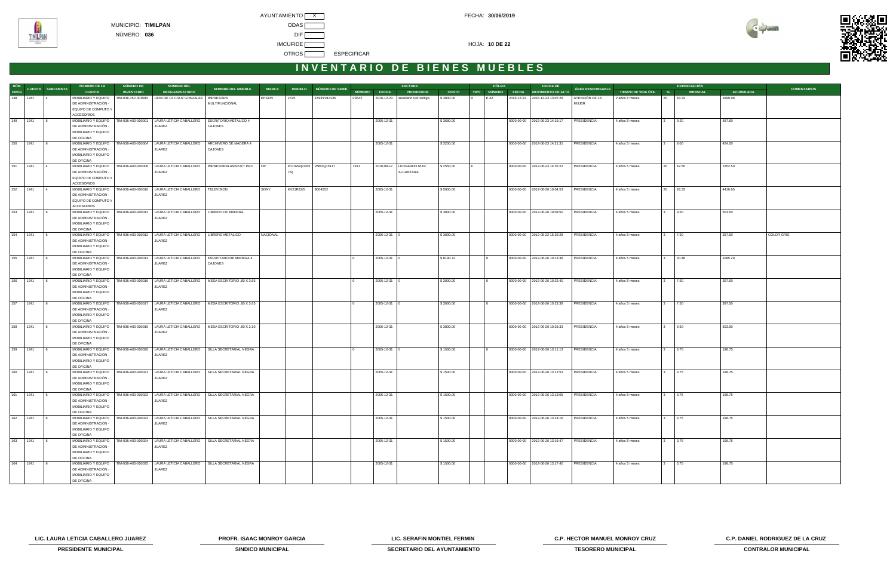MUNICIPIO: **TIMILPAN**

NÚMERO: **036**

AYUNTAMIENTO X

ODAS

DIF

IMCUFIDE

OTROS ESPECIFICAR

FECHA: **30/06/2019**

HOJA: **10 DE 22**

# INVENTARIO DE BIENES MUEBLES

| NÚM. PROG | CUENTA | SUBCUENTA | NOMBRE DE LA CUENTA | NÚMERO DE INVENTARIO | NOMBRE DEL RESGUARDATARIO | NOMBRE DEL MUEBLE | MARCA | MODELO | NÚMERO DE SERIE | FACTURA | | | | PÓLIZA | | | FECHA DE MOVIMIENTO DE ALTA | ÁREA RESPONSABLE | TIEMPO DE VIDA ÚTIL | DEPRECIACIÓN | | | COMENTARIOS |
|---|---|---|---|---|---|---|---|---|---|---|---|---|---|---|---|---|---|---|---|---|---|---|---|
| | | | | | | | | | | NÚMERO | FECHA | PROVEEDOR | COSTO | TIPO | NÚMERO | FECHA | | | | % | MENSUAL | ACUMULADA | |
| 148 | 1241 | 4 | MOBILIARIO Y EQUIPO DE ADMINISTRACIÓN - EQUIPO DE COMPUTO Y ACCESORIOS | TIM-036-152-001584 | LIDIA DE LA CRUZ GONZALEZ | IMPRESORA MULTIFUNCIONAL | EPSON | L575 | 1X98Y043135 | F3542 | 2016-12-23 | aureliano ruiz zuñiga | $ 3800.00 | D | E 42 | 2016-12-23 | 2016-12-23 13:07:28 | ATENCIÓN DE LA MUJER | 2 años 6 meses | 20 | 63.33 | 1899.99 | |
| 149 | 1241 | 6 | MOBILIARIO Y EQUIPO DE ADMINISTRACIÓN - MOBILIARIO Y EQUIPO DE OFICINA | TIM-036-A00-000001 | LAURA LETICIA CABALLERO JUAREZ | ESCRITORIO METALICO 4 CAJONES | | | | | 2005-12-31 | | $ 3680.00 | | | 0000-00-00 | 2012-06-23 14:15:17 | PRESIDENCIA | 4 años 5 meses | 3 | 9.20 | 487.60 | |
| 150 | 1241 | 6 | MOBILIARIO Y EQUIPO DE ADMINISTRACIÓN - MOBILIARIO Y EQUIPO DE OFICINA | TIM-036-A00-000004 | LAURA LETICIA CABALLERO JUAREZ | ARCHIVERO DE MADERA 4 CAJONES | | | | | 2005-12-31 | | $ 3200.00 | | | 0000-00-00 | 2012-06-23 14:21:31 | PRESIDENCIA | 4 años 5 meses | 3 | 8.00 | 424.00 | |
| 151 | 1241 | 4 | MOBILIARIO Y EQUIPO DE ADMINISTRACIÓN - EQUIPO DE COMPUTO Y ACCESORIOS | TIM-036-A00-000006 | LAURA LETICIA CABALLERO JUAREZ | IMPRESORALASERJET PRO | HP | P1102W(CE65 7A) | VNB3Q15117 | 7911 | 2010-08-17 | LEONARDO RUIZ ALCANTARA | $ 2550.00 | E | | 0000-00-00 | 2012-06-23 14:35:22 | PRESIDENCIA | 4 años 5 meses | 20 | 42.50 | 2252.50 | |
| 152 | 1241 | 4 | MOBILIARIO Y EQUIPO DE ADMINISTRACIÓN - EQUIPO DE COMPUTO Y ACCESORIOS | TIM-036-A00-000010 | LAURA LETICIA CABALLERO JUAREZ | TELEVISION | SONY | KV21R22/5 | B004552 | | 2005-12-31 | | $ 5000.00 | | | 0000-00-00 | 2012-06-26 10:04:53 | PRESIDENCIA | 4 años 5 meses | 20 | 83.33 | 4416.65 | |
| 153 | 1241 | 6 | MOBILIARIO Y EQUIPO DE ADMINISTRACIÓN - MOBILIARIO Y EQUIPO DE OFICINA | TIM-036-A00-000012 | LAURA LETICIA CABALLERO JUAREZ | LIBRERO DE MADERA | | | | | 2005-12-31 | | $ 3800.00 | | | 0000-00-00 | 2012-06-26 10:09:50 | PRESIDENCIA | 4 años 5 meses | 3 | 9.50 | 503.50 | |
| 154 | 1241 | 6 | MOBILIARIO Y EQUIPO DE ADMINISTRACIÓN - MOBILIARIO Y EQUIPO DE OFICINA | TIM-036-A00-000012 | LAURA LETICIA CABALLERO JUAREZ | LIBRERO METALICO | NACIONAL | | | | 2005-12-31 | 0 | $ 3000.00 | | | 0000-00-00 | 2012-05-22 15:32:28 | PRESIDENCIA | 4 años 5 meses | 3 | 7.50 | 397.50 | COLOR GRIS |
| 155 | 1241 | 6 | MOBILIARIO Y EQUIPO DE ADMINISTRACIÓN - MOBILIARIO Y EQUIPO DE OFICINA | TIM-036-A00-000013 | LAURA LETICIA CABALLERO JUAREZ | ESCRITORIO DE MADERA 4 CAJONES | | | | 0 | 2005-12-31 | 0 | $ 8190.72 | | 0 | 0000-00-00 | 2012-06-26 10:13:38 | PRESIDENCIA | 4 años 5 meses | 3 | 20.48 | 1085.29 | |
| 156 | 1241 | 6 | MOBILIARIO Y EQUIPO DE ADMINISTRACIÓN - MOBILIARIO Y EQUIPO DE OFICINA | TIM-036-A00-000016 | LAURA LETICIA CABALLERO JUAREZ | MESA ESCRITORIO .60 X 3.65 | | | | 0 | 2005-12-31 | 0 | $ 3000.00 | | 0 | 0000-00-00 | 2012-06-26 10:22:40 | PRESIDENCIA | 4 años 5 meses | 3 | 7.50 | 397.50 | |
| 157 | 1241 | 6 | MOBILIARIO Y EQUIPO DE ADMINISTRACIÓN - MOBILIARIO Y EQUIPO DE OFICINA | TIM-036-A00-000017 | LAURA LETICIA CABALLERO JUAREZ | MESA ESCRITORIO .60 X 3.65 | | | | 0 | 2005-12-31 | 0 | $ 3000.00 | | 0 | 0000-00-00 | 2012-06-26 10:23:39 | PRESIDENCIA | 4 años 5 meses | 3 | 7.50 | 397.50 | |
| 158 | 1241 | 6 | MOBILIARIO Y EQUIPO DE ADMINISTRACIÓN - MOBILIARIO Y EQUIPO DE OFICINA | TIM-036-A00-000019 | LAURA LETICIA CABALLERO JUAREZ | MESA ESCRITORIO .60 X 2.10 | | | | | 2005-12-31 | | $ 3800.00 | | | 0000-00-00 | 2012-06-26 10:26:33 | PRESIDENCIA | 4 años 5 meses | 3 | 9.50 | 503.50 | |
| 159 | 1241 | 6 | MOBILIARIO Y EQUIPO DE ADMINISTRACIÓN - MOBILIARIO Y EQUIPO DE OFICINA | TIM-036-A00-000020 | LAURA LETICIA CABALLERO JUAREZ | SILLA SECRETARIAL NEGRA | | | | 0 | 2005-12-31 | 0 | $ 1500.00 | | 0 | 0000-00-00 | 2012-06-26 13:11:13 | PRESIDENCIA | 4 años 5 meses | 3 | 3.75 | 198.75 | |
| 160 | 1241 | 6 | MOBILIARIO Y EQUIPO DE ADMINISTRACIÓN - MOBILIARIO Y EQUIPO DE OFICINA | TIM-036-A00-000021 | LAURA LETICIA CABALLERO JUAREZ | SILLA SECRETARIAL NEGRA | | | | | 2005-12-31 | | $ 1500.00 | | | 0000-00-00 | 2012-06-26 13:11:53 | PRESIDENCIA | 4 años 5 meses | 3 | 3.75 | 198.75 | |
| 161 | 1241 | 6 | MOBILIARIO Y EQUIPO DE ADMINISTRACIÓN - MOBILIARIO Y EQUIPO DE OFICINA | TIM-036-A00-000022 | LAURA LETICIA CABALLERO JUAREZ | SILLA SECRETARIAL NEGRA | | | | | 2005-12-31 | | $ 1500.00 | | | 0000-00-00 | 2012-06-26 13:13:05 | PRESIDENCIA | 4 años 5 meses | 3 | 3.75 | 198.75 | |
| 162 | 1241 | 6 | MOBILIARIO Y EQUIPO DE ADMINISTRACIÓN - MOBILIARIO Y EQUIPO DE OFICINA | TIM-036-A00-000023 | LAURA LETICIA CABALLERO JUAREZ | SILLA SECRETARIAL NEGRA | | | | | 2005-12-31 | | $ 1500.00 | | | 0000-00-00 | 2012-06-26 13:14:16 | PRESIDENCIA | 4 años 5 meses | 3 | 3.75 | 198.75 | |
| 163 | 1241 | 6 | MOBILIARIO Y EQUIPO DE ADMINISTRACIÓN - MOBILIARIO Y EQUIPO DE OFICINA | TIM-036-A00-000024 | LAURA LETICIA CABALLERO JUAREZ | SILLA SECRETARIAL NEGRA | | | | | 2005-12-31 | | $ 1500.00 | | | 0000-00-00 | 2012-06-26 13:16:47 | PRESIDENCIA | 4 años 5 meses | 3 | 3.75 | 198.75 | |
| 164 | 1241 | 6 | MOBILIARIO Y EQUIPO DE ADMINISTRACIÓN - MOBILIARIO Y EQUIPO DE OFICINA | TIM-036-A00-000025 | LAURA LETICIA CABALLERO JUAREZ | SILLA SECRETARIAL NEGRA | | | | | 2005-12-31 | | $ 1500.00 | | | 0000-00-00 | 2012-06-26 13:17:40 | PRESIDENCIA | 4 años 5 meses | 3 | 3.75 | 198.75 | |

| LIC. LAURA LETICIA CABALLERO JUAREZ | PROFR. ISAAC MONROY GARCIA | LIC. SERAFIN MONTIEL FERMIN | C.P. HECTOR MANUEL MONROY CRUZ | C.P. DANIEL RODRIGUEZ DE LA CRUZ |
|---|---|---|---|---|
| PRESIDENTE MUNICIPAL | SINDICO MUNICIPAL | SECRETARIO DEL AYUNTAMIENTO | TESORERO MUNICIPAL | CONTRALOR MUNICIPAL |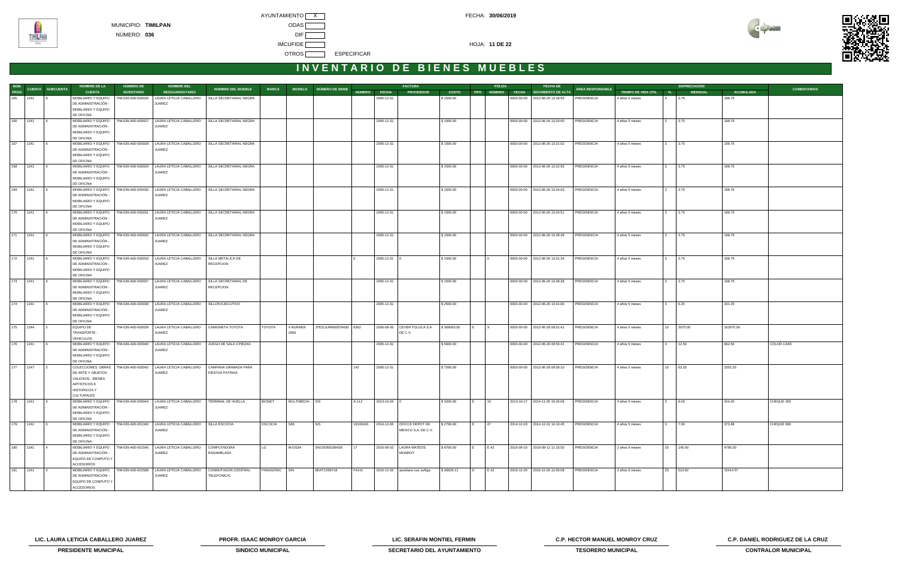MUNICIPIO: **TIMILPAN**

NÚMERO: **036**

AYUNTAMIENTO X

ODAS

DIF

IMCUFIDE

OTROS ESPECIFICAR

FECHA: **30/06/2019**

HOJA: **11 DE 22**

# INVENTARIO DE BIENES MUEBLES

| NÚM. PROG | CUENTA | SUBCUENTA | NOMBRE DE LA CUENTA | NÚMERO DE INVENTARIO | NOMBRE DEL RESGUARDATARIO | NOMBRE DEL MUEBLE | MARCA | MODELO | NÚMERO DE SERIE | FACTURA NÚMERO | FACTURA FECHA | FACTURA PROVEEDOR | FACTURA COSTO | PÓLIZA TIPO | PÓLIZA NÚMERO | PÓLIZA FECHA | FECHA DE MOVIMIENTO DE ALTA | ÁREA RESPONSABLE | TIEMPO DE VIDA ÚTIL | DEPRECIACIÓN % | DEPRECIACIÓN MENSUAL | DEPRECIACIÓN ACUMULADA | COMENTARIOS |
|---|---|---|---|---|---|---|---|---|---|---|---|---|---|---|---|---|---|---|---|---|---|---|---|
| 165 | 1241 | 6 | MOBILIARIO Y EQUIPO DE ADMINISTRACIÓN - MOBILIARIO Y EQUIPO DE OFICINA | TIM-036-A00-000026 | LAURA LETICIA CABALLERO JUAREZ | SILLA SECRETARIAL NEGRA | | | | | 2005-12-31 | | $ 1500.00 | | | 0000-00-00 | 2012-06-26 13:18:55 | PRESIDENCIA | 4 años 5 meses | 3 | 3.75 | 198.75 | |
| 166 | 1241 | 6 | MOBILIARIO Y EQUIPO DE ADMINISTRACIÓN - MOBILIARIO Y EQUIPO DE OFICINA | TIM-036-A00-000027 | LAURA LETICIA CABALLERO JUAREZ | SILLA SECRETARIAL NEGRA | | | | | 2005-12-31 | | $ 1500.00 | | | 0000-00-00 | 2012-06-26 13:20:00 | PRESIDENCIA | 4 años 5 meses | 3 | 3.75 | 198.75 | |
| 167 | 1241 | 6 | MOBILIARIO Y EQUIPO DE ADMINISTRACIÓN - MOBILIARIO Y EQUIPO DE OFICINA | TIM-036-A00-000028 | LAURA LETICIA CABALLERO JUAREZ | SILLA SECRETARIAL NEGRA | | | | | 2005-12-31 | | $ 1500.00 | | | 0000-00-00 | 2012-06-26 13:21:02 | PRESIDENCIA | 4 años 5 meses | 3 | 3.75 | 198.75 | |
| 168 | 1241 | 6 | MOBILIARIO Y EQUIPO DE ADMINISTRACIÓN - MOBILIARIO Y EQUIPO DE OFICINA | TIM-036-A00-000029 | LAURA LETICIA CABALLERO JUAREZ | SILLA SECRETARIAL NEGRA | | | | | 2005-12-31 | | $ 1500.00 | | | 0000-00-00 | 2012-06-26 13:22:55 | PRESIDENCIA | 4 años 5 meses | 3 | 3.75 | 198.75 | |
| 169 | 1241 | 6 | MOBILIARIO Y EQUIPO DE ADMINISTRACIÓN - MOBILIARIO Y EQUIPO DE OFICINA | TIM-036-A00-000030 | LAURA LETICIA CABALLERO JUAREZ | SILLA SECRETARIAL NEGRA | | | | | 2005-12-31 | | $ 1500.00 | | | 0000-00-00 | 2012-06-26 13:24:03 | PRESIDENCIA | 4 años 5 meses | 3 | 3.75 | 198.75 | |
| 170 | 1241 | 6 | MOBILIARIO Y EQUIPO DE ADMINISTRACIÓN - MOBILIARIO Y EQUIPO DE OFICINA | TIM-036-A00-000031 | LAURA LETICIA CABALLERO JUAREZ | SILLA SECRETARIAL NEGRA | | | | | 2005-12-31 | | $ 1500.00 | | | 0000-00-00 | 2012-06-26 13:24:51 | PRESIDENCIA | 4 años 5 meses | 3 | 3.75 | 198.75 | |
| 171 | 1241 | 6 | MOBILIARIO Y EQUIPO DE ADMINISTRACIÓN - MOBILIARIO Y EQUIPO DE OFICINA | TIM-036-A00-000032 | LAURA LETICIA CABALLERO JUAREZ | SILLA SECRETARIAL NEGRA | | | | | 2005-12-31 | | $ 1500.00 | | | 0000-00-00 | 2012-06-26 13:28:49 | PRESIDENCIA | 4 años 5 meses | 3 | 3.75 | 198.75 | |
| 172 | 1241 | 6 | MOBILIARIO Y EQUIPO DE ADMINISTRACIÓN - MOBILIARIO Y EQUIPO DE OFICINA | TIM-036-A00-000033 | LAURA LETICIA CABALLERO JUAREZ | SILLA METALICA DE RECEPCION | | | | 0 | 2005-12-31 | 0 | $ 1500.00 | | 0 | 0000-00-00 | 2012-06-26 13:31:26 | PRESIDENCIA | 4 años 5 meses | 3 | 3.75 | 198.75 | |
| 173 | 1241 | 6 | MOBILIARIO Y EQUIPO DE ADMINISTRACIÓN - MOBILIARIO Y EQUIPO DE OFICINA | TIM-036-A00-000037 | LAURA LETICIA CABALLERO JUAREZ | SILLA SECRETARIAL DE RECEPCION | | | | | 2005-12-31 | | $ 1500.00 | | | 0000-00-00 | 2012-06-26 13:39:38 | PRESIDENCIA | 4 años 5 meses | 3 | 3.75 | 198.75 | |
| 174 | 1241 | 6 | MOBILIARIO Y EQUIPO DE ADMINISTRACIÓN - MOBILIARIO Y EQUIPO DE OFICINA | TIM-036-A00-000038 | LAURA LETICIA CABALLERO JUAREZ | SILLON EJECUTIVO | | | | | 2005-12-31 | | $ 2500.00 | | | 0000-00-00 | 2012-06-26 13:41:06 | PRESIDENCIA | 4 años 5 meses | 3 | 6.25 | 331.25 | |
| 175 | 1244 | 2 | EQUIPO DE TRANSPORTE - VEHICULOS | TIM-036-A00-000039 | LAURA LETICIA CABALLERO JUAREZ | CAMIONETA TOYOTA | TOYOTA | 4 RUNNER 2006 | JTEZU14R860078430 | 8362 | 2006-09-26 | CEVER TOLUCA S.A. DE C.V. | $ 369000.00 | E | X | 0000-00-00 | 2012-06-28 09:51:41 | PRESIDENCIA | 4 años 5 meses | 10 | 3075.00 | 162975.00 | |
| 176 | 1241 | 6 | MOBILIARIO Y EQUIPO DE ADMINISTRACIÓN - MOBILIARIO Y EQUIPO DE OFICINA | TIM-036-A00-000040 | LAURA LETICIA CABALLERO JUAREZ | JUEGO DE SALA 3 PIEZAS | | | | | 2005-12-31 | | $ 5000.00 | | | 0000-00-00 | 2012-06-28 09:53:41 | PRESIDENCIA | 4 años 5 meses | 3 | 12.50 | 662.50 | COLOR CAFE |
| 177 | 1247 | 2 | COLECCIONES, OBRAS DE ARTE Y OBJETOS VALIOSOS - BIENES ARTISTICOS E HISTORICOS Y CULTURALES | TIM-036-A00-000042 | LAURA LETICIA CABALLERO JUAREZ | CAMPANA GRABADA PARA FIESTAS PATRIAS | | | | 142 | 2005-12-31 | | $ 7590.00 | | | 0000-00-00 | 2012-06-28 09:59:10 | PRESIDENCIA | 4 años 5 meses | 10 | 63.25 | 3352.25 | |
| 178 | 1241 | 6 | MOBILIARIO Y EQUIPO DE ADMINISTRACIÓN - MOBILIARIO Y EQUIPO DE OFICINA | TIM-036-A00-000044 | LAURA LETICIA CABALLERO JUAREZ | TERMINAL DE HUELLA | BIONET | MULTIMEDIA | S/S | A-112 | 2013-10-04 | 0 | $ 3200.00 | E | 10 | 2013-10-17 | 2014-11-30 10:34:08 | PRESIDENCIA | 4 años 5 meses | 3 | 8.00 | 424.00 | CHEQUE 250 |
| 179 | 1241 | 6 | MOBILIARIO Y EQUIPO DE ADMINISTRACIÓN - MOBILIARIO Y EQUIPO DE OFICINA | TIM-036-A00-001340 | LAURA LETICIA CABALLERO JUAREZ | SILLA ESCOCIA | ESCOCIA | S/M | S/S | 18100416 | 2014-12-06 | OFICCE DEPOT DE MEXICO S.A. DE C.V. | $ 2799.00 | E | 47 | 2014-12-03 | 2014-12-31 14:10:45 | PRESIDENCIA | 4 años 5 meses | 3 | 7.00 | 370.88 | CHEQUE 096 |
| 180 | 1241 | 4 | MOBILIARIO Y EQUIPO DE ADMINISTRACIÓN - EQUIPO DE COMPUTO Y ACCESORIOS | TIM-036-A00-001546 | LAURA LETICIA CABALLERO JUAREZ | COMPUTADORA ENSAMBLADA | LG | M-DS3H | SN155050189436 | 17 | 2016-09-10 | LAURA MATEOS MONROY | $ 8700.00 | E | E 42 | 2016-09-10 | 2016-09-12 11:15:50 | PRESIDENCIA | 2 años 9 meses | 20 | 145.00 | 4785.00 | |
| 181 | 1241 | 4 | MOBILIARIO Y EQUIPO DE ADMINISTRACIÓN - EQUIPO DE COMPUTO Y ACCESORIOS | TIM-036-A00-001588 | LAURA LETICIA CABALLERO JUAREZ | CONMUTADOR (CENTRAL TELEFONICA) | PANASONIC | S/N | 6EATC056718 | F4141 | 2016-12-26 | aurellano ruiz zuñiga | $ 30829.12 | D | E 42 | 2016-12-26 | 2016-12-26 12:00:08 | PRESIDENCIA | 2 años 6 meses | 20 | 513.82 | 15414.57 | |

| LIC. LAURA LETICIA CABALLERO JUAREZ | PROFR. ISAAC MONROY GARCIA | LIC. SERAFIN MONTIEL FERMIN | C.P. HECTOR MANUEL MONROY CRUZ | C.P. DANIEL RODRIGUEZ DE LA CRUZ |
|---|---|---|---|---|
| PRESIDENTE MUNICIPAL | SINDICO MUNICIPAL | SECRETARIO DEL AYUNTAMIENTO | TESORERO MUNICIPAL | CONTRALOR MUNICIPAL |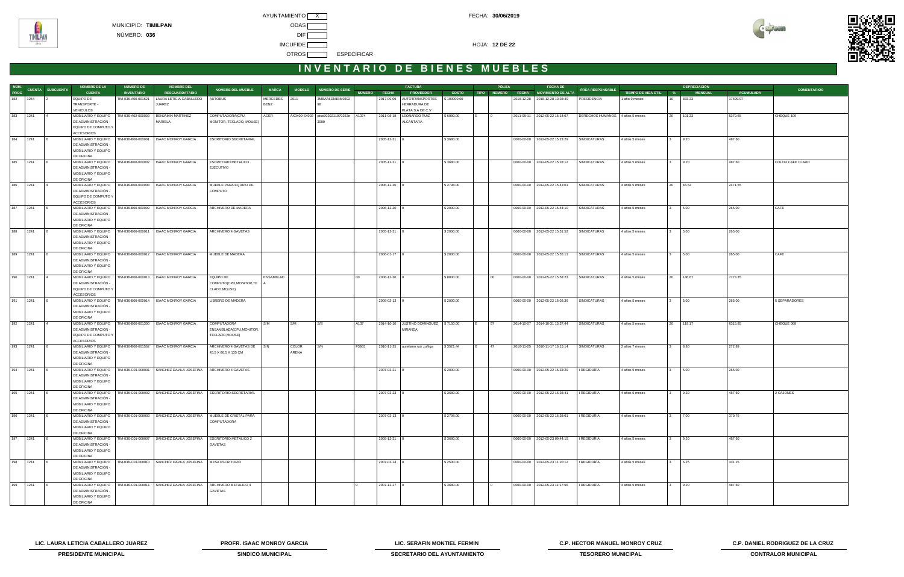MUNICIPIO: **TIMILPAN**

NÚMERO: **036**

AYUNTAMIENTO X

ODAS

DIF

IMCUFIDE

OTROS ESPECIFICAR

FECHA: **30/06/2019**

# INVENTARIO DE BIENES MUEBLES

| NÚM. PROG | CUENTA | SUBCUENTA | NOMBRE DE LA CUENTA | NÚMERO DE INVENTARIO | NOMBRE DEL RESGUARDATARIO | NOMBRE DEL MUEBLE | MARCA | MODELO | NÚMERO DE SERIE | FACTURA NÚMERO | FACTURA FECHA | FACTURA PROVEEDOR | FACTURA COSTO | PÓLIZA TIPO | PÓLIZA NÚMERO | PÓLIZA FECHA | FECHA DE MOVIMIENTO DE ALTA | ÁREA RESPONSABLE | TIEMPO DE VIDA ÚTIL | DEPRECIACIÓN % | DEPRECIACIÓN MENSUAL | DEPRECIACIÓN ACUMULADA | COMENTARIOS |
|---|---|---|---|---|---|---|---|---|---|---|---|---|---|---|---|---|---|---|---|---|---|---|---|
| 182 | 1244 | 2 | EQUIPO DE TRANSPORTE - VEHICULOS | TIM-036-A00-001621 | LAURA LETICIA CABALLERO JUAREZ | AUTOBUS | MERCEDES BENZ | 2011 | 3MBAA6DN1BM0392 96 | | 2017-09-09 | AUTOTRANSPORTES HERRADURA DE PLATA S.A DE C.V | $ 100000.00 | | | 2018-12-28 | 2018-12-28 13:38:49 | PRESIDENCIA | 1 año 9 meses | 10 | 833.33 | 17499.97 | |
| 183 | 1241 | 4 | MOBILIARIO Y EQUIPO DE ADMINISTRACIÓN - EQUIPO DE COMPUTO Y ACCESORIOS | TIM-036-A02-000003 | BENJAMIN MARTINEZ MARIELA | COMPUTADORA(CPU, MONITOR, TECLADO, MOUSE) | ACER | AX3400-S4002 | ptse2020211070253e 3000 | A1374 | 2011-08-18 | LEONARDO RUIZ ALCANTARA | $ 6080.00 | E | 0 | 2011-08-11 | 2012-05-22 15:14:07 | DERECHOS HUMANOS | 4 años 5 meses | 20 | 101.33 | 5370.65 | CHEQUE 109 |
| 184 | 1241 | 6 | MOBILIARIO Y EQUIPO DE ADMINISTRACIÓN - MOBILIARIO Y EQUIPO DE OFICINA | TIM-036-B00-000001 | ISAAC MONROY GARCIA | ESCRITORIO SECRETARIAL | | | | | 2005-12-31 | 0 | $ 3680.00 | | | 0000-00-00 | 2012-05-22 15:23:29 | SINDICATURAS | 4 años 5 meses | 3 | 9.20 | 487.60 | |
| 185 | 1241 | 6 | MOBILIARIO Y EQUIPO DE ADMINISTRACIÓN - MOBILIARIO Y EQUIPO DE OFICINA | TIM-036-B00-000002 | ISAAC MONROY GARCIA | ESCRITORIO METALICO EJECUTIVO | | | | | 2005-12-31 | 0 | $ 3680.00 | | | 0000-00-00 | 2012-05-22 15:28:12 | SINDICATURAS | 4 años 5 meses | 3 | 9.20 | 487.60 | COLOR CAFE CLARO |
| 186 | 1241 | 4 | MOBILIARIO Y EQUIPO DE ADMINISTRACIÓN - EQUIPO DE COMPUTO Y ACCESORIOS | TIM-036-B00-000008 | ISAAC MONROY GARCIA | MUEBLE PARA EQUIPO DE COMPUTO | | | | | 2006-12-30 | 0 | $ 2798.00 | | | 0000-00-00 | 2012-05-22 15:43:01 | SINDICATURAS | 4 años 5 meses | 20 | 46.63 | 2471.55 | |
| 187 | 1241 | 6 | MOBILIARIO Y EQUIPO DE ADMINISTRACIÓN - MOBILIARIO Y EQUIPO DE OFICINA | TIM-036-B00-000009 | ISAAC MONROY GARCIA | ARCHIVERO DE MADERA | | | | | 2006-12-30 | 0 | $ 2000.00 | | | 0000-00-00 | 2012-05-22 15:44:10 | SINDICATURAS | 4 años 5 meses | 3 | 5.00 | 265.00 | CAFE |
| 188 | 1241 | 6 | MOBILIARIO Y EQUIPO DE ADMINISTRACIÓN - MOBILIARIO Y EQUIPO DE OFICINA | TIM-036-B00-000011 | ISAAC MONROY GARCIA | ARCHIVERO 4 GAVETAS | | | | | 2005-12-31 | 0 | $ 2000.00 | | | 0000-00-00 | 2012-05-22 15:51:52 | SINDICATURAS | 4 años 5 meses | 3 | 5.00 | 265.00 | |
| 189 | 1241 | 6 | MOBILIARIO Y EQUIPO DE ADMINISTRACIÓN - MOBILIARIO Y EQUIPO DE OFICINA | TIM-036-B00-000012 | ISAAC MONROY GARCIA | MUEBLE DE MADERA | | | | | 2006-01-17 | 0 | $ 2000.00 | | | 0000-00-00 | 2012-05-22 15:55:11 | SINDICATURAS | 4 años 5 meses | 3 | 5.00 | 265.00 | CAFE |
| 190 | 1241 | 4 | MOBILIARIO Y EQUIPO DE ADMINISTRACIÓN - EQUIPO DE COMPUTO Y ACCESORIOS | TIM-036-B00-000013 | ISAAC MONROY GARCIA | EQUIPO DE COMPUTO(CPU,MONITOR,TECLADO,MOUSE) | ENSAMBLADA | | | 00 | 2006-12-30 | 0 | $ 8800.00 | | 00 | 0000-00-00 | 2012-05-22 15:58:23 | SINDICATURAS | 4 años 5 meses | 20 | 146.67 | 7773.35 | |
| 191 | 1241 | 6 | MOBILIARIO Y EQUIPO DE ADMINISTRACIÓN - MOBILIARIO Y EQUIPO DE OFICINA | TIM-036-B00-000014 | ISAAC MONROY GARCIA | LIBRERO DE MADERA | | | | | 2009-02-13 | 0 | $ 2000.00 | | | 0000-00-00 | 2012-05-22 16:02:36 | SINDICATURAS | 4 años 5 meses | 3 | 5.00 | 265.00 | 5 SEPARADORES |
| 192 | 1241 | 4 | MOBILIARIO Y EQUIPO DE ADMINISTRACIÓN - EQUIPO DE COMPUTO Y ACCESORIOS | TIM-036-B00-001300 | ISAAC MONROY GARCIA | COMPUTADORA ENSAMBLADA(CPU,MONITOR, TECLADO,MOUSE) | S/M | S/M | S/S | A137 | 2014-10-10 | JUSTINO DOMINGUEZ MIRANDA | $ 7150.00 | E | 57 | 2014-10-07 | 2014-10-31 15:37:44 | SINDICATURAS | 4 años 5 meses | 20 | 119.17 | 6315.85 | CHEQUE 068 |
| 193 | 1241 | 6 | MOBILIARIO Y EQUIPO DE ADMINISTRACIÓN - MOBILIARIO Y EQUIPO DE OFICINA | TIM-036-B00-001562 | ISAAC MONROY GARCIA | ARCHIVERO 4 GAVETAS DE 45.5 X 60.5 X 135 CM | S/N | COLOR ARENA | S/N | F3865 | 2016-11-25 | aureliano ruiz zuñiga | $ 3521.44 | E | 47 | 2016-11-25 | 2016-11-17 16:15:14 | SINDICATURAS | 2 años 7 meses | 3 | 8.80 | 272.89 | |
| 194 | 1241 | 6 | MOBILIARIO Y EQUIPO DE ADMINISTRACIÓN - MOBILIARIO Y EQUIPO DE OFICINA | TIM-036-C01-000001 | SANCHEZ DAVILA JOSEFINA | ARCHIVERO 4 GAVETAS | | | | | 2007-03-21 | 0 | $ 2000.00 | | | 0000-00-00 | 2012-05-22 16:33:29 | I REGIDURÍA | 4 años 5 meses | 3 | 5.00 | 265.00 | |
| 195 | 1241 | 6 | MOBILIARIO Y EQUIPO DE ADMINISTRACIÓN - MOBILIARIO Y EQUIPO DE OFICINA | TIM-036-C01-000002 | SANCHEZ DAVILA JOSEFINA | ESCRITORIO SECRETARIAL | | | | | 2007-03-23 | 0 | $ 3680.00 | | | 0000-00-00 | 2012-05-22 16:36:41 | I REGIDURÍA | 4 años 5 meses | 3 | 9.20 | 487.60 | 2 CAJONES |
| 196 | 1241 | 6 | MOBILIARIO Y EQUIPO DE ADMINISTRACIÓN - MOBILIARIO Y EQUIPO DE OFICINA | TIM-036-C01-000003 | SANCHEZ DAVILA JOSEFINA | MUEBLE DE CRISTAL PARA COMPUTADORA | | | | | 2007-02-13 | 0 | $ 2798.00 | | | 0000-00-00 | 2012-05-22 16:38:01 | I REGIDURÍA | 4 años 5 meses | 3 | 7.00 | 370.76 | |
| 197 | 1241 | 6 | MOBILIARIO Y EQUIPO DE ADMINISTRACIÓN - MOBILIARIO Y EQUIPO DE OFICINA | TIM-036-C01-000007 | SANCHEZ DAVILA JOSEFINA | ESCRITORIO METALICO 2 GAVETAS | | | | | 2005-12-31 | 0 | $ 3680.00 | | | 0000-00-00 | 2012-05-23 09:44:15 | I REGIDURÍA | 4 años 5 meses | 3 | 9.20 | 487.60 | |
| 198 | 1241 | 6 | MOBILIARIO Y EQUIPO DE ADMINISTRACIÓN - MOBILIARIO Y EQUIPO DE OFICINA | TIM-036-C01-000010 | SANCHEZ DAVILA JOSEFINA | MESA ESCRITORIO | | | | | 2007-03-14 | 0 | $ 2500.00 | | | 0000-00-00 | 2012-05-23 11:20:12 | I REGIDURÍA | 4 años 5 meses | 3 | 6.25 | 331.25 | |
| 199 | 1241 | 6 | MOBILIARIO Y EQUIPO DE ADMINISTRACIÓN - MOBILIARIO Y EQUIPO DE OFICINA | TIM-036-C01-000011 | SANCHEZ DAVILA JOSEFINA | ARCHIVERO METALICO 4 GAVETAS | | | | 0 | 2007-12-27 | 0 | $ 3680.00 | | 0 | 0000-00-00 | 2012-05-23 11:17:56 | I REGIDURÍA | 4 años 5 meses | 3 | 9.20 | 487.60 | |

| LIC. LAURA LETICIA CABALLERO JUAREZ | PROFR. ISAAC MONROY GARCIA | LIC. SERAFIN MONTIEL FERMIN | C.P. HECTOR MANUEL MONROY CRUZ | C.P. DANIEL RODRIGUEZ DE LA CRUZ |
|---|---|---|---|---|
| PRESIDENTE MUNICIPAL | SINDICO MUNICIPAL | SECRETARIO DEL AYUNTAMIENTO | TESORERO MUNICIPAL | CONTRALOR MUNICIPAL |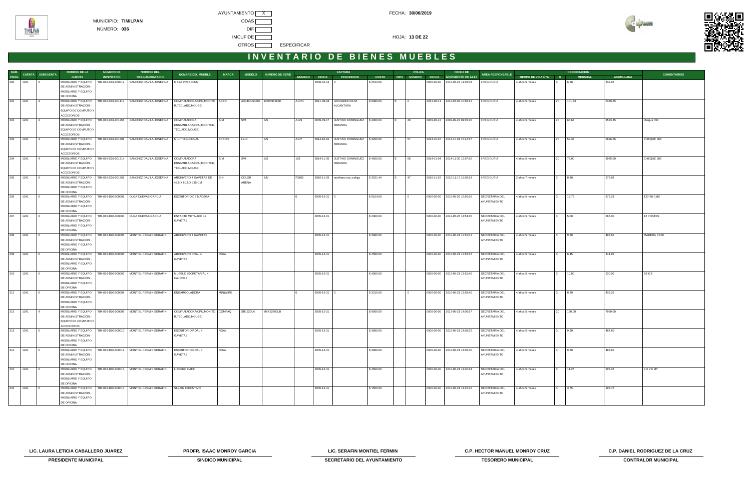MUNICIPIO: **TIMILPAN**

NÚMERO: **036**

AYUNTAMIENTO X

ODAS

DIF

IMCUFIDE

OTROS ESPECIFICAR

FECHA: **30/06/2019**

# INVENTARIO DE BIENES MUEBLES

| NÚM. PROG | CUENTA | SUBCUENTA | NOMBRE DE LA CUENTA | NÚMERO DE INVENTARIO | NOMBRE DEL RESGUARDATARIO | NOMBRE DEL MUEBLE | MARCA | MODELO | NÚMERO DE SERIE | FACTURA NÚMERO | FACTURA FECHA | FACTURA PROVEEDOR | FACTURA COSTO | PÓLIZA TIPO | PÓLIZA NÚMERO | PÓLIZA FECHA | FECHA DE MOVIMIENTO DE ALTA | ÁREA RESPONSABLE | TIEMPO DE VIDA ÚTIL | DEPRECIACIÓN % | DEPRECIACIÓN MENSUAL | DEPRECIACIÓN ACUMULADA | COMENTARIOS |
|---|---|---|---|---|---|---|---|---|---|---|---|---|---|---|---|---|---|---|---|---|---|---|---|
| 200 | 1241 | 6 | MOBILIARIO Y EQUIPO DE ADMINISTRACIÓN - MOBILIARIO Y EQUIPO DE OFICINA | TIM-036-C01-000012 | SANCHEZ DAVILA JOSEFINA | MESA PRESIDIUM | | | | | 2008-02-14 | 0 | $ 2513.00 | | | 0000-00-00 | 2012-05-23 11:28:08 | I REGIDURÍA | 4 años 5 meses | 3 | 6.28 | 332.96 | |
| 201 | 1241 | 4 | MOBILIARIO Y EQUIPO DE ADMINISTRACIÓN - EQUIPO DE COMPUTO Y ACCESORIOS | TIM-036-C01-001117 | SANCHEZ DAVILA JOSEFINA | COMPUTADORA(CPU,MONITOR,TECLADO,MOUSE) | ACER | AX3400-S4002 | 10700951830 | A1374 | 2011-08-18 | LEONARDO RUIZ ALCANTARA | $ 6080.00 | E | 0 | 2011-08-11 | 2012-07-03 10:58:11 | I REGIDURÍA | 4 años 5 meses | 20 | 101.33 | 5370.65 | |
| 202 | 1241 | 4 | MOBILIARIO Y EQUIPO DE ADMINISTRACIÓN - EQUIPO DE COMPUTO Y ACCESORIOS | TIM-036-C01-001255 | SANCHEZ DAVILA JOSEFINA | COMPUTADORA ENSAMBLADA(CPU,MONITOR,TECLADO,MOUSE) | S/M | S/M | S/S | A129 | 2009-09-17 | JUSTINO DOMINGUEZ MIRANDA | $ 4000.00 | E | 40 | 2009-09-13 | 2009-09-22 01:35:25 | I REGIDURÍA | 4 años 5 meses | 20 | 66.67 | 3533.35 | cheque 053 |
| 203 | 1241 | 4 | MOBILIARIO Y EQUIPO DE ADMINISTRACIÓN - EQUIPO DE COMPUTO Y ACCESORIOS | TIM-036-C01-001301 | SANCHEZ DAVILA JOSEFINA | MULTIFUNCIONAL | EPSON | L210 | S/S | A137 | 2014-10-10 | JUSTINO DOMINGUEZ MIRANDA | $ 3200.00 | I | 57 | 2014-10-07 | 2014-10-31 15:42:17 | I REGIDURÍA | 4 años 5 meses | 20 | 53.33 | 2826.65 | CHEQUE 068 |
| 204 | 1241 | 4 | MOBILIARIO Y EQUIPO DE ADMINISTRACIÓN - EQUIPO DE COMPUTO Y ACCESORIOS | TIM-036-C01-001314 | SANCHEZ DAVILA JOSEFINA | COMPUTADORA ENSAMBLADA(CPU,MONITOR,TECLADO,MOUSE) | S/M | S/M | S/S | 153 | 2014-11-05 | JUSTINO DOMINGUEZ MIRANDA | $ 4500.00 | E | 68 | 2014-11-04 | 2014-11-30 12:07:10 | I REGIDURÍA | 4 años 5 meses | 20 | 75.00 | 3975.00 | CHEQUE 086 |
| 205 | 1241 | 6 | MOBILIARIO Y EQUIPO DE ADMINISTRACIÓN - MOBILIARIO Y EQUIPO DE OFICINA | TIM-036-C01-001561 | SANCHEZ DAVILA JOSEFINA | ARCHIVERO 4 GAVETAS DE 45.5 X 60.5 X 135 CM | S/N | COLOR ARENA | S/N | F3865 | 2016-11-25 | aureliano ruiz zuñiga | $ 3521.44 | E | 47 | 2016-11-25 | 2016-11-17 16:09:53 | I REGIDURÍA | 2 años 7 meses | 3 | 8.80 | 272.89 | |
| 206 | 1241 | 6 | MOBILIARIO Y EQUIPO DE ADMINISTRACIÓN - MOBILIARIO Y EQUIPO DE OFICINA | TIM-036-D00-000001 | OLGA CUEVAS GARCIA | ESCRITORIO DE MADERA | | | | 0 | 2005-12-31 | 0 | $ 5104.00 | | 0 | 0000-00-00 | 2012-05-26 12:56:15 | SECRETARIA DEL AYUNTAMIENTO | 4 años 5 meses | 3 | 12.76 | 676.28 | 120*60 CMS |
| 207 | 1241 | 6 | MOBILIARIO Y EQUIPO DE ADMINISTRACIÓN - MOBILIARIO Y EQUIPO DE OFICINA | TIM-036-D00-000004 | OLGA CUEVAS GARCIA | ESTANTE METALICO 42 GAVETAS | | | | | 2005-12-31 | | $ 2000.00 | | | 0000-00-00 | 2012-05-26 14:54:15 | SECRETARIA DEL AYUNTAMIENTO | 4 años 5 meses | 3 | 5.00 | 265.00 | 12 POSTES |
| 208 | 1241 | 6 | MOBILIARIO Y EQUIPO DE ADMINISTRACIÓN - MOBILIARIO Y EQUIPO DE OFICINA | TIM-036-D00-000005 | MONTIEL FERMIN SERAFIN | ARCHIVERO 4 GAVETAS | | | | | 2005-12-31 | | $ 3680.00 | | | 0000-00-00 | 2012-06-21 12:51:01 | SECRETARIA DEL AYUNTAMIENTO | 4 años 5 meses | 3 | 9.20 | 487.60 | MADERA CAFE |
| 209 | 1241 | 6 | MOBILIARIO Y EQUIPO DE ADMINISTRACIÓN - MOBILIARIO Y EQUIPO DE OFICINA | TIM-036-D00-000006 | MONTIEL FERMIN SERAFIN | ARCHIVERO ROAL 4 GAVETAS | ROAL | | | | 2005-12-31 | | $ 2580.00 | | | 0000-00-00 | 2012-06-21 12:53:32 | SECRETARIA DEL AYUNTAMIENTO | 4 años 5 meses | 3 | 6.45 | 341.85 | |
| 210 | 1241 | 6 | MOBILIARIO Y EQUIPO DE ADMINISTRACIÓN - MOBILIARIO Y EQUIPO DE OFICINA | TIM-036-D00-000007 | MONTIEL FERMIN SERAFIN | MUEBLE SECRETARIAL 4 CAJONES | | | | | 2005-12-31 | | $ 4000.00 | | | 0000-00-00 | 2012-06-21 13:51:40 | SECRETARIA DEL AYUNTAMIENTO | 4 años 5 meses | 3 | 10.00 | 530.00 | BEIGE |
| 211 | 1241 | 6 | MOBILIARIO Y EQUIPO DE ADMINISTRACIÓN - MOBILIARIO Y EQUIPO DE OFICINA | TIM-036-D00-000008 | MONTIEL FERMIN SERAFIN | ENGARGOLADORA | MINIWIRE | | | 0 | 2005-12-31 | 0 | $ 3315.00 | | 0 | 0000-00-00 | 2012-06-21 13:59:40 | SECRETARIA DEL AYUNTAMIENTO | 4 años 5 meses | 3 | 8.29 | 439.25 | |
| 212 | 1241 | 4 | MOBILIARIO Y EQUIPO DE ADMINISTRACIÓN - EQUIPO DE COMPUTO Y ACCESORIOS | TIM-036-D00-000009 | MONTIEL FERMIN SERAFIN | COMPUTADORA(CPU,MONITOR,TECLADO,MOUSE) | COMPAQ | SR1920LA | MXX62703LB | | 2005-12-31 | | $ 9000.00 | | | 0000-00-00 | 2012-06-21 14:06:57 | SECRETARIA DEL AYUNTAMIENTO | 4 años 5 meses | 20 | 150.00 | 7950.00 | |
| 213 | 1241 | 6 | MOBILIARIO Y EQUIPO DE ADMINISTRACIÓN - MOBILIARIO Y EQUIPO DE OFICINA | TIM-036-D00-000010 | MONTIEL FERMIN SERAFIN | ESCRITORIO ROAL 4 GAVETAS | ROAL | | | | 2005-12-31 | | $ 3680.00 | | | 0000-00-00 | 2012-06-21 14:08:32 | SECRETARIA DEL AYUNTAMIENTO | 4 años 5 meses | 3 | 9.20 | 487.60 | |
| 214 | 1241 | 6 | MOBILIARIO Y EQUIPO DE ADMINISTRACIÓN - MOBILIARIO Y EQUIPO DE OFICINA | TIM-036-D00-000011 | MONTIEL FERMIN SERAFIN | ESCRITORIO ROAL 4 GAVETAS | ROAL | | | | 2005-12-31 | | $ 3680.00 | | | 0000-00-00 | 2012-06-21 14:09:40 | SECRETARIA DEL AYUNTAMIENTO | 4 años 5 meses | 3 | 9.20 | 487.60 | |
| 215 | 1241 | 6 | MOBILIARIO Y EQUIPO DE ADMINISTRACIÓN - MOBILIARIO Y EQUIPO DE OFICINA | TIM-036-D00-000013 | MONTIEL FERMIN SERAFIN | LIBRERO CAFE | | | | | 2005-12-31 | | $ 4500.00 | | | 0000-00-00 | 2012-06-21 14:20:14 | SECRETARIA DEL AYUNTAMIENTO | 4 años 5 meses | 3 | 11.25 | 596.25 | 2 X 2.5 MT. |
| 216 | 1241 | 6 | MOBILIARIO Y EQUIPO DE ADMINISTRACIÓN - MOBILIARIO Y EQUIPO DE OFICINA | TIM-036-D00-000014 | MONTIEL FERMIN SERAFIN | SILLON EJECUTIVO | | | | | 2005-12-31 | | $ 1500.00 | | | 0000-00-00 | 2012-06-21 14:22:22 | SECRETARIA DEL AYUNTAMIENTO | 4 años 5 meses | 3 | 3.75 | 198.75 | |

| LIC. LAURA LETICIA CABALLERO JUAREZ | PROFR. ISAAC MONROY GARCIA | LIC. SERAFIN MONTIEL FERMIN | C.P. HECTOR MANUEL MONROY CRUZ | C.P. DANIEL RODRIGUEZ DE LA CRUZ |
|---|---|---|---|---|
| PRESIDENTE MUNICIPAL | SINDICO MUNICIPAL | SECRETARIO DEL AYUNTAMIENTO | TESORERO MUNICIPAL | CONTRALOR MUNICIPAL |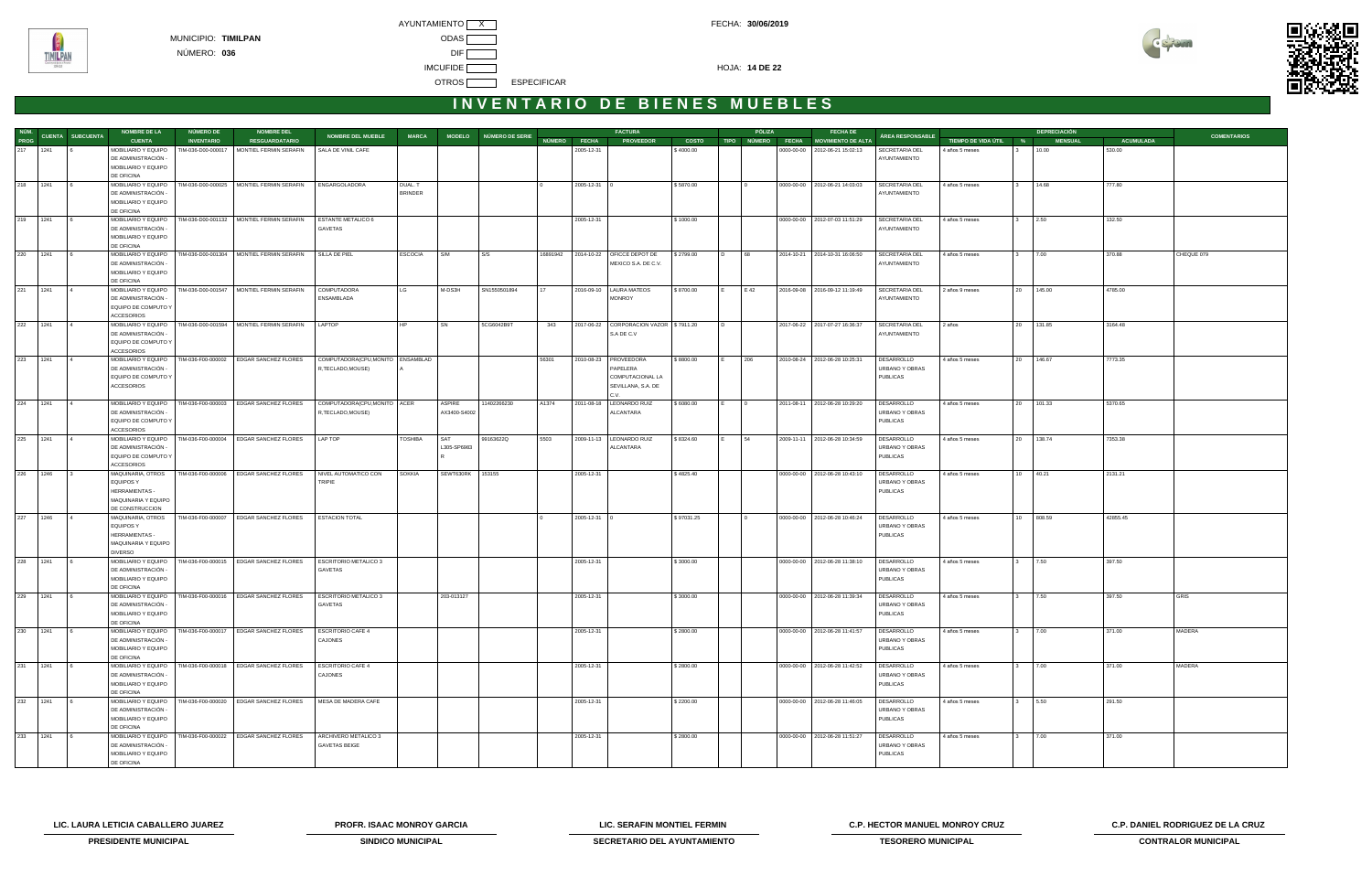MUNICIPIO: **TIMILPAN**

NÚMERO: **036**

AYUNTAMIENTO X

ODAS

DIF

IMCUFIDE

OTROS ESPECIFICAR

FECHA: **30/06/2019**

HOJA: **14 DE 22**

# INVENTARIO DE BIENES MUEBLES

| NÚM. PROG | CUENTA | SUBCUENTA | NOMBRE DE LA CUENTA | NÚMERO DE INVENTARIO | NOMBRE DEL RESGUARDATARIO | NOMBRE DEL MUEBLE | MARCA | MODELO | NÚMERO DE SERIE | FACTURA NÚMERO | FACTURA FECHA | FACTURA PROVEEDOR | FACTURA COSTO | PÓLIZA TIPO | PÓLIZA NÚMERO | PÓLIZA FECHA | FECHA DE MOVIMIENTO DE ALTA | ÁREA RESPONSABLE | TIEMPO DE VIDA ÚTIL | DEPRECIACIÓN % | DEPRECIACIÓN MENSUAL | DEPRECIACIÓN ACUMULADA | COMENTARIOS |
|---|---|---|---|---|---|---|---|---|---|---|---|---|---|---|---|---|---|---|---|---|---|---|---|
| 217 | 1241 | 6 | MOBILIARIO Y EQUIPO DE ADMINISTRACIÓN - MOBILIARIO Y EQUIPO DE OFICINA | TIM-036-D00-000017 | MONTIEL FERMIN SERAFIN | SALA DE VINIL CAFE | | | | | 2005-12-31 | | $ 4000.00 | | | 0000-00-00 | 2012-06-21 15:02:13 | SECRETARIA DEL AYUNTAMIENTO | 4 años 5 meses | 3 | 10.00 | 530.00 | |
| 218 | 1241 | 6 | MOBILIARIO Y EQUIPO DE ADMINISTRACIÓN - MOBILIARIO Y EQUIPO DE OFICINA | TIM-036-D00-000025 | MONTIEL FERMIN SERAFIN | ENGARGOLADORA | DUAL T BRINDER | | | 0 | 2005-12-31 | 0 | $ 5870.00 | | 0 | 0000-00-00 | 2012-06-21 14:03:03 | SECRETARIA DEL AYUNTAMIENTO | 4 años 5 meses | 3 | 14.68 | 777.80 | |
| 219 | 1241 | 6 | MOBILIARIO Y EQUIPO DE ADMINISTRACIÓN - MOBILIARIO Y EQUIPO DE OFICINA | TIM-036-D00-001132 | MONTIEL FERMIN SERAFIN | ESTANTE METALICO 6 GAVETAS | | | | | 2005-12-31 | | $ 1000.00 | | | 0000-00-00 | 2012-07-03 11:51:29 | SECRETARIA DEL AYUNTAMIENTO | 4 años 5 meses | 3 | 2.50 | 132.50 | |
| 220 | 1241 | 6 | MOBILIARIO Y EQUIPO DE ADMINISTRACIÓN - MOBILIARIO Y EQUIPO DE OFICINA | TIM-036-D00-001304 | MONTIEL FERMIN SERAFIN | SILLA DE PIEL | ESCOCIA | S/M | S/S | 16691942 | 2014-10-22 | OFICCE DEPOT DE MEXICO S.A. DE C.V. | $ 2799.00 | D | 68 | 2014-10-21 | 2014-10-31 16:06:50 | SECRETARIA DEL AYUNTAMIENTO | 4 años 5 meses | 3 | 7.00 | 370.88 | CHEQUE 079 |
| 221 | 1241 | 4 | MOBILIARIO Y EQUIPO DE ADMINISTRACIÓN - EQUIPO DE COMPUTO Y ACCESORIOS | TIM-036-D00-001547 | MONTIEL FERMIN SERAFIN | COMPUTADORA ENSAMBLADA | LG | M-DS3H | SN1550501894 | 17 | 2016-09-10 | LAURA MATEOS MONROY | $ 8700.00 | E | E 42 | 2016-09-06 | 2016-09-12 11:19:49 | SECRETARIA DEL AYUNTAMIENTO | 2 años 9 meses | 20 | 145.00 | 4785.00 | |
| 222 | 1241 | 4 | MOBILIARIO Y EQUIPO DE ADMINISTRACIÓN - EQUIPO DE COMPUTO Y ACCESORIOS | TIM-036-D00-001594 | MONTIEL FERMIN SERAFIN | LAPTOP | HP | SN | 5CG6042B9T | 343 | 2017-06-22 | CORPORACION VAZOR S.A DE C.V | $ 7911.20 | D | | 2017-06-22 | 2017-07-17 16:36:37 | SECRETARIA DEL AYUNTAMIENTO | 2 años | 20 | 131.85 | 3164.49 | |
| 223 | 1241 | 4 | MOBILIARIO Y EQUIPO DE ADMINISTRACIÓN - EQUIPO DE COMPUTO Y ACCESORIOS | TIM-036-F00-000002 | EDGAR SANCHEZ FLORES | COMPUTADORA(CPU,MONITOR,TECLADO,MOUSE) | ENSAMBLADA | | | 56301 | 2010-08-23 | PROVEEDORA PAPELERA COMPUTACIONAL LA SEVILLANA, S.A. DE C.V. | $ 8800.00 | E | 206 | 2010-08-24 | 2012-06-28 10:25:31 | DESARROLLO URBANO Y OBRAS PUBLICAS | 4 años 5 meses | 20 | 146.67 | 7773.35 | |
| 224 | 1241 | 4 | MOBILIARIO Y EQUIPO DE ADMINISTRACIÓN - EQUIPO DE COMPUTO Y ACCESORIOS | TIM-036-F00-000003 | EDGAR SANCHEZ FLORES | COMPUTADORA(CPU,MONITOR,TECLADO,MOUSE) | ACER | ASPIRE AX3400-S4002 | 11402266230 | A1374 | 2011-08-18 | LEONARDO RUIZ ALCANTARA | $ 6080.00 | E | 0 | 2011-08-11 | 2012-06-28 10:29:20 | DESARROLLO URBANO Y OBRAS PUBLICAS | 4 años 5 meses | 20 | 101.33 | 5370.65 | |
| 225 | 1241 | 4 | MOBILIARIO Y EQUIPO DE ADMINISTRACIÓN - EQUIPO DE COMPUTO Y ACCESORIOS | TIM-036-F00-000004 | EDGAR SANCHEZ FLORES | LAP TOP | TOSHIBA | SAT L305-SP6983R | 99163622Q | 5503 | 2009-11-13 | LEONARDO RUIZ ALCANTARA | $ 8324.60 | E | 54 | 2009-11-11 | 2012-06-28 10:34:59 | DESARROLLO URBANO Y OBRAS PUBLICAS | 4 años 5 meses | 20 | 138.74 | 7353.36 | |
| 226 | 1246 | 3 | MAQUINARIA, OTROS EQUIPOS Y HERRAMIENTAS - MAQUINARIA Y EQUIPO DE CONSTRUCCION | TIM-036-F00-000006 | EDGAR SANCHEZ FLORES | NIVEL AUTOMATICO CON TRIPIE | SOKKIA | SEWT630RK | 153155 | | 2005-12-31 | | $ 4825.40 | | | 0000-00-00 | 2012-06-28 10:43:10 | DESARROLLO URBANO Y OBRAS PUBLICAS | 4 años 5 meses | 10 | 40.21 | 2131.21 | |
| 227 | 1246 | 4 | MAQUINARIA, OTROS EQUIPOS Y HERRAMIENTAS - MAQUINARIA Y EQUIPO DIVERSO | TIM-036-F00-000007 | EDGAR SANCHEZ FLORES | ESTACION TOTAL | | | | 0 | 2005-12-31 | 0 | $ 97031.25 | | 0 | 0000-00-00 | 2012-06-28 10:46:24 | DESARROLLO URBANO Y OBRAS PUBLICAS | 4 años 5 meses | 10 | 808.59 | 42855.45 | |
| 228 | 1241 | 6 | MOBILIARIO Y EQUIPO DE ADMINISTRACIÓN - MOBILIARIO Y EQUIPO DE OFICINA | TIM-036-F00-000015 | EDGAR SANCHEZ FLORES | ESCRITORIO METALICO 3 GAVETAS | | | | | 2005-12-31 | | $ 3000.00 | | | 0000-00-00 | 2012-06-28 11:38:10 | DESARROLLO URBANO Y OBRAS PUBLICAS | 4 años 5 meses | 3 | 7.50 | 397.50 | |
| 229 | 1241 | 6 | MOBILIARIO Y EQUIPO DE ADMINISTRACIÓN - MOBILIARIO Y EQUIPO DE OFICINA | TIM-036-F00-000016 | EDGAR SANCHEZ FLORES | ESCRITORIO METALICO 3 GAVETAS | | 203-013127 | | | 2005-12-31 | | $ 3000.00 | | | 0000-00-00 | 2012-06-28 11:39:34 | DESARROLLO URBANO Y OBRAS PUBLICAS | 4 años 5 meses | 3 | 7.50 | 397.50 | GRIS |
| 230 | 1241 | 6 | MOBILIARIO Y EQUIPO DE ADMINISTRACIÓN - MOBILIARIO Y EQUIPO DE OFICINA | TIM-036-F00-000017 | EDGAR SANCHEZ FLORES | ESCRITORIO CAFE 4 CAJONES | | | | | 2005-12-31 | | $ 2800.00 | | | 0000-00-00 | 2012-06-28 11:41:57 | DESARROLLO URBANO Y OBRAS PUBLICAS | 4 años 5 meses | 3 | 7.00 | 371.00 | MADERA |
| 231 | 1241 | 6 | MOBILIARIO Y EQUIPO DE ADMINISTRACIÓN - MOBILIARIO Y EQUIPO DE OFICINA | TIM-036-F00-000018 | EDGAR SANCHEZ FLORES | ESCRITORIO CAFE 4 CAJONES | | | | | 2005-12-31 | | $ 2800.00 | | | 0000-00-00 | 2012-06-28 11:42:52 | DESARROLLO URBANO Y OBRAS PUBLICAS | 4 años 5 meses | 3 | 7.00 | 371.00 | MADERA |
| 232 | 1241 | 6 | MOBILIARIO Y EQUIPO DE ADMINISTRACIÓN - MOBILIARIO Y EQUIPO DE OFICINA | TIM-036-F00-000020 | EDGAR SANCHEZ FLORES | MESA DE MADERA CAFE | | | | | 2005-12-31 | | $ 2200.00 | | | 0000-00-00 | 2012-06-28 11:46:05 | DESARROLLO URBANO Y OBRAS PUBLICAS | 4 años 5 meses | 3 | 5.50 | 291.50 | |
| 233 | 1241 | 6 | MOBILIARIO Y EQUIPO DE ADMINISTRACIÓN - MOBILIARIO Y EQUIPO DE OFICINA | TIM-036-F00-000022 | EDGAR SANCHEZ FLORES | ARCHIVERO METALICO 3 GAVETAS BEIGE | | | | | 2005-12-31 | | $ 2800.00 | | | 0000-00-00 | 2012-06-28 11:51:27 | DESARROLLO URBANO Y OBRAS PUBLICAS | 4 años 5 meses | 3 | 7.00 | 371.00 | |

| LIC. LAURA LETICIA CABALLERO JUAREZ | PROFR. ISAAC MONROY GARCIA | LIC. SERAFIN MONTIEL FERMIN | C.P. HECTOR MANUEL MONROY CRUZ | C.P. DANIEL RODRIGUEZ DE LA CRUZ |
|---|---|---|---|---|
| **PRESIDENTE MUNICIPAL** | **SINDICO MUNICIPAL** | **SECRETARIO DEL AYUNTAMIENTO** | **TESORERO MUNICIPAL** | **CONTRALOR MUNICIPAL** |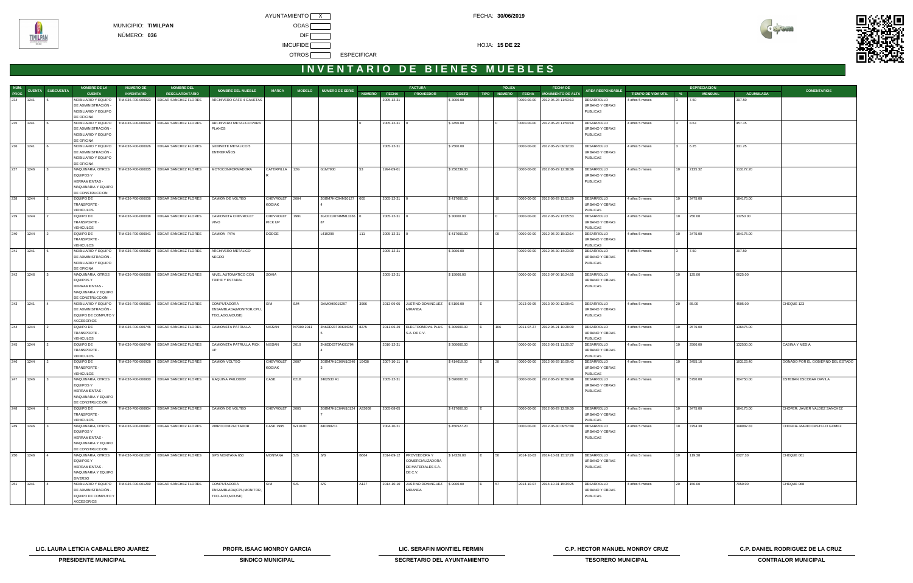AYUNTAMIENTO X

MUNICIPIO: **TIMILPAN**

NÚMERO: **036**

ODAS

DIF

IMCUFIDE

OTROS ESPECIFICAR

FECHA: **30/06/2019**

HOJA: **15 DE 22**

# INVENTARIO DE BIENES MUEBLES

| NÚM. PROG | CUENTA | SUBCUENTA | NOMBRE DE LA CUENTA | NÚMERO DE INVENTARIO | NOMBRE DEL RESGUARDATARIO | NOMBRE DEL MUEBLE | MARCA | MODELO | NÚMERO DE SERIE | FACTURA | | | | PÓLIZA | | | FECHA DE MOVIMIENTO DE ALTA | ÁREA RESPONSABLE | DEPRECIACIÓN | | | | COMENTARIOS |
|---|---|---|---|---|---|---|---|---|---|---|---|---|---|---|---|---|---|---|---|---|---|---|---|
| | | | | | | | | | | NÚMERO | FECHA | PROVEEDOR | COSTO | TIPO | NÚMERO | FECHA | | | TIEMPO DE VIDA ÚTIL | % | MENSUAL | ACUMULADA | |
| 234 | 1241 | 6 | MOBILIARIO Y EQUIPO DE ADMINISTRACIÓN - MOBILIARIO Y EQUIPO DE OFICINA | TIM-036-F00-000023 | EDGAR SANCHEZ FLORES | ARCHIVERO CAFE 4 GAVETAS | | | | | 2005-12-31 | | $ 3000.00 | | | 0000-00-00 | 2012-06-28 11:53:13 | DESARROLLO URBANO Y OBRAS PUBLICAS | 4 años 5 meses | 3 | 7.50 | 397.50 | |
| 235 | 1241 | 6 | MOBILIARIO Y EQUIPO DE ADMINISTRACIÓN - MOBILIARIO Y EQUIPO DE OFICINA | TIM-036-F00-000024 | EDGAR SANCHEZ FLORES | ARCHIVERO METALICO PARA PLANOS | | | | 0 | 2005-12-31 | 0 | $ 3450.00 | | 0 | 0000-00-00 | 2012-06-28 11:54:18 | DESARROLLO URBANO Y OBRAS PUBLICAS | 4 años 5 meses | 3 | 8.63 | 457.15 | |
| 236 | 1241 | 6 | MOBILIARIO Y EQUIPO DE ADMINISTRACIÓN - MOBILIARIO Y EQUIPO DE OFICINA | TIM-036-F00-000026 | EDGAR SANCHEZ FLORES | GEBINETE METALICO 5 ENTREPAÑOS | | | | | 2005-12-31 | | $ 2500.00 | | | 0000-00-00 | 2012-06-29 09:32:33 | DESARROLLO URBANO Y OBRAS PUBLICAS | 4 años 5 meses | 3 | 6.25 | 331.25 | |
| 237 | 1246 | 3 | MAQUINARIA, OTROS EQUIPOS Y HERRAMIENTAS - MAQUINARIA Y EQUIPO DE CONSTRUCCION | TIM-036-F00-000035 | EDGAR SANCHEZ FLORES | MOTOCONFORMADORA | CATERPILLAR | 12G | G1M7000 | 53 | 1994-09-01 | | $ 256239.00 | | | 0000-00-00 | 2012-06-29 12:38:36 | DESARROLLO URBANO Y OBRAS PUBLICAS | 4 años 5 meses | 10 | 2135.32 | 113172.20 | |
| 238 | 1244 | 2 | EQUIPO DE TRANSPORTE - VEHICULOS | TIM-036-F00-000036 | EDGAR SANCHEZ FLORES | CAMION DE VOLTEO | CHEVROLET KODIAK | 2004 | 3GBM7H1C94M10127 4 | 000 | 2005-12-31 | 0 | $ 417000.00 | | 10 | 0000-00-00 | 2012-06-29 12:51:29 | DESARROLLO URBANO Y OBRAS PUBLICAS | 4 años 5 meses | 10 | 3475.00 | 184175.00 | |
| 239 | 1244 | 2 | EQUIPO DE TRANSPORTE - VEHICULOS | TIM-036-F00-000038 | EDGAR SANCHEZ FLORES | CAMIONETA CHEVROLET VINO | CHEVROLET PICK UP | 1991 | 3GCEC20T4MM13366 87 | 0 | 2005-12-31 | 0 | $ 30000.00 | | 0 | 0000-00-00 | 2012-06-29 13:05:53 | DESARROLLO URBANO Y OBRAS PUBLICAS | 4 años 5 meses | 10 | 250.00 | 13250.00 | |
| 240 | 1244 | 2 | EQUIPO DE TRANSPORTE - VEHICULOS | TIM-036-F00-000041 | EDGAR SANCHEZ FLORES | CAMION PIPA | DODGE | | L419298 | 111 | 2005-12-31 | 0 | $ 417000.00 | | 00 | 0000-00-00 | 2012-06-29 15:13:14 | DESARROLLO URBANO Y OBRAS PUBLICAS | 4 años 5 meses | 10 | 3475.00 | 184175.00 | |
| 241 | 1241 | 6 | MOBILIARIO Y EQUIPO DE ADMINISTRACIÓN - MOBILIARIO Y EQUIPO DE OFICINA | TIM-036-F00-000052 | EDGAR SANCHEZ FLORES | ARCHIVERO METALICO NEGRO | | | | | 2005-12-31 | | $ 3000.00 | | | 0000-00-00 | 2012-06-30 14:23:30 | DESARROLLO URBANO Y OBRAS PUBLICAS | 4 años 5 meses | 3 | 7.50 | 397.50 | |
| 242 | 1246 | 3 | MAQUINARIA, OTROS EQUIPOS Y HERRAMIENTAS - MAQUINARIA Y EQUIPO DE CONSTRUCCION | TIM-036-F00-000056 | EDGAR SANCHEZ FLORES | NIVEL AUTOMATICO CON TRIPIE Y ESTADAL | SOKIA | | | | 2005-12-31 | | $ 15000.00 | | | 0000-00-00 | 2012-07-06 16:24:55 | DESARROLLO URBANO Y OBRAS PUBLICAS | 4 años 5 meses | 10 | 125.00 | 6625.00 | |
| 243 | 1241 | 4 | MOBILIARIO Y EQUIPO DE ADMINISTRACIÓN - EQUIPO DE COMPUTO Y ACCESORIOS | TIM-036-F00-000061 | EDGAR SANCHEZ FLORES | COMPUTADORA ENSAMBLADA(MONITOR,CPU, TECLADO,MOUSE) | S/M | S/M | DAMOHB015297 | 3966 | 2013-09-05 | JUSTINO DOMINGUEZ MIRANDA | $ 5100.00 | E | | 2013-09-05 | 2013-09-09 12:08:41 | DESARROLLO URBANO Y OBRAS PUBLICAS | 4 años 5 meses | 20 | 85.00 | 4505.00 | CHEQUE 123 |
| 244 | 1244 | 2 | EQUIPO DE TRANSPORTE - VEHICULOS | TIM-036-F00-000746 | EDGAR SANCHEZ FLORES | CAMIONETA PATRULLA | NISSAN | NP300 2011 | 3N6DD23T0BK04357 5 | 8275 | 2011-06-29 | ELECTROMOVIL PLUS S.A. DE C.V. | $ 309000.00 | E | 106 | 2011-07-27 | 2012-06-21 10:28:09 | DESARROLLO URBANO Y OBRAS PUBLICAS | 4 años 5 meses | 10 | 2575.00 | 136475.00 | |
| 245 | 1244 | 2 | EQUIPO DE TRANSPORTE - VEHICULOS | TIM-036-F00-000749 | EDGAR SANCHEZ FLORES | CAMIONETA PATRULLA PICK UP | NISSAN | 2010 | 3N6DD23T9AK01794 4 | | 2010-12-31 | | $ 300000.00 | | | 0000-00-00 | 2012-06-21 11:20:37 | DESARROLLO URBANO Y OBRAS PUBLICAS | 4 años 5 meses | 10 | 2500.00 | 132500.00 | CABINA Y MEDIA |
| 246 | 1244 | 2 | EQUIPO DE TRANSPORTE - VEHICULOS | TIM-036-F00-000928 | EDGAR SANCHEZ FLORES | CAMION VOLTEO | CHEVROLET KODIAK | 2007 | 3GBM7H1C06M10340 3 | 10438 | 2007-10-11 | 0 | $ 414619.00 | E | 28 | 0000-00-00 | 2012-06-29 10:09:43 | DESARROLLO URBANO Y OBRAS PUBLICAS | 4 años 5 meses | 10 | 3455.16 | 183123.40 | DONADO POR EL GOBIERNO DEL ESTADO |
| 247 | 1246 | 3 | MAQUINARIA, OTROS EQUIPOS Y HERRAMIENTAS - MAQUINARIA Y EQUIPO DE CONSTRUCCION | TIM-036-F00-000930 | EDGAR SANCHEZ FLORES | MAQUINA PAILODER | CASE | 621B | 2482530 A1 | | 2005-12-31 | | $ 690000.00 | | | 0000-00-00 | 2012-06-29 10:59:48 | DESARROLLO URBANO Y OBRAS PUBLICAS | 4 años 5 meses | 10 | 5750.00 | 304750.00 | ESTEBAN ESCOBAR DAVILA |
| 248 | 1244 | 2 | EQUIPO DE TRANSPORTE - VEHICULOS | TIM-036-F00-000934 | EDGAR SANCHEZ FLORES | CAMION DE VOLTEO | CHEVROLET | 2005 | 3GBM7H1C64M10124 7 | A33608 | 2005-08-05 | | $ 417000.00 | E | | 0000-00-00 | 2012-06-29 12:59:00 | DESARROLLO URBANO Y OBRAS PUBLICAS | 4 años 5 meses | 10 | 3475.00 | 184175.00 | CHOFER: JAVIER VALDEZ SANCHEZ |
| 249 | 1246 | 3 | MAQUINARIA, OTROS EQUIPOS Y HERRAMIENTAS - MAQUINARIA Y EQUIPO DE CONSTRUCCION | TIM-036-F00-000967 | EDGAR SANCHEZ FLORES | VIBROCOMPACTADOR | CASE 1995 | W1102D | 840098211 | | 2004-10-21 | | $ 450527.20 | | | 0000-00-00 | 2012-06-30 09:57:49 | DESARROLLO URBANO Y OBRAS PUBLICAS | 4 años 5 meses | 10 | 3754.39 | 198982.83 | CHOFER- MARIO CASTILLO GOMEZ |
| 250 | 1246 | 4 | MAQUINARIA, OTROS EQUIPOS Y HERRAMIENTAS - MAQUINARIA Y EQUIPO DIVERSO | TIM-036-F00-001297 | EDGAR SANCHEZ FLORES | GPS MONTANA 650 | MONTANA | S/S | S/S | B664 | 2014-09-12 | PROVEEDORA Y COMERCIALIZADORA DE MATERIALES S.A. DE C.V. | $ 14326.00 | E | 50 | 2014-10-03 | 2014-10-31 15:17:28 | DESARROLLO URBANO Y OBRAS PUBLICAS | 4 años 5 meses | 10 | 119.38 | 6327.30 | CHEQUE 061 |
| 251 | 1241 | 4 | MOBILIARIO Y EQUIPO DE ADMINISTRACIÓN - EQUIPO DE COMPUTO Y ACCESORIOS | TIM-036-F00-001299 | EDGAR SANCHEZ FLORES | COMPUTADORA ENSAMBLADA(CPU,MONITOR, TECLADO,MOUSE) | S/M | S/S | S/S | A137 | 2014-10-10 | JUSTINO DOMINGUEZ MIRANDA | $ 9000.00 | E | 57 | 2014-10-07 | 2014-10-31 15:34:25 | DESARROLLO URBANO Y OBRAS PUBLICAS | 4 años 5 meses | 20 | 150.00 | 7950.00 | CHEQUE 068 |

| LIC. LAURA LETICIA CABALLERO JUAREZ | PROFR. ISAAC MONROY GARCIA | LIC. SERAFIN MONTIEL FERMIN | C.P. HECTOR MANUEL MONROY CRUZ | C.P. DANIEL RODRIGUEZ DE LA CRUZ |
|---|---|---|---|---|
| PRESIDENTE MUNICIPAL | SINDICO MUNICIPAL | SECRETARIO DEL AYUNTAMIENTO | TESORERO MUNICIPAL | CONTRALOR MUNICIPAL |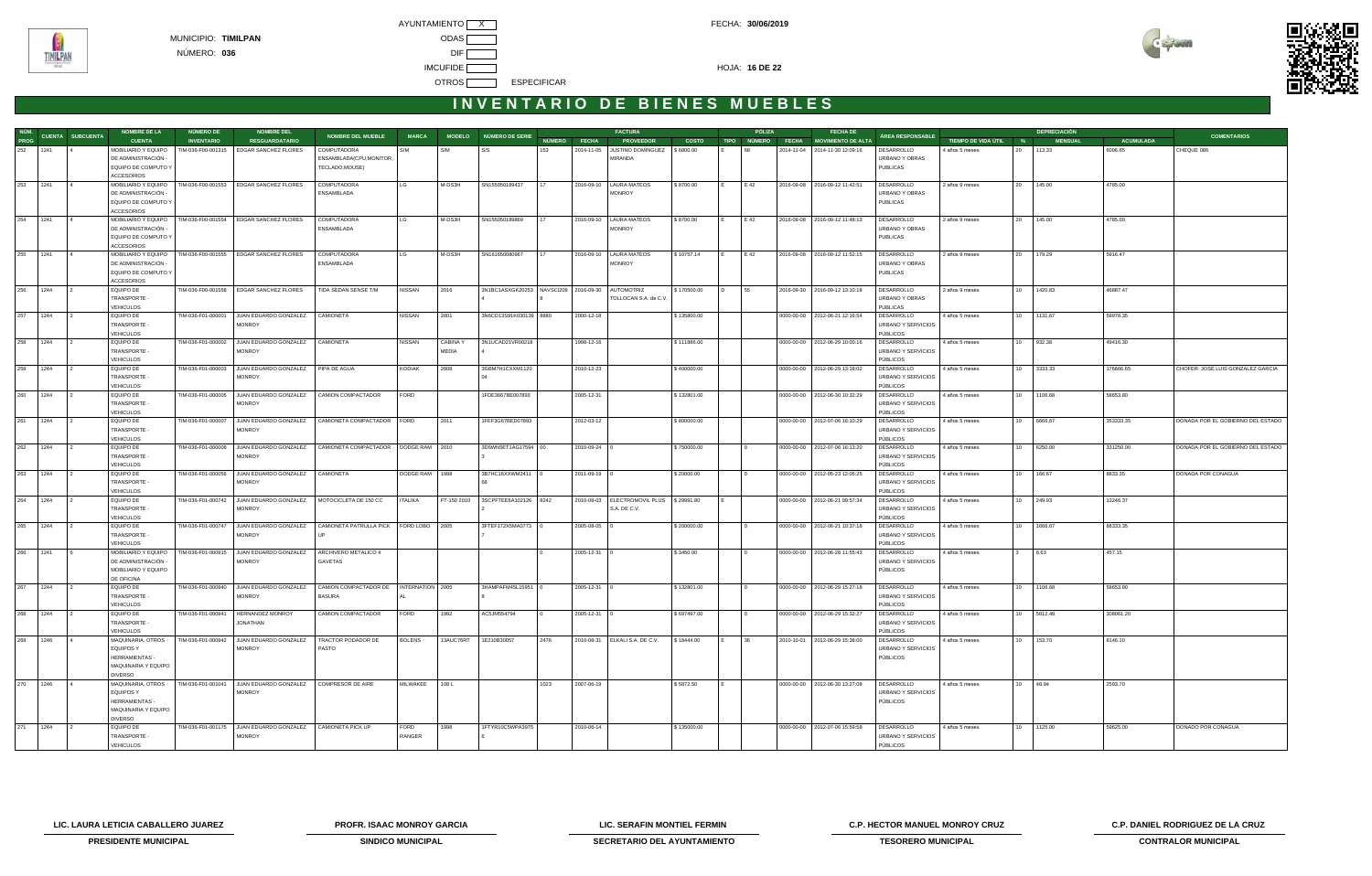MUNICIPIO: **TIMILPAN**

NÚMERO: **036**

AYUNTAMIENTO X

ODAS

DIF

IMCUFIDE

OTROS ESPECIFICAR

FECHA: **30/06/2019**

HOJA: **16 DE 22**

# INVENTARIO DE BIENES MUEBLES

| NÚM. PROG | CUENTA | SUBCUENTA | NOMBRE DE LA CUENTA | NÚMERO DE INVENTARIO | NOMBRE DEL RESGUARDATARIO | NOMBRE DEL MUEBLE | MARCA | MODELO | NÚMERO DE SERIE | FACTURA | | | | PÓLIZA | | | FECHA DE MOVIMIENTO DE ALTA | ÁREA RESPONSABLE | TIEMPO DE VIDA ÚTIL | DEPRECIACIÓN | | | COMENTARIOS |
|---|---|---|---|---|---|---|---|---|---|---|---|---|---|---|---|---|---|---|---|---|---|---|---|
| | | | | | | | | | | NÚMERO | FECHA | PROVEEDOR | COSTO | TIPO | NÚMERO | FECHA | | | | % | MENSUAL | ACUMULADA | |
| 252 | 1241 | 4 | MOBILIARIO Y EQUIPO DE ADMINISTRACIÓN - EQUIPO DE COMPUTO Y ACCESORIOS | TIM-036-F00-001315 | EDGAR SANCHEZ FLORES | COMPUTADORA ENSAMBLADA(CPU,MONITOR, TECLADO,MOUSE) | S/M | S/M | S/S | 153 | 2014-11-05 | JUSTINO DOMINGUEZ MIRANDA | $ 6800.00 | E | 68 | 2014-11-04 | 2014-11-30 12:09:16 | DESARROLLO URBANO Y OBRAS PUBLICAS | 4 años 5 meses | 20 | 113.33 | 6006.65 | CHEQUE 086 |
| 253 | 1241 | 4 | MOBILIARIO Y EQUIPO DE ADMINISTRACIÓN - EQUIPO DE COMPUTO Y ACCESORIOS | TIM-036-F00-001553 | EDGAR SANCHEZ FLORES | COMPUTADORA ENSAMBLADA | LG | M-DS3H | SN155050189437 | 17 | 2016-09-10 | LAURA MATEOS MONROY | $ 8700.00 | E | E 42 | 2016-09-08 | 2016-09-12 11:42:51 | DESARROLLO URBANO Y OBRAS PUBLICAS | 2 años 9 meses | 20 | 145.00 | 4785.00 | |
| 254 | 1241 | 4 | MOBILIARIO Y EQUIPO DE ADMINISTRACIÓN - EQUIPO DE COMPUTO Y ACCESORIOS | TIM-036-F00-001554 | EDGAR SANCHEZ FLORES | COMPUTADORA ENSAMBLADA | LG | M-DS3H | SN155050189869 | 17 | 2016-09-10 | LAURA MATEOS MONROY | $ 8700.00 | E | E 42 | 2016-09-08 | 2016-09-12 11:48:13 | DESARROLLO URBANO Y OBRAS PUBLICAS | 2 años 9 meses | 20 | 145.00 | 4785.00 | |
| 255 | 1241 | 4 | MOBILIARIO Y EQUIPO DE ADMINISTRACIÓN - EQUIPO DE COMPUTO Y ACCESORIOS | TIM-036-F00-001555 | EDGAR SANCHEZ FLORES | COMPUTADORA ENSAMBLADA | LG | M-DS3H | SN161650080967 | 17 | 2016-09-10 | LAURA MATEOS MONROY | $ 10757.14 | E | E 42 | 2016-09-08 | 2016-09-12 11:52:15 | DESARROLLO URBANO Y OBRAS PUBLICAS | 2 años 9 meses | 20 | 179.29 | 5916.47 | |
| 256 | 1244 | 2 | EQUIPO DE TRANSPORTE - VEHICULOS | TIM-036-F00-001556 | EDGAR SANCHEZ FLORES | TIDA SEDAN SENSE T/M | NISSAN | 2016 | 3N1BC1AS XGK20253 4 | NAVSCI209 8 | 2016-09-30 | AUTOMOTRIZ TOLLOCAN S.A. de C.V. | $ 170500.00 | D | 55 | 2016-09-30 | 2016-09-12 13:10:18 | DESARROLLO URBANO Y OBRAS PUBLICAS | 2 años 9 meses | 10 | 1420.83 | 46887.47 | |
| 257 | 1244 | 2 | EQUIPO DE TRANSPORTE - VEHICULOS | TIM-036-F01-000001 | JUAN EDUARDO GONZALEZ MONROY | CAMIONETA | NISSAN | 2001 | 3N6CD13S91K030139 | 8880 | 2000-12-18 | | $ 135800.00 | | | 0000-00-00 | 2012-06-21 12:16:54 | DESARROLLO URBANO Y SERVICIOS PÚBLICOS | 4 años 5 meses | 10 | 1131.67 | 59978.35 | |
| 258 | 1244 | 2 | EQUIPO DE TRANSPORTE - VEHICULOS | TIM-036-F01-000002 | JUAN EDUARDO GONZALEZ MONROY | CAMIONETA | NISSAN | CABINA Y MEDIA | 3N1UCAD21VR00218 4 | | 1998-12-16 | | $ 111886.00 | | | 0000-00-00 | 2012-06-29 10:00:16 | DESARROLLO URBANO Y SERVICIOS PÚBLICOS | 4 años 5 meses | 10 | 932.38 | 49416.30 | |
| 259 | 1244 | 2 | EQUIPO DE TRANSPORTE - VEHICULOS | TIM-036-F01-000003 | JUAN EDUARDO GONZALEZ MONROY | PIPA DE AGUA | KODIAK | 2008 | 3GBM7H1CXXM1120 04 | | 2010-12-23 | | $ 400000.00 | | | 0000-00-00 | 2012-06-29 13:18:02 | DESARROLLO URBANO Y SERVICIOS PÚBLICOS | 4 años 5 meses | 10 | 3333.33 | 176666.65 | CHOFER: JOSE LUIS GONZALEZ GARCIA |
| 260 | 1244 | 2 | EQUIPO DE TRANSPORTE - VEHICULOS | TIM-036-F01-000005 | JUAN EDUARDO GONZALEZ MONROY | CAMION COMPACTADOR | FORD | | 1FDE3667BE007893 | | 2005-12-31 | | $ 132801.00 | | | 0000-00-00 | 2012-06-30 10:32:29 | DESARROLLO URBANO Y SERVICIOS PÚBLICOS | 4 años 5 meses | 10 | 1106.68 | 58653.80 | |
| 261 | 1244 | 2 | EQUIPO DE TRANSPORTE - VEHICULOS | TIM-036-F01-000007 | JUAN EDUARDO GONZALEZ MONROY | CAMIONETA COMPACTADOR | FORD | 2011 | 1FEF3G678ED07893 | | 2012-03-12 | | $ 800000.00 | | | 0000-00-00 | 2012-07-06 16:10:29 | DESARROLLO URBANO Y SERVICIOS PÚBLICOS | 4 años 5 meses | 10 | 6666.67 | 353333.35 | DONADA POR EL GOBIERNO DEL ESTADO |
| 262 | 1244 | 2 | EQUIPO DE TRANSPORTE - VEHICULOS | TIM-036-F01-000008 | JUAN EDUARDO GONZALEZ MONROY | CAMIONETA COMPACTADOR | DODGE RAM | 2010 | 3D6WJ5ET1AG17594 3 | 00 | 2010-09-24 | 0 | $ 750000.00 | | 0 | 0000-00-00 | 2012-07-06 16:13:20 | DESARROLLO URBANO Y SERVICIOS PÚBLICOS | 4 años 5 meses | 10 | 6250.00 | 331250.00 | DONADA POR EL GOBIERNO DEL ESTADO |
| 263 | 1244 | 2 | EQUIPO DE TRANSPORTE - VEHICULOS | TIM-036-F01-000056 | JUAN EDUARDO GONZALEZ MONROY | CAMIONETA | DODGE RAM | 1998 | 3B7HC16XXWM2411 68 | 0 | 2011-09-19 | 0 | $ 20000.00 | | 0 | 0000-00-00 | 2012-05-23 12:05:25 | DESARROLLO URBANO Y SERVICIOS PÚBLICOS | 4 años 5 meses | 10 | 166.67 | 8833.35 | DONADA POR CONAGUA |
| 264 | 1244 | 2 | EQUIPO DE TRANSPORTE - VEHICULOS | TIM-036-F01-000742 | JUAN EDUARDO GONZALEZ MONROY | MOTOCICLETA DE 150 CC | ITALIKA | FT-150 2010 | 3SCPFTEE6A102126 2 | 8242 | 2010-08-03 | ELECTROMOVIL PLUS S.A. DE C.V. | $ 29991.80 | E | | 0000-00-00 | 2012-06-21 09:57:34 | DESARROLLO URBANO Y SERVICIOS PÚBLICOS | 4 años 5 meses | 10 | 249.93 | 13246.37 | |
| 265 | 1244 | 2 | EQUIPO DE TRANSPORTE - VEHICULOS | TIM-036-F01-000747 | JUAN EDUARDO GONZALEZ MONROY | CAMIONETA PATRULLA PICK UP | FORD LOBO | 2005 | 3FTEF172X5MA0773 7 | 0 | 2005-08-05 | 0 | $ 200000.00 | | 0 | 0000-00-00 | 2012-06-21 10:37:18 | DESARROLLO URBANO Y SERVICIOS PÚBLICOS | 4 años 5 meses | 10 | 1666.67 | 88333.35 | |
| 266 | 1241 | 6 | MOBILIARIO Y EQUIPO DE ADMINISTRACIÓN - MOBILIARIO Y EQUIPO DE OFICINA | TIM-036-F01-000915 | JUAN EDUARDO GONZALEZ MONROY | ARCHIVERO METALICO 4 GAVETAS | | | | 0 | 2005-12-31 | 0 | $ 3450.00 | | 0 | 0000-00-00 | 2012-06-28 11:55:43 | DESARROLLO URBANO Y SERVICIOS PÚBLICOS | 4 años 5 meses | 3 | 8.63 | 457.15 | |
| 267 | 1244 | 2 | EQUIPO DE TRANSPORTE - VEHICULOS | TIM-036-F01-000940 | JUAN EDUARDO GONZALEZ MONROY | CAMION COMPACTADOR DE BASURA | INTERNATION AL | 2005 | 3HAMPAFM45L15951 8 | 0 | 2005-12-31 | 0 | $ 132801.00 | | 0 | 0000-00-00 | 2012-06-29 15:27:18 | DESARROLLO URBANO Y SERVICIOS PÚBLICOS | 4 años 5 meses | 10 | 1106.68 | 58653.80 | |
| 268 | 1244 | 2 | EQUIPO DE TRANSPORTE - VEHICULOS | TIM-036-F01-000941 | HERNANDEZ MONROY JONATHAN | CAMION COMPACTADOR | FORD | 1982 | AC5JM554794 | 0 | 2005-12-31 | 0 | $ 697497.00 | | 0 | 0000-00-00 | 2012-06-29 15:32:27 | DESARROLLO URBANO Y SERVICIOS PÚBLICOS | 4 años 5 meses | 10 | 5812.48 | 308061.20 | |
| 269 | 1246 | 4 | MAQUINARIA, OTROS EQUIPOS Y HERRAMIENTAS - MAQUINARIA Y EQUIPO DIVERSO | TIM-036-F01-000942 | JUAN EDUARDO GONZALEZ MONROY | TRACTOR PODADOR DE PASTO | BOLENS | 13AUC76RT | 1E210B30057 | 2476 | 2010-08-31 | ELKALI S.A. DE C.V. | $ 18444.00 | E | 36 | 2010-10-01 | 2012-06-29 15:38:00 | DESARROLLO URBANO Y SERVICIOS PÚBLICOS | 4 años 5 meses | 10 | 153.70 | 8146.10 | |
| 270 | 1246 | 4 | MAQUINARIA, OTROS EQUIPOS Y HERRAMIENTAS - MAQUINARIA Y EQUIPO DIVERSO | TIM-036-F01-001041 | JUAN EDUARDO GONZALEZ MONROY | COMPRESOR DE AIRE | MILWAKEE | 108 L | | 1023 | 2007-06-19 | | $ 5872.50 | E | | 0000-00-00 | 2012-06-30 13:27:08 | DESARROLLO URBANO Y SERVICIOS PÚBLICOS | 4 años 5 meses | 10 | 48.94 | 2593.70 | |
| 271 | 1244 | 2 | EQUIPO DE TRANSPORTE - VEHICULOS | TIM-036-F01-001175 | JUAN EDUARDO GONZALEZ MONROY | CAMIONETA PICK UP | FORD RANGER | 1998 | 1FTYR10C5WPA3975 6 | | 2010-06-14 | | $ 135000.00 | | | 0000-00-00 | 2012-07-06 15:59:58 | DESARROLLO URBANO Y SERVICIOS PÚBLICOS | 4 años 5 meses | 10 | 1125.00 | 59625.00 | DONADO POR CONAGUA |

| LIC. LAURA LETICIA CABALLERO JUAREZ | PROFR. ISAAC MONROY GARCIA | LIC. SERAFIN MONTIEL FERMIN | C.P. HECTOR MANUEL MONROY CRUZ | C.P. DANIEL RODRIGUEZ DE LA CRUZ |
|---|---|---|---|---|
| PRESIDENTE MUNICIPAL | SINDICO MUNICIPAL | SECRETARIO DEL AYUNTAMIENTO | TESORERO MUNICIPAL | CONTRALOR MUNICIPAL |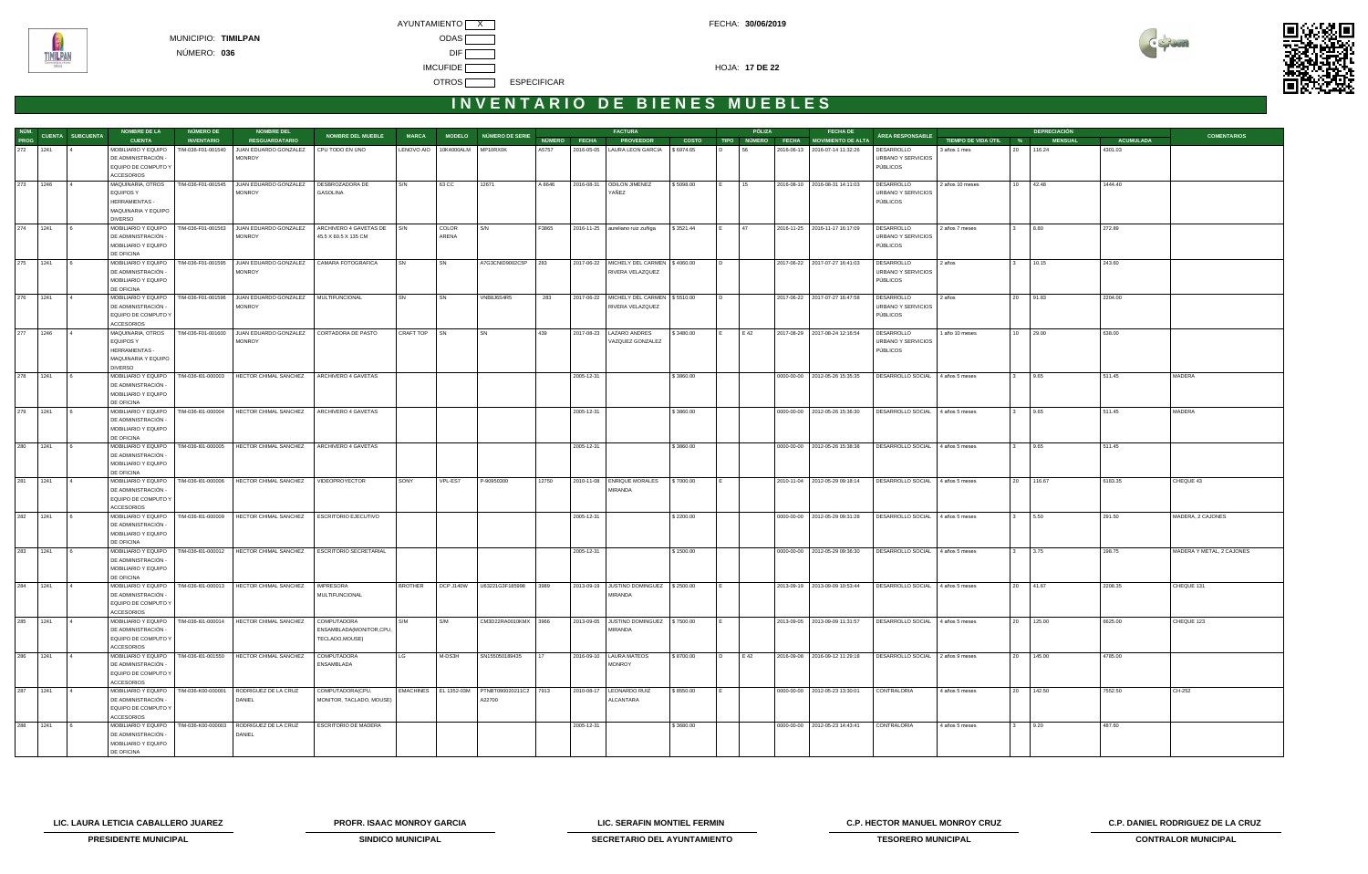MUNICIPIO: **TIMILPAN**

NÚMERO: **036**

AYUNTAMIENTO X

ODAS

DIF

IMCUFIDE

OTROS ESPECIFICAR

FECHA: **30/06/2019**

HOJA: **17 DE 22**

# INVENTARIO DE BIENES MUEBLES

| NÚM. PROG | CUENTA | SUBCUENTA | NOMBRE DE LA CUENTA | NÚMERO DE INVENTARIO | NOMBRE DEL RESGUARDATARIO | NOMBRE DEL MUEBLE | MARCA | MODELO | NÚMERO DE SERIE | FACTURA NÚMERO | FACTURA FECHA | FACTURA PROVEEDOR | FACTURA COSTO | PÓLIZA TIPO | PÓLIZA NÚMERO | PÓLIZA FECHA | FECHA DE MOVIMIENTO DE ALTA | ÁREA RESPONSABLE | TIEMPO DE VIDA ÚTIL | DEPRECIACIÓN % | DEPRECIACIÓN MENSUAL | DEPRECIACIÓN ACUMULADA | COMENTARIOS |
|---|---|---|---|---|---|---|---|---|---|---|---|---|---|---|---|---|---|---|---|---|---|---|---|
| 272 | 1241 | 4 | MOBILIARIO Y EQUIPO DE ADMINISTRACIÓN - EQUIPO DE COMPUTO Y ACCESORIOS | TIM-036-F01-001540 | JUAN EDUARDO GONZALEZ MONROY | CPU TODO EN UNO | LENOVO AIO | 10K4000ALM | MP10RX0K | A5757 | 2016-05-05 | LAURA LEON GARCIA | $ 6974.65 | D | 56 | 2016-06-13 | 2016-07-14 11:32:26 | DESARROLLO URBANO Y SERVICIOS PÚBLICOS | 3 años 1 mes | 20 | 116.24 | 4301.03 | |
| 273 | 1246 | 4 | MAQUINARIA, OTROS EQUIPOS Y HERRAMIENTAS - MAQUINARIA Y EQUIPO DIVERSO | TIM-036-F01-001545 | JUAN EDUARDO GONZALEZ MONROY | DESBROZADORA DE GASOLINA | S/N | 63 CC | 12671 | A 8646 | 2016-08-31 | ODILON JIMENEZ YAÑEZ | $ 5098.00 | E | 15 | 2016-08-10 | 2016-08-31 14:11:03 | DESARROLLO URBANO Y SERVICIOS PÚBLICOS | 2 años 10 meses | 10 | 42.48 | 1444.40 | |
| 274 | 1241 | 6 | MOBILIARIO Y EQUIPO DE ADMINISTRACIÓN - MOBILIARIO Y EQUIPO DE OFICINA | TIM-036-F01-001563 | JUAN EDUARDO GONZALEZ MONROY | ARCHIVERO 4 GAVETAS DE 45.5 X 60.5 X 135 CM | S/N | COLOR ARENA | S/N | F3865 | 2016-11-25 | aureliano ruiz zuñiga | $ 3521.44 | E | 47 | 2016-11-25 | 2016-11-17 16:17:09 | DESARROLLO URBANO Y SERVICIOS PÚBLICOS | 2 años 7 meses | 3 | 8.80 | 272.89 | |
| 275 | 1241 | 6 | MOBILIARIO Y EQUIPO DE ADMINISTRACIÓN - MOBILIARIO Y EQUIPO DE OFICINA | TIM-036-F01-001595 | JUAN EDUARDO GONZALEZ MONROY | CAMARA FOTOGRAFICA | SN | SN | A7G3CNID9002C5P | 283 | 2017-06-22 | MICHELY DEL CARMEN RIVERA VELAZQUEZ | $ 4060.00 | D | | 2017-06-22 | 2017-07-27 16:41:03 | DESARROLLO URBANO Y SERVICIOS PÚBLICOS | 2 años | 3 | 10.15 | 243.60 | |
| 276 | 1241 | 4 | MOBILIARIO Y EQUIPO DE ADMINISTRACIÓN - EQUIPO DE COMPUTO Y ACCESORIOS | TIM-036-F01-001596 | JUAN EDUARDO GONZALEZ MONROY | MULTIFUNCIONAL | SN | SN | VNB8J6S4R5 | 283 | 2017-06-22 | MICHELY DEL CARMEN RIVERA VELAZQUEZ | $ 5510.00 | D | | 2017-06-22 | 2017-07-27 16:47:58 | DESARROLLO URBANO Y SERVICIOS PÚBLICOS | 2 años | 20 | 91.83 | 2204.00 | |
| 277 | 1246 | 4 | MAQUINARIA, OTROS EQUIPOS Y HERRAMIENTAS - MAQUINARIA Y EQUIPO DIVERSO | TIM-036-F01-001600 | JUAN EDUARDO GONZALEZ MONROY | CORTADORA DE PASTO | CRAFT TOP | SN | SN | 439 | 2017-08-23 | LAZARO ANDRES VAZQUEZ GONZALEZ | $ 3480.00 | E | E 42 | 2017-08-29 | 2017-08-24 12:16:54 | DESARROLLO URBANO Y SERVICIOS PÚBLICOS | 1 año 10 meses | 10 | 29.00 | 638.00 | |
| 278 | 1241 | 6 | MOBILIARIO Y EQUIPO DE ADMINISTRACIÓN - MOBILIARIO Y EQUIPO DE OFICINA | TIM-036-I01-000003 | HECTOR CHIMAL SANCHEZ | ARCHIVERO 4 GAVETAS | | | | | 2005-12-31 | | $ 3860.00 | | | 0000-00-00 | 2012-05-26 15:35:35 | DESARROLLO SOCIAL | 4 años 5 meses | 3 | 9.65 | 511.45 | MADERA |
| 279 | 1241 | 6 | MOBILIARIO Y EQUIPO DE ADMINISTRACIÓN - MOBILIARIO Y EQUIPO DE OFICINA | TIM-036-I01-000004 | HECTOR CHIMAL SANCHEZ | ARCHIVERO 4 GAVETAS | | | | | 2005-12-31 | | $ 3860.00 | | | 0000-00-00 | 2012-05-26 15:36:30 | DESARROLLO SOCIAL | 4 años 5 meses | 3 | 9.65 | 511.45 | MADERA |
| 280 | 1241 | 6 | MOBILIARIO Y EQUIPO DE ADMINISTRACIÓN - MOBILIARIO Y EQUIPO DE OFICINA | TIM-036-I01-000005 | HECTOR CHIMAL SANCHEZ | ARCHIVERO 4 GAVETAS | | | | | 2005-12-31 | | $ 3860.00 | | | 0000-00-00 | 2012-05-26 15:38:38 | DESARROLLO SOCIAL | 4 años 5 meses | 3 | 9.65 | 511.45 | |
| 281 | 1241 | 4 | MOBILIARIO Y EQUIPO DE ADMINISTRACIÓN - EQUIPO DE COMPUTO Y ACCESORIOS | TIM-036-I01-000006 | HECTOR CHIMAL SANCHEZ | VIDEOPROYECTOR | SONY | VPL-ES7 | P-90950300 | 12750 | 2010-11-08 | ENRIQUE MORALES MIRANDA | $ 7000.00 | E | | 2010-11-04 | 2012-05-29 09:18:14 | DESARROLLO SOCIAL | 4 años 5 meses | 20 | 116.67 | 6183.35 | CHEQUE 43 |
| 282 | 1241 | 6 | MOBILIARIO Y EQUIPO DE ADMINISTRACIÓN - MOBILIARIO Y EQUIPO DE OFICINA | TIM-036-I01-000009 | HECTOR CHIMAL SANCHEZ | ESCRITORIO EJECUTIVO | | | | | 2005-12-31 | | $ 2200.00 | | | 0000-00-00 | 2012-05-29 09:31:28 | DESARROLLO SOCIAL | 4 años 5 meses | 3 | 5.50 | 291.50 | MADERA, 2 CAJONES |
| 283 | 1241 | 6 | MOBILIARIO Y EQUIPO DE ADMINISTRACIÓN - MOBILIARIO Y EQUIPO DE OFICINA | TIM-036-I01-000012 | HECTOR CHIMAL SANCHEZ | ESCRITORIO SECRETARIAL | | | | | 2005-12-31 | | $ 1500.00 | | | 0000-00-00 | 2012-05-29 09:36:30 | DESARROLLO SOCIAL | 4 años 5 meses | 3 | 3.75 | 198.75 | MADERA Y METAL, 2 CAJONES |
| 284 | 1241 | 4 | MOBILIARIO Y EQUIPO DE ADMINISTRACIÓN - EQUIPO DE COMPUTO Y ACCESORIOS | TIM-036-I01-000013 | HECTOR CHIMAL SANCHEZ | IMPRESORA MULTIFUNCIONAL | BROTHER | DCP J140W | U63221G3F185998 | 3969 | 2013-09-19 | JUSTINO DOMINGUEZ MIRANDA | $ 2500.00 | E | | 2013-09-19 | 2013-09-09 10:53:44 | DESARROLLO SOCIAL | 4 años 5 meses | 20 | 41.67 | 2208.35 | CHEQUE 131 |
| 285 | 1241 | 4 | MOBILIARIO Y EQUIPO DE ADMINISTRACIÓN - EQUIPO DE COMPUTO Y ACCESORIOS | TIM-036-I01-000014 | HECTOR CHIMAL SANCHEZ | COMPUTADORA ENSAMBLADA(MONITOR,CPU, TECLADO,MOUSE) | S/M | S/M | CM3D22RA0010KMX | 3966 | 2013-09-05 | JUSTINO DOMINGUEZ MIRANDA | $ 7500.00 | E | | 2013-09-05 | 2013-09-09 11:31:57 | DESARROLLO SOCIAL | 4 años 5 meses | 20 | 125.00 | 6625.00 | CHEQUE 123 |
| 286 | 1241 | 4 | MOBILIARIO Y EQUIPO DE ADMINISTRACIÓN - EQUIPO DE COMPUTO Y ACCESORIOS | TIM-036-I01-001550 | HECTOR CHIMAL SANCHEZ | COMPUTADORA ENSAMBLADA | LG | M-DS3H | SN155050189435 | 17 | 2016-09-10 | LAURA MATEOS MONROY | $ 8700.00 | D | E 42 | 2016-09-08 | 2016-09-12 11:29:18 | DESARROLLO SOCIAL | 2 años 9 meses | 20 | 145.00 | 4785.00 | |
| 287 | 1241 | 4 | MOBILIARIO Y EQUIPO DE ADMINISTRACIÓN - EQUIPO DE COMPUTO Y ACCESORIOS | TIM-036-K00-000001 | RODRIGUEZ DE LA CRUZ DANIEL | COMPUTADORA(CPU, MONITOR, TACLADO, MOUSE) | EMACHINES | EL 1352-03M | PTNBT090020211C2 A22700 | 7913 | 2010-08-17 | LEONARDO RUIZ ALCANTARA | $ 8550.00 | E | | 0000-00-00 | 2012-05-23 13:30:01 | CONTRALORIA | 4 años 5 meses | 20 | 142.50 | 7552.50 | CH-252 |
| 288 | 1241 | 6 | MOBILIARIO Y EQUIPO DE ADMINISTRACIÓN - MOBILIARIO Y EQUIPO DE OFICINA | TIM-036-K00-000003 | RODRIGUEZ DE LA CRUZ DANIEL | ESCRITORIO DE MADERA | | | | | 2005-12-31 | | $ 3680.00 | | | 0000-00-00 | 2012-05-23 14:43:41 | CONTRALORIA | 4 años 5 meses | 3 | 9.20 | 487.60 | |

| | | | | |
|---|---|---|---|---|
| **LIC. LAURA LETICIA CABALLERO JUAREZ** | **PROFR. ISAAC MONROY GARCIA** | **LIC. SERAFIN MONTIEL FERMIN** | **C.P. HECTOR MANUEL MONROY CRUZ** | **C.P. DANIEL RODRIGUEZ DE LA CRUZ** |
| **PRESIDENTE MUNICIPAL** | **SINDICO MUNICIPAL** | **SECRETARIO DEL AYUNTAMIENTO** | **TESORERO MUNICIPAL** | **CONTRALOR MUNICIPAL** |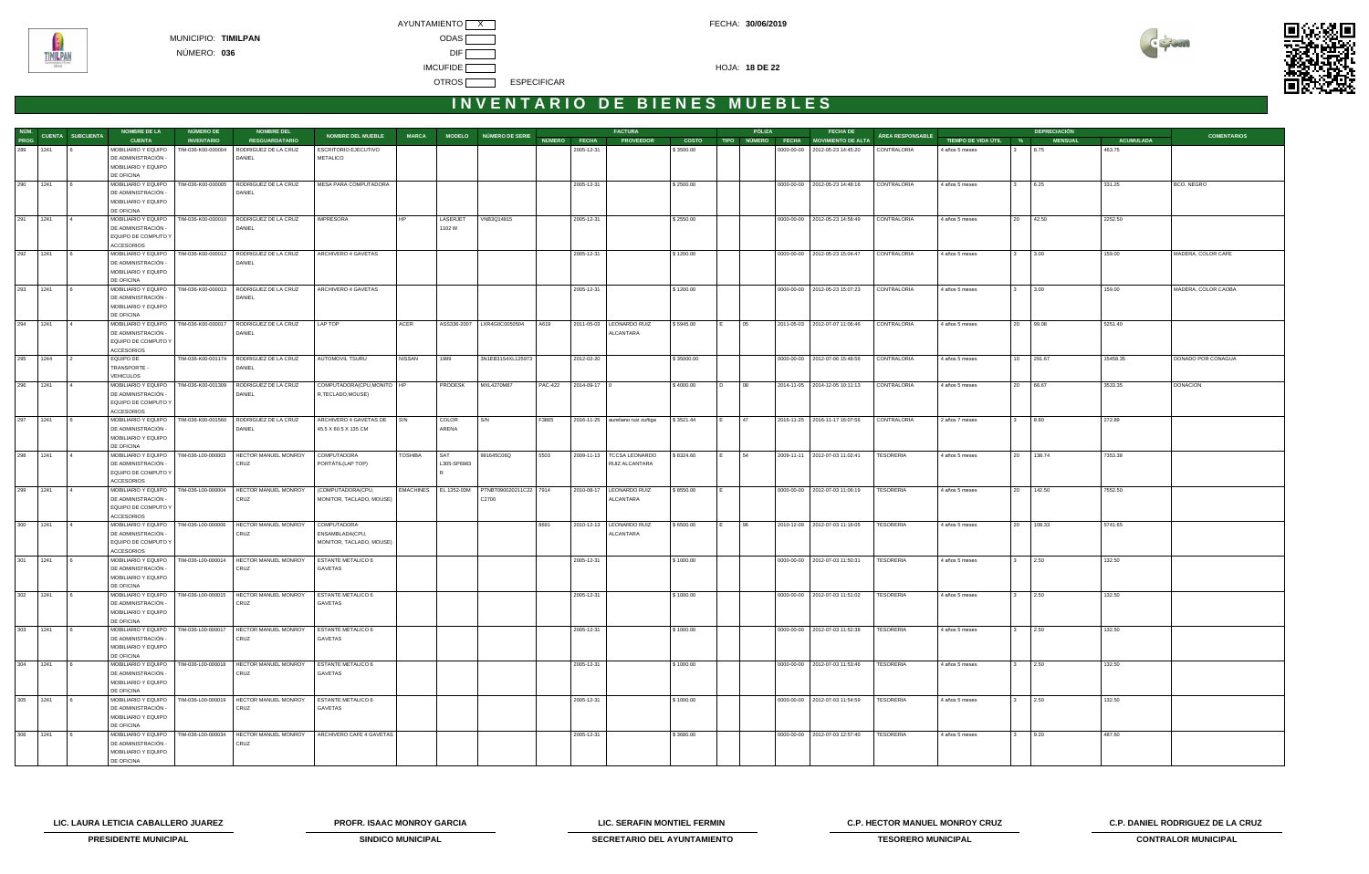MUNICIPIO: **TIMILPAN**

NÚMERO: **036**

AYUNTAMIENTO X

ODAS

DIF

IMCUFIDE

OTROS ESPECIFICAR

FECHA: **30/06/2019**

HOJA: **18 DE 22**

# INVENTARIO DE BIENES MUEBLES

| NÚM. PROG | CUENTA | SUBCUENTA | NOMBRE DE LA CUENTA | NÚMERO DE INVENTARIO | NOMBRE DEL RESGUARDATARIO | NOMBRE DEL MUEBLE | MARCA | MODELO | NÚMERO DE SERIE | FACTURA NÚMERO | FACTURA FECHA | FACTURA PROVEEDOR | FACTURA COSTO | PÓLIZA TIPO | PÓLIZA NÚMERO | PÓLIZA FECHA | FECHA DE MOVIMIENTO DE ALTA | ÁREA RESPONSABLE | TIEMPO DE VIDA ÚTIL | DEPRECIACIÓN % | DEPRECIACIÓN MENSUAL | DEPRECIACIÓN ACUMULADA | COMENTARIOS |
|---|---|---|---|---|---|---|---|---|---|---|---|---|---|---|---|---|---|---|---|---|---|---|---|
| 289 | 1241 | 6 | MOBILIARIO Y EQUIPO DE ADMINISTRACIÓN - MOBILIARIO Y EQUIPO DE OFICINA | TIM-036-K00-000004 | RODRIGUEZ DE LA CRUZ DANIEL | ESCRITORIO EJECUTIVO METALICO | | | | | 2005-12-31 | | $ 3500.00 | | | 0000-00-00 | 2012-05-23 14:45:20 | CONTRALORIA | 4 años 5 meses | 3 | 8.75 | 463.75 | |
| 290 | 1241 | 6 | MOBILIARIO Y EQUIPO DE ADMINISTRACIÓN - MOBILIARIO Y EQUIPO DE OFICINA | TIM-036-K00-000005 | RODRIGUEZ DE LA CRUZ DANIEL | MESA PARA COMPUTADORA | | | | | 2005-12-31 | | $ 2500.00 | | | 0000-00-00 | 2012-05-23 14:48:16 | CONTRALORIA | 4 años 5 meses | 3 | 6.25 | 331.25 | BCO. NEGRO |
| 291 | 1241 | 4 | MOBILIARIO Y EQUIPO DE ADMINISTRACIÓN - EQUIPO DE COMPUTO Y ACCESORIOS | TIM-036-K00-000010 | RODRIGUEZ DE LA CRUZ DANIEL | IMPRESORA | HP | LASERJET 1102 W | VNB3Q14815 | | 2005-12-31 | | $ 2550.00 | | | 0000-00-00 | 2012-05-23 14:58:49 | CONTRALORIA | 4 años 5 meses | 20 | 42.50 | 2252.50 | |
| 292 | 1241 | 6 | MOBILIARIO Y EQUIPO DE ADMINISTRACIÓN - MOBILIARIO Y EQUIPO DE OFICINA | TIM-036-K00-000012 | RODRIGUEZ DE LA CRUZ DANIEL | ARCHIVERO 4 GAVETAS | | | | | 2005-12-31 | | $ 1200.00 | | | 0000-00-00 | 2012-05-23 15:04:47 | CONTRALORIA | 4 años 5 meses | 3 | 3.00 | 159.00 | MADERA, COLOR CAFE |
| 293 | 1241 | 6 | MOBILIARIO Y EQUIPO DE ADMINISTRACIÓN - MOBILIARIO Y EQUIPO DE OFICINA | TIM-036-K00-000013 | RODRIGUEZ DE LA CRUZ DANIEL | ARCHIVERO 4 GAVETAS | | | | | 2005-12-31 | | $ 1200.00 | | | 0000-00-00 | 2012-05-23 15:07:23 | CONTRALORIA | 4 años 5 meses | 3 | 3.00 | 159.00 | MADERA, COLOR CAOBA |
| 294 | 1241 | 4 | MOBILIARIO Y EQUIPO DE ADMINISTRACIÓN - EQUIPO DE COMPUTO Y ACCESORIOS | TIM-036-K00-000017 | RODRIGUEZ DE LA CRUZ DANIEL | LAP TOP | ACER | ASS336-2007 | LXR4G0C00505D4 | A619 | 2011-05-03 | LEONARDO RUIZ ALCANTARA | $ 5945.00 | E | 05 | 2011-05-03 | 2012-07-07 11:06:46 | CONTRALORIA | 4 años 5 meses | 20 | 99.08 | 5251.40 | |
| 295 | 1244 | 2 | EQUIPO DE TRANSPORTE - VEHICULOS | TIM-036-K00-001174 | RODRIGUEZ DE LA CRUZ DANIEL | AUTOMOVIL TSURU | NISSAN | 1999 | 3N1EB31S4XL125973 | | 2012-02-20 | | $ 35000.00 | | | 0000-00-00 | 2012-07-06 15:48:56 | CONTRALORIA | 4 años 5 meses | 10 | 291.67 | 15458.35 | DONADO POR CONAGUA |
| 296 | 1241 | 4 | MOBILIARIO Y EQUIPO DE ADMINISTRACIÓN - EQUIPO DE COMPUTO Y ACCESORIOS | TIM-036-K00-001309 | RODRIGUEZ DE LA CRUZ DANIEL | COMPUTADORA(CPU,MONITOR,TECLADO,MOUSE) | HP | PRODESK | MXL4270M67 | PAC-422 | 2014-09-17 | 0 | $ 4000.00 | D | 08 | 2014-11-05 | 2014-12-05 10:11:13 | CONTRALORIA | 4 años 5 meses | 20 | 66.67 | 3533.35 | DONACION |
| 297 | 1241 | 6 | MOBILIARIO Y EQUIPO DE ADMINISTRACIÓN - MOBILIARIO Y EQUIPO DE OFICINA | TIM-036-K00-001560 | RODRIGUEZ DE LA CRUZ DANIEL | ARCHIVERO 4 GAVETAS DE 45.5 X 60.5 X 135 CM | S/N | COLOR ARENA | S/N | F3865 | 2016-11-25 | aureliano ruiz zuñiga | $ 3521.44 | E | 47 | 2016-11-25 | 2016-11-17 16:07:56 | CONTRALORIA | 2 años 7 meses | 3 | 8.80 | 272.89 | |
| 298 | 1241 | 4 | MOBILIARIO Y EQUIPO DE ADMINISTRACIÓN - EQUIPO DE COMPUTO Y ACCESORIOS | TIM-036-L00-000003 | HECTOR MANUEL MONROY CRUZ | COMPUTADORA PORTÁTIL(LAP TOP) | TOSHIBA | SAT L305-SP6983R | 9916450O6Q | 5503 | 2009-11-13 | TCCSA LEONARDO RUIZ ALCANTARA | $ 8324.60 | E | 54 | 2009-11-11 | 2012-07-03 11:02:41 | TESORERIA | 4 años 5 meses | 20 | 138.74 | 7353.38 | |
| 299 | 1241 | 4 | MOBILIARIO Y EQUIPO DE ADMINISTRACIÓN - EQUIPO DE COMPUTO Y ACCESORIOS | TIM-036-L00-000004 | HECTOR MANUEL MONROY CRUZ | (COMPUTADORA(CPU, MONITOR, TACLADO, MOUSE) | EMACHINES | EL 1352-03M | PTNBT090020211C22 C2700 | 7914 | 2010-08-17 | LEONARDO RUIZ ALCANTARA | $ 8550.00 | E | | 0000-00-00 | 2012-07-03 11:06:19 | TESORERIA | 4 años 5 meses | 20 | 142.50 | 7552.50 | |
| 300 | 1241 | 4 | MOBILIARIO Y EQUIPO DE ADMINISTRACIÓN - EQUIPO DE COMPUTO Y ACCESORIOS | TIM-036-L00-000006 | HECTOR MANUEL MONROY CRUZ | COMPUTADORA ENSAMBLADA(CPU, MONITOR, TACLADO, MOUSE) | | | | 8691 | 2010-12-13 | LEONARDO RUIZ ALCANTARA | $ 6500.00 | E | 96 | 2010-12-09 | 2012-07-03 11:16:05 | TESORERIA | 4 años 5 meses | 20 | 108.33 | 5741.65 | |
| 301 | 1241 | 6 | MOBILIARIO Y EQUIPO DE ADMINISTRACIÓN - MOBILIARIO Y EQUIPO DE OFICINA | TIM-036-L00-000014 | HECTOR MANUEL MONROY CRUZ | ESTANTE METALICO 6 GAVETAS | | | | | 2005-12-31 | | $ 1000.00 | | | 0000-00-00 | 2012-07-03 11:50:31 | TESORERIA | 4 años 5 meses | 3 | 2.50 | 132.50 | |
| 302 | 1241 | 6 | MOBILIARIO Y EQUIPO DE ADMINISTRACIÓN - MOBILIARIO Y EQUIPO DE OFICINA | TIM-036-L00-000015 | HECTOR MANUEL MONROY CRUZ | ESTANTE METALICO 6 GAVETAS | | | | | 2005-12-31 | | $ 1000.00 | | | 0000-00-00 | 2012-07-03 11:51:02 | TESORERIA | 4 años 5 meses | 3 | 2.50 | 132.50 | |
| 303 | 1241 | 6 | MOBILIARIO Y EQUIPO DE ADMINISTRACIÓN - MOBILIARIO Y EQUIPO DE OFICINA | TIM-036-L00-000017 | HECTOR MANUEL MONROY CRUZ | ESTANTE METALICO 6 GAVETAS | | | | | 2005-12-31 | | $ 1000.00 | | | 0000-00-00 | 2012-07-03 11:52:38 | TESORERIA | 4 años 5 meses | 3 | 2.50 | 132.50 | |
| 304 | 1241 | 6 | MOBILIARIO Y EQUIPO DE ADMINISTRACIÓN - MOBILIARIO Y EQUIPO DE OFICINA | TIM-036-L00-000018 | HECTOR MANUEL MONROY CRUZ | ESTANTE METALICO 6 GAVETAS | | | | | 2005-12-31 | | $ 1000.00 | | | 0000-00-00 | 2012-07-03 11:53:46 | TESORERIA | 4 años 5 meses | 3 | 2.50 | 132.50 | |
| 305 | 1241 | 6 | MOBILIARIO Y EQUIPO DE ADMINISTRACIÓN - MOBILIARIO Y EQUIPO DE OFICINA | TIM-036-L00-000019 | HECTOR MANUEL MONROY CRUZ | ESTANTE METALICO 6 GAVETAS | | | | | 2005-12-31 | | $ 1000.00 | | | 0000-00-00 | 2012-07-03 11:54:59 | TESORERIA | 4 años 5 meses | 3 | 2.50 | 132.50 | |
| 306 | 1241 | 6 | MOBILIARIO Y EQUIPO DE ADMINISTRACIÓN - MOBILIARIO Y EQUIPO DE OFICINA | TIM-036-L00-000034 | HECTOR MANUEL MONROY CRUZ | ARCHIVERO CAFE 4 GAVETAS | | | | | 2005-12-31 | | $ 3680.00 | | | 0000-00-00 | 2012-07-03 12:57:40 | TESORERIA | 4 años 5 meses | 3 | 9.20 | 487.60 | |

| LIC. LAURA LETICIA CABALLERO JUAREZ | PROFR. ISAAC MONROY GARCIA | LIC. SERAFIN MONTIEL FERMIN | C.P. HECTOR MANUEL MONROY CRUZ | C.P. DANIEL RODRIGUEZ DE LA CRUZ |
|---|---|---|---|---|
| PRESIDENTE MUNICIPAL | SINDICO MUNICIPAL | SECRETARIO DEL AYUNTAMIENTO | TESORERO MUNICIPAL | CONTRALOR MUNICIPAL |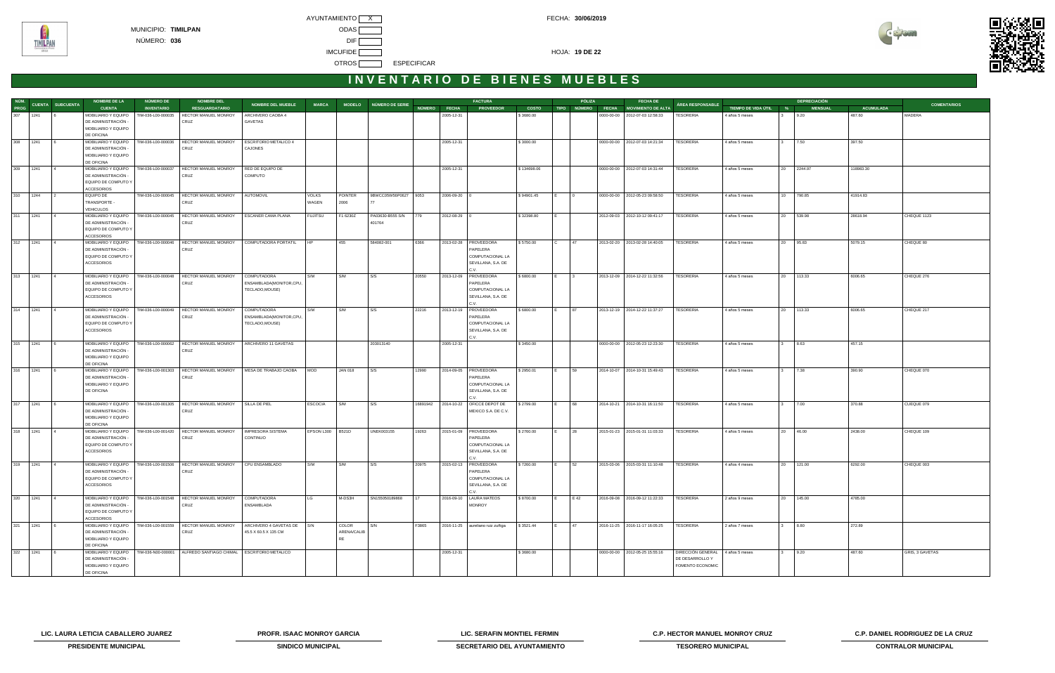MUNICIPIO: **TIMILPAN**

NÚMERO: **036**

AYUNTAMIENTO [X]

ODAS [ ]

DIF [ ]

IMCUFIDE [ ]

OTROS [ ] ESPECIFICAR

FECHA: **30/06/2019**

HOJA: **19 DE 22**

# INVENTARIO DE BIENES MUEBLES

| NÚM. PROG | CUENTA | SUBCUENTA | NOMBRE DE LA CUENTA | NÚMERO DE INVENTARIO | NOMBRE DEL RESGUARDATARIO | NOMBRE DEL MUEBLE | MARCA | MODELO | NÚMERO DE SERIE | FACTURA NÚMERO | FACTURA FECHA | FACTURA PROVEEDOR | FACTURA COSTO | PÓLIZA TIPO | PÓLIZA NÚMERO | PÓLIZA FECHA | FECHA DE MOVIMIENTO DE ALTA | ÁREA RESPONSABLE | TIEMPO DE VIDA ÚTIL | DEPRECIACIÓN % | DEPRECIACIÓN MENSUAL | DEPRECIACIÓN ACUMULADA | COMENTARIOS |
|---|---|---|---|---|---|---|---|---|---|---|---|---|---|---|---|---|---|---|---|---|---|---|---|
| 307 | 1241 | 6 | MOBILIARIO Y EQUIPO DE ADMINISTRACIÓN - MOBILIARIO Y EQUIPO DE OFICINA | TIM-036-L00-000035 | HECTOR MANUEL MONROY CRUZ | ARCHIVERO CAOBA 4 GAVETAS | | | | | 2005-12-31 | | $ 3680.00 | | | 0000-00-00 | 2012-07-03 12:58:33 | TESORERIA | 4 años 5 meses | 3 | 9.20 | 487.60 | MADERA |
| 308 | 1241 | 6 | MOBILIARIO Y EQUIPO DE ADMINISTRACIÓN - MOBILIARIO Y EQUIPO DE OFICINA | TIM-036-L00-000036 | HECTOR MANUEL MONROY CRUZ | ESCRITORIO METALICO 4 CAJONES | | | | | 2005-12-31 | | $ 3000.00 | | | 0000-00-00 | 2012-07-03 14:21:34 | TESORERIA | 4 años 5 meses | 3 | 7.50 | 397.50 | |
| 309 | 1241 | 4 | MOBILIARIO Y EQUIPO DE ADMINISTRACIÓN - EQUIPO DE COMPUTO Y ACCESORIOS | TIM-036-L00-000037 | HECTOR MANUEL MONROY CRUZ | RED DE EQUIPO DE COMPUTO | | | | | 2005-12-31 | | $ 134698.06 | | | 0000-00-00 | 2012-07-03 14:31:44 | TESORERIA | 4 años 5 meses | 20 | 2244.97 | 118983.30 | |
| 310 | 1244 | 2 | EQUIPO DE TRANSPORTE - VEHICULOS | TIM-036-L00-000045 | HECTOR MANUEL MONROY CRUZ | AUTOMOVIL | VOLKS WAGEN | POINTER 2006 | 9BWCC05W56P0627 77 | 9053 | 2006-09-20 | 0 | $ 94901.45 | E | 0 | 0000-00-00 | 2012-05-23 09:58:50 | TESORERIA | 4 años 5 meses | 10 | 790.85 | 41914.63 | |
| 311 | 1241 | 4 | MOBILIARIO Y EQUIPO DE ADMINISTRACIÓN - EQUIPO DE COMPUTO Y ACCESORIOS | TIM-036-L00-000045 | HECTOR MANUEL MONROY CRUZ | ESCANER CAMA PLANA | FUJITSU | FI 6230Z | PA03630-B555 S/N 401764 | 779 | 2012-08-29 | 0 | $ 32398.80 | E | | 2012-09-03 | 2012-10-12 09:41:17 | TESORERIA | 4 años 5 meses | 20 | 539.98 | 28618.94 | CHEQUE 1123 |
| 312 | 1241 | 4 | MOBILIARIO Y EQUIPO DE ADMINISTRACIÓN - EQUIPO DE COMPUTO Y ACCESORIOS | TIM-036-L00-000046 | HECTOR MANUEL MONROY CRUZ | COMPUTADORA PORTATIL | HP | 455 | 584082-001 | 6366 | 2013-02-28 | PROVEEDORA PAPELERA COMPUTACIONAL LA SEVILLANA, S.A. DE C.V. | $ 5750.00 | C | 47 | 2013-02-20 | 2013-02-28 14:40:05 | TESORERIA | 4 años 5 meses | 20 | 95.83 | 5079.15 | CHEQUE 80 |
| 313 | 1241 | 4 | MOBILIARIO Y EQUIPO DE ADMINISTRACIÓN - EQUIPO DE COMPUTO Y ACCESORIOS | TIM-036-L00-000048 | HECTOR MANUEL MONROY CRUZ | COMPUTADORA ENSAMBLADA(MONITOR,CPU, TECLADO,MOUSE) | S/M | S/M | S/S | 20550 | 2013-12-09 | PROVEEDORA PAPELERA COMPUTACIONAL LA SEVILLANA, S.A. DE C.V. | $ 6800.00 | E | 3 | 2013-12-09 | 2014-12-22 11:32:56 | TESORERIA | 4 años 5 meses | 20 | 113.33 | 6006.65 | CHEQUE 276 |
| 314 | 1241 | 4 | MOBILIARIO Y EQUIPO DE ADMINISTRACIÓN - EQUIPO DE COMPUTO Y ACCESORIOS | TIM-036-L00-000049 | HECTOR MANUEL MONROY CRUZ | COMPUTADORA ENSAMBLADA(MONITOR,CPU, TECLADO,MOUSE) | S/M | S/M | S/S | 22216 | 2013-12-19 | PROVEEDORA PAPELERA COMPUTACIONAL LA SEVILLANA, S.A. DE C.V. | $ 6800.00 | E | 87 | 2013-12-19 | 2014-12-22 11:37:27 | TESORERIA | 4 años 5 meses | 20 | 113.33 | 6006.65 | CHEQUE 217 |
| 315 | 1241 | 6 | MOBILIARIO Y EQUIPO DE ADMINISTRACIÓN - MOBILIARIO Y EQUIPO DE OFICINA | TIM-036-L00-000062 | HECTOR MANUEL MONROY CRUZ | ARCHIVERO 11 GAVETAS | | | 203013140 | | 2005-12-31 | | $ 3450.00 | | | 0000-00-00 | 2012-05-23 12:23:30 | TESORERIA | 4 años 5 meses | 3 | 8.63 | 457.15 | |
| 316 | 1241 | 6 | MOBILIARIO Y EQUIPO DE ADMINISTRACIÓN - MOBILIARIO Y EQUIPO DE OFICINA | TIM-036-L00-001303 | HECTOR MANUEL MONROY CRUZ | MESA DE TRABAJO CAOBA | MOD | JAN 018 | S/S | 12990 | 2014-09-05 | PROVEEDORA PAPELERA COMPUTACIONAL LA SEVILLANA, S.A. DE C.V. | $ 2950.01 | E | 59 | 2014-10-07 | 2014-10-31 15:49:43 | TESORERIA | 4 años 5 meses | 3 | 7.38 | 390.90 | CHEQUE 070 |
| 317 | 1241 | 6 | MOBILIARIO Y EQUIPO DE ADMINISTRACIÓN - MOBILIARIO Y EQUIPO DE OFICINA | TIM-036-L00-001305 | HECTOR MANUEL MONROY CRUZ | SILLA DE PIEL | ESCOCIA | S/M | S/S | 16891942 | 2014-10-22 | OFICCE DEPOT DE MEXICO S.A. DE C.V. | $ 2799.00 | E | 68 | 2014-10-21 | 2014-10-31 16:11:50 | TESORERIA | 4 años 5 meses | 3 | 7.00 | 370.88 | CUEQUE 079 |
| 318 | 1241 | 4 | MOBILIARIO Y EQUIPO DE ADMINISTRACIÓN - EQUIPO DE COMPUTO Y ACCESORIOS | TIM-036-L00-001420 | HECTOR MANUEL MONROY CRUZ | IMPRESORA SISTEMA CONTINUO | EPSON L300 | B521D | UNEK003155 | 19263 | 2015-01-09 | PROVEEDORA PAPELERA COMPUTACIONAL LA SEVILLANA, S.A. DE C.V. | $ 2760.00 | E | 28 | 2015-01-23 | 2015-01-31 11:03:33 | TESORERIA | 4 años 5 meses | 20 | 46.00 | 2438.00 | CHEQUE 109 |
| 319 | 1241 | 4 | MOBILIARIO Y EQUIPO DE ADMINISTRACIÓN - EQUIPO DE COMPUTO Y ACCESORIOS | TIM-036-L00-001506 | HECTOR MANUEL MONROY CRUZ | CPU ENSAMBLADO | S/M | S/M | S/S | 20975 | 2015-02-13 | PROVEEDORA PAPELERA COMPUTACIONAL LA SEVILLANA, S.A. DE C.V. | $ 7260.00 | E | 52 | 2015-03-06 | 2015-03-31 11:10:48 | TESORERIA | 4 años 4 meses | 20 | 121.00 | 6292.00 | CHEQUE 003 |
| 320 | 1241 | 4 | MOBILIARIO Y EQUIPO DE ADMINISTRACIÓN - EQUIPO DE COMPUTO Y ACCESORIOS | TIM-036-L00-001548 | HECTOR MANUEL MONROY CRUZ | COMPUTADORA ENSAMBLADA | LG | M-OS3H | SN1550501B9868 | 17 | 2016-09-10 | LAURA MATEOS MONROY | $ 8700.00 | E | E 42 | 2016-09-06 | 2016-09-12 11:22:33 | TESORERIA | 2 años 9 meses | 20 | 145.00 | 4785.00 | |
| 321 | 1241 | 6 | MOBILIARIO Y EQUIPO DE ADMINISTRACIÓN - MOBILIARIO Y EQUIPO DE OFICINA | TIM-036-L00-001559 | HECTOR MANUEL MONROY CRUZ | ARCHIVERO 4 GAVETAS DE 45.5 X 60.5 X 135 CM | S/N | COLOR ARENA/CALIB RE | S/N | F3865 | 2016-11-25 | aureliano ruiz zuñiga | $ 3521.44 | E | 47 | 2016-11-25 | 2016-11-17 16:05:25 | TESORERIA | 2 años 7 meses | 3 | 8.80 | 272.89 | |
| 322 | 1241 | 6 | MOBILIARIO Y EQUIPO DE ADMINISTRACIÓN - MOBILIARIO Y EQUIPO DE OFICINA | TIM-036-N00-000001 | ALFREDO SANTIAGO CHIMAL | ESCRITORIO METALICO | | | | | 2005-12-31 | | $ 3680.00 | | | 0000-00-00 | 2012-05-25 15:55:16 | DIRECCIÓN GENERAL DE DESARROLLO Y FOMENTO ECONOMIC | 4 años 5 meses | 3 | 9.20 | 487.60 | GRIS, 3 GAVETAS |

**LIC. LAURA LETICIA CABALLERO JUAREZ** — PRESIDENTE MUNICIPAL

**PROFR. ISAAC MONROY GARCIA** — SINDICO MUNICIPAL

**LIC. SERAFIN MONTIEL FERMIN** — SECRETARIO DEL AYUNTAMIENTO

**C.P. HECTOR MANUEL MONROY CRUZ** — TESORERO MUNICIPAL

**C.P. DANIEL RODRIGUEZ DE LA CRUZ** — CONTRALOR MUNICIPAL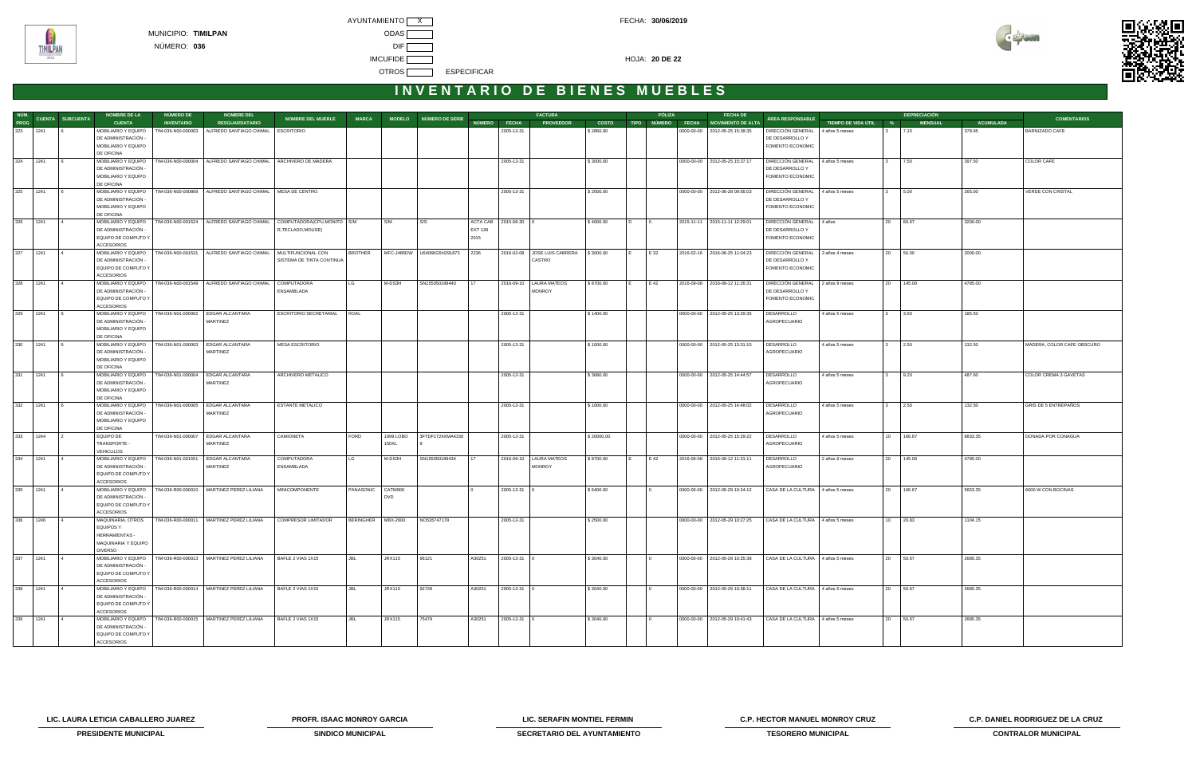MUNICIPIO: **TIMILPAN**

NÚMERO: **036**

AYUNTAMIENTO X
ODAS
DIF
IMCUFIDE
OTROS ESPECIFICAR

FECHA: **30/06/2019**

HOJA: **20 DE 22**

# INVENTARIO DE BIENES MUEBLES

| NÚM. PROG | CUENTA | SUBCUENTA | NOMBRE DE LA CUENTA | NÚMERO DE INVENTARIO | NOMBRE DEL RESGUARDATARIO | NOMBRE DEL MUEBLE | MARCA | MODELO | NÚMERO DE SERIE | FACTURA NÚMERO | FACTURA FECHA | FACTURA PROVEEDOR | FACTURA COSTO | PÓLIZA TIPO | PÓLIZA NÚMERO | PÓLIZA FECHA | FECHA DE MOVIMIENTO DE ALTA | ÁREA RESPONSABLE | TIEMPO DE VIDA ÚTIL | DEPRECIACIÓN % | DEPRECIACIÓN MENSUAL | DEPRECIACIÓN ACUMULADA | COMENTARIOS |
|---|---|---|---|---|---|---|---|---|---|---|---|---|---|---|---|---|---|---|---|---|---|---|---|
| 323 | 1241 | 6 | MOBILIARIO Y EQUIPO DE ADMINISTRACIÓN - MOBILIARIO Y EQUIPO DE OFICINA | TIM-036-N00-000003 | ALFREDO SANTIAGO CHIMAL | ESCRITORIO | | | | | 2005-12-31 | | $ 2860.00 | | | 0000-00-00 | 2012-05-25 15:36:35 | DIRECCIÓN GENERAL DE DESARROLLO Y FOMENTO ECONOMIC | 4 años 5 meses | 3 | 7.15 | 378.95 | BARNIZADO CAFE |
| 324 | 1241 | 6 | MOBILIARIO Y EQUIPO DE ADMINISTRACIÓN - MOBILIARIO Y EQUIPO DE OFICINA | TIM-036-N00-000004 | ALFREDO SANTIAGO CHIMAL | ARCHIVERO DE MADERA | | | | | 2005-12-31 | | $ 3000.00 | | | 0000-00-00 | 2012-05-25 15:37:17 | DIRECCIÓN GENERAL DE DESARROLLO Y FOMENTO ECONOMIC | 4 años 5 meses | 3 | 7.50 | 397.50 | COLOR CAFE |
| 325 | 1241 | 6 | MOBILIARIO Y EQUIPO DE ADMINISTRACIÓN - MOBILIARIO Y EQUIPO DE OFICINA | TIM-036-N00-000869 | ALFREDO SANTIAGO CHIMAL | MESA DE CENTRO | | | | | 2005-12-31 | | $ 2000.00 | | | 0000-00-00 | 2012-06-28 09:56:03 | DIRECCIÓN GENERAL DE DESARROLLO Y FOMENTO ECONOMIC | 4 años 5 meses | 3 | 5.00 | 265.00 | VERDE CON CRISTAL |
| 326 | 1241 | 4 | MOBILIARIO Y EQUIPO DE ADMINISTRACIÓN - EQUIPO DE COMPUTO Y ACCESORIOS | TIM-036-N00-001524 | ALFREDO SANTIAGO CHIMAL | COMPUTADORA(CPU,MONITOR,TECLADO,MOUSE) | S/M | S/M | S/S | ACTA CAB EXT 128 2015 | 2015-06-30 | 0 | $ 4000.00 | D | 0 | 2015-11-11 | 2015-11-11 12:29:01 | DIRECCIÓN GENERAL DE DESARROLLO Y FOMENTO ECONOMIC | 4 años | 20 | 66.67 | 3200.00 | |
| 327 | 1241 | 4 | MOBILIARIO Y EQUIPO DE ADMINISTRACIÓN - EQUIPO DE COMPUTO Y ACCESORIOS | TIM-036-N00-001531 | ALFREDO SANTIAGO CHIMAL | MULTIFUNCIONAL CON SISTEMA DE TINTA CONTINUA | BROTHER | MFC-J485DW | U64066G5H291873 | 2236 | 2016-02-08 | JOSE LUIS CABRERA CASTRO | $ 3000.00 | E | E 32 | 2016-02-16 | 2016-06-25 11:04:23 | DIRECCIÓN GENERAL DE DESARROLLO Y FOMENTO ECONOMIC | 3 años 4 meses | 20 | 50.00 | 2000.00 | |
| 328 | 1241 | 4 | MOBILIARIO Y EQUIPO DE ADMINISTRACIÓN - EQUIPO DE COMPUTO Y ACCESORIOS | TIM-036-N00-001549 | ALFREDO SANTIAGO CHIMAL | COMPUTADORA ENSAMBLADA | LG | M-OS3H | SN155050189440 | 17 | 2016-09-10 | LAURA MATEOS MONROY | $ 8700.00 | E | E 42 | 2016-09-08 | 2016-09-12 11:26:31 | DIRECCIÓN GENERAL DE DESARROLLO Y FOMENTO ECONOMIC | 2 años 9 meses | 20 | 145.00 | 4785.00 | |
| 329 | 1241 | 6 | MOBILIARIO Y EQUIPO DE ADMINISTRACIÓN - MOBILIARIO Y EQUIPO DE OFICINA | TIM-036-N01-000002 | EDGAR ALCANTARA MARTINEZ | ESCRITORIO SECRETARIAL | ROAL | | | | 2005-12-31 | | $ 1400.00 | | | 0000-00-00 | 2012-05-25 13:29:35 | DESARROLLO AGROPECUARIO | 4 años 5 meses | 3 | 3.50 | 185.50 | |
| 330 | 1241 | 6 | MOBILIARIO Y EQUIPO DE ADMINISTRACIÓN - MOBILIARIO Y EQUIPO DE OFICINA | TIM-036-N01-000003 | EDGAR ALCANTARA MARTINEZ | MESA ESCRITORIO | | | | | 2005-12-31 | | $ 1000.00 | | | 0000-00-00 | 2012-05-25 13:31:15 | DESARROLLO AGROPECUARIO | 4 años 5 meses | 3 | 2.50 | 132.50 | MADERA, COLOR CAFE OBSCURO |
| 331 | 1241 | 6 | MOBILIARIO Y EQUIPO DE ADMINISTRACIÓN - MOBILIARIO Y EQUIPO DE OFICINA | TIM-036-N01-000004 | EDGAR ALCANTARA MARTINEZ | ARCHIVERO METALICO | | | | | 2005-12-31 | | $ 3680.00 | | | 0000-00-00 | 2012-05-25 14:44:57 | DESARROLLO AGROPECUARIO | 4 años 5 meses | 3 | 9.20 | 487.60 | COLOR CREMA 3 GAVETAS |
| 332 | 1241 | 6 | MOBILIARIO Y EQUIPO DE ADMINISTRACIÓN - MOBILIARIO Y EQUIPO DE OFICINA | TIM-036-N01-000005 | EDGAR ALCANTARA MARTINEZ | ESTANTE METALICO | | | | | 2005-12-31 | | $ 1000.00 | | | 0000-00-00 | 2012-05-25 14:48:02 | DESARROLLO AGROPECUARIO | 4 años 5 meses | 3 | 2.50 | 132.50 | GRIS DE 5 ENTREPAÑOS |
| 333 | 1244 | 2 | EQUIPO DE TRANSPORTE - VEHICULOS | TIM-036-N01-000007 | EDGAR ALCANTARA MARTINEZ | CAMIONETA | FORD | 1999 LOBO 150XL | 3FTDF1724XMA4150 9 | | 2005-12-31 | | $ 20000.00 | | | 0000-00-00 | 2012-05-25 15:29:22 | DESARROLLO AGROPECUARIO | 4 años 5 meses | 10 | 166.67 | 8833.35 | DONADA POR CONAGUA |
| 334 | 1241 | 4 | MOBILIARIO Y EQUIPO DE ADMINISTRACIÓN - EQUIPO DE COMPUTO Y ACCESORIOS | TIM-036-N01-001551 | EDGAR ALCANTARA MARTINEZ | COMPUTADORA ENSAMBLADA | LG | M-OS3H | SN155050189434 | 17 | 2016-09-10 | LAURA MATEOS MONROY | $ 8700.00 | E | E 42 | 2016-09-08 | 2016-09-12 11:31:11 | DESARROLLO AGROPECUARIO | 2 años 9 meses | 20 | 145.00 | 4785.00 | |
| 335 | 1241 | 4 | MOBILIARIO Y EQUIPO DE ADMINISTRACIÓN - EQUIPO DE COMPUTO Y ACCESORIOS | TIM-036-R00-000010 | MARTINEZ PEREZ LILIANA | MINICOMPONENTE | PANASONIC | CATM900 DVD | | 0 | 2005-12-31 | 0 | $ 6400.00 | | 0 | 0000-00-00 | 2012-05-29 10:24:12 | CASA DE LA CULTURA | 4 años 5 meses | 20 | 106.67 | 5653.35 | 6000 W CON BOCINAS |
| 336 | 1246 | 4 | MAQUINARIA, OTROS EQUIPOS Y HERRAMIENTAS - MAQUINARIA Y EQUIPO DIVERSO | TIM-036-R00-000011 | MARTINEZ PEREZ LILIANA | COMPRESOR LIMITADOR | BERINGHER | MBX-2600 | NO535747178 | | 2005-12-31 | | $ 2500.00 | | | 0000-00-00 | 2012-05-29 10:27:25 | CASA DE LA CULTURA | 4 años 5 meses | 10 | 20.83 | 1104.15 | |
| 337 | 1241 | 4 | MOBILIARIO Y EQUIPO DE ADMINISTRACIÓN - EQUIPO DE COMPUTO Y ACCESORIOS | TIM-036-R00-000013 | MARTINEZ PEREZ LILIANA | BAFLE 2 VIAS 1X15 | JBL | JRX115 | 96121 | A30251 | 2005-12-31 | 0 | $ 3040.00 | | 0 | 0000-00-00 | 2012-05-29 10:35:38 | CASA DE LA CULTURA | 4 años 5 meses | 20 | 50.67 | 2685.35 | |
| 338 | 1241 | 4 | MOBILIARIO Y EQUIPO DE ADMINISTRACIÓN - EQUIPO DE COMPUTO Y ACCESORIOS | TIM-036-R00-000014 | MARTINEZ PEREZ LILIANA | BAFLE 2 VIAS 1X15 | JBL | JRX115 | 92728 | A30251 | 2005-12-31 | 0 | $ 3040.00 | | 0 | 0000-00-00 | 2012-05-29 10:38:11 | CASA DE LA CULTURA | 4 años 5 meses | 20 | 50.67 | 2685.35 | |
| 339 | 1241 | 4 | MOBILIARIO Y EQUIPO DE ADMINISTRACIÓN - EQUIPO DE COMPUTO Y ACCESORIOS | TIM-036-R00-000015 | MARTINEZ PEREZ LILIANA | BAFLE 2 VIAS 1X15 | JBL | JRX115 | 75479 | A30251 | 2005-12-31 | 0 | $ 3040.00 | | 0 | 0000-00-00 | 2012-05-29 10:41:43 | CASA DE LA CULTURA | 4 años 5 meses | 20 | 50.67 | 2685.35 | |

| LIC. LAURA LETICIA CABALLERO JUAREZ | PROFR. ISAAC MONROY GARCIA | LIC. SERAFIN MONTIEL FERMIN | C.P. HECTOR MANUEL MONROY CRUZ | C.P. DANIEL RODRIGUEZ DE LA CRUZ |
|---|---|---|---|---|
| PRESIDENTE MUNICIPAL | SINDICO MUNICIPAL | SECRETARIO DEL AYUNTAMIENTO | TESORERO MUNICIPAL | CONTRALOR MUNICIPAL |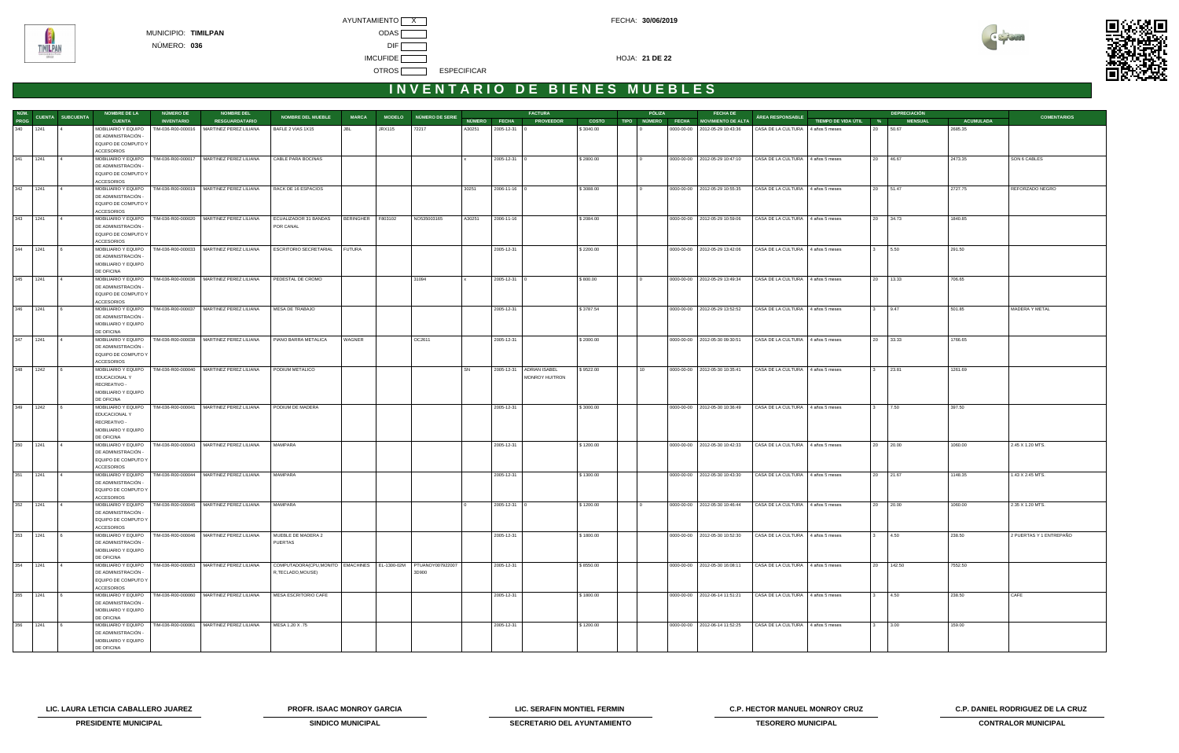MUNICIPIO: **TIMILPAN**

NÚMERO: **036**

AYUNTAMIENTO X

ODAS

DIF

IMCUFIDE

OTROS ESPECIFICAR

FECHA: **30/06/2019**

HOJA: **21 DE 22**

# INVENTARIO DE BIENES MUEBLES

| NÚM. PROG | CUENTA | SUBCUENTA | NOMBRE DE LA CUENTA | NÚMERO DE INVENTARIO | NOMBRE DEL RESGUARDATARIO | NOMBRE DEL MUEBLE | MARCA | MODELO | NÚMERO DE SERIE | FACTURA NÚMERO | FACTURA FECHA | FACTURA PROVEEDOR | FACTURA COSTO | PÓLIZA TIPO | PÓLIZA NÚMERO | PÓLIZA FECHA | FECHA DE MOVIMIENTO DE ALTA | ÁREA RESPONSABLE | TIEMPO DE VIDA ÚTIL | DEPRECIACIÓN % | DEPRECIACIÓN MENSUAL | DEPRECIACIÓN ACUMULADA | COMENTARIOS |
|---|---|---|---|---|---|---|---|---|---|---|---|---|---|---|---|---|---|---|---|---|---|---|---|
| 340 | 1241 | 4 | MOBILIARIO Y EQUIPO DE ADMINISTRACIÓN - EQUIPO DE COMPUTO Y ACCESORIOS | TIM-036-R00-000016 | MARTINEZ PEREZ LILIANA | BAFLE 2 VIAS 1X15 | JBL | JRX115 | 72217 | A30251 | 2005-12-31 | 0 | $ 3040.00 | | 0 | 0000-00-00 | 2012-05-29 10:43:36 | CASA DE LA CULTURA | 4 años 5 meses | 20 | 50.67 | 2685.35 | |
| 341 | 1241 | 4 | MOBILIARIO Y EQUIPO DE ADMINISTRACIÓN - EQUIPO DE COMPUTO Y ACCESORIOS | TIM-036-R00-000017 | MARTINEZ PEREZ LILIANA | CABLE PARA BOCINAS | | | | x | 2005-12-31 | 0 | $ 2800.00 | | 0 | 0000-00-00 | 2012-05-29 10:47:10 | CASA DE LA CULTURA | 4 años 5 meses | 20 | 46.67 | 2473.35 | SON 6 CABLES |
| 342 | 1241 | 4 | MOBILIARIO Y EQUIPO DE ADMINISTRACIÓN - EQUIPO DE COMPUTO Y ACCESORIOS | TIM-036-R00-000019 | MARTINEZ PEREZ LILIANA | RACK DE 16 ESPACIOS | | | | 30251 | 2006-11-16 | 0 | $ 3088.00 | | 0 | 0000-00-00 | 2012-05-29 10:55:35 | CASA DE LA CULTURA | 4 años 5 meses | 20 | 51.47 | 2727.75 | REFORZADO NEGRO |
| 343 | 1241 | 4 | MOBILIARIO Y EQUIPO DE ADMINISTRACIÓN - EQUIPO DE COMPUTO Y ACCESORIOS | TIM-036-R00-000020 | MARTINEZ PEREZ LILIANA | ECUALIZADOR 31 BANDAS POR CANAL | BERINGHER | FB03102 | N0539003165 | A30251 | 2006-11-16 | | $ 2084.00 | | | 0000-00-00 | 2012-05-29 10:59:06 | CASA DE LA CULTURA | 4 años 5 meses | 20 | 34.73 | 1840.85 | |
| 344 | 1241 | 6 | MOBILIARIO Y EQUIPO DE ADMINISTRACIÓN - MOBILIARIO Y EQUIPO DE OFICINA | TIM-036-R00-000033 | MARTINEZ PEREZ LILIANA | ESCRITORIO SECRETARIAL | FUTURA | | | | 2005-12-31 | | $ 2200.00 | | | 0000-00-00 | 2012-05-29 13:42:06 | CASA DE LA CULTURA | 4 años 5 meses | 3 | 5.50 | 291.50 | |
| 345 | 1241 | 4 | MOBILIARIO Y EQUIPO DE ADMINISTRACIÓN - EQUIPO DE COMPUTO Y ACCESORIOS | TIM-036-R00-000036 | MARTINEZ PEREZ LILIANA | PEDESTAL DE CROMO | | | 31094 | x | 2005-12-31 | 0 | $ 800.00 | | 0 | 0000-00-00 | 2012-05-29 13:49:34 | CASA DE LA CULTURA | 4 años 5 meses | 20 | 13.33 | 706.65 | |
| 346 | 1241 | 6 | MOBILIARIO Y EQUIPO DE ADMINISTRACIÓN - MOBILIARIO Y EQUIPO DE OFICINA | TIM-036-R00-000037 | MARTINEZ PEREZ LILIANA | MESA DE TRABAJO | | | | | 2005-12-31 | | $ 3787.54 | | | 0000-00-00 | 2012-05-29 13:52:52 | CASA DE LA CULTURA | 4 años 5 meses | 3 | 9.47 | 501.85 | MADERA Y METAL |
| 347 | 1241 | 4 | MOBILIARIO Y EQUIPO DE ADMINISTRACIÓN - EQUIPO DE COMPUTO Y ACCESORIOS | TIM-036-R00-000038 | MARTINEZ PEREZ LILIANA | PIANO BARRA METALICA | WAGNER | | DC2611 | | 2005-12-31 | | $ 2000.00 | | | 0000-00-00 | 2012-05-30 09:30:51 | CASA DE LA CULTURA | 4 años 5 meses | 20 | 33.33 | 1766.65 | |
| 348 | 1242 | 6 | MOBILIARIO Y EQUIPO EDUCACIONAL Y RECREATIVO - MOBILIARIO Y EQUIPO DE OFICINA | TIM-036-R00-000040 | MARTINEZ PEREZ LILIANA | PODIUM METALICO | | | | SN | 2005-12-31 | ADRIAN ISABEL MONROY HUITRON | $ 9522.00 | | 10 | 0000-00-00 | 2012-05-30 10:35:41 | CASA DE LA CULTURA | 4 años 5 meses | 3 | 23.81 | 1261.69 | |
| 349 | 1242 | 6 | MOBILIARIO Y EQUIPO EDUCACIONAL Y RECREATIVO - MOBILIARIO Y EQUIPO DE OFICINA | TIM-036-R00-000041 | MARTINEZ PEREZ LILIANA | PODIUM DE MADERA | | | | | 2005-12-31 | | $ 3000.00 | | | 0000-00-00 | 2012-05-30 10:36:49 | CASA DE LA CULTURA | 4 años 5 meses | 3 | 7.50 | 397.50 | |
| 350 | 1241 | 4 | MOBILIARIO Y EQUIPO DE ADMINISTRACIÓN - EQUIPO DE COMPUTO Y ACCESORIOS | TIM-036-R00-000043 | MARTINEZ PEREZ LILIANA | MAMPARA | | | | | 2005-12-31 | | $ 1200.00 | | | 0000-00-00 | 2012-05-30 10:42:33 | CASA DE LA CULTURA | 4 años 5 meses | 20 | 20.00 | 1060.00 | 2.45 X 1.20 MTS. |
| 351 | 1241 | 4 | MOBILIARIO Y EQUIPO DE ADMINISTRACIÓN - EQUIPO DE COMPUTO Y ACCESORIOS | TIM-036-R00-000044 | MARTINEZ PEREZ LILIANA | MAMPARA | | | | | 2005-12-31 | | $ 1300.00 | | | 0000-00-00 | 2012-05-30 10:43:30 | CASA DE LA CULTURA | 4 años 5 meses | 20 | 21.67 | 1148.35 | 1.43 X 2.45 MTS. |
| 352 | 1241 | 4 | MOBILIARIO Y EQUIPO DE ADMINISTRACIÓN - EQUIPO DE COMPUTO Y ACCESORIOS | TIM-036-R00-000045 | MARTINEZ PEREZ LILIANA | MAMPARA | | | | 0 | 2005-12-31 | 0 | $ 1200.00 | | 0 | 0000-00-00 | 2012-05-30 10:46:44 | CASA DE LA CULTURA | 4 años 5 meses | 20 | 20.00 | 1060.00 | 2.35 X 1.20 MTS. |
| 353 | 1241 | 6 | MOBILIARIO Y EQUIPO DE ADMINISTRACIÓN - MOBILIARIO Y EQUIPO DE OFICINA | TIM-036-R00-000046 | MARTINEZ PEREZ LILIANA | MUEBLE DE MADERA 2 PUERTAS | | | | | 2005-12-31 | | $ 1800.00 | | | 0000-00-00 | 2012-05-30 10:52:30 | CASA DE LA CULTURA | 4 años 5 meses | 3 | 4.50 | 238.50 | 2 PUERTAS Y 1 ENTREPAÑO |
| 354 | 1241 | 4 | MOBILIARIO Y EQUIPO DE ADMINISTRACIÓN - EQUIPO DE COMPUTO Y ACCESORIOS | TIM-036-R00-000053 | MARTINEZ PEREZ LILIANA | COMPUTADORA(CPU,MONITOR,TECLADO,MOUSE) | EMACHINES | EL-1300-02M | PTUANOY007922007 3D900 | | 2005-12-31 | | $ 8550.00 | | | 0000-00-00 | 2012-05-30 16:08:11 | CASA DE LA CULTURA | 4 años 5 meses | 20 | 142.50 | 7552.50 | |
| 355 | 1241 | 6 | MOBILIARIO Y EQUIPO DE ADMINISTRACIÓN - MOBILIARIO Y EQUIPO DE OFICINA | TIM-036-R00-000060 | MARTINEZ PEREZ LILIANA | MESA ESCRITORIO CAFE | | | | | 2005-12-31 | | $ 1800.00 | | | 0000-00-00 | 2012-06-14 11:51:21 | CASA DE LA CULTURA | 4 años 5 meses | 3 | 4.50 | 238.50 | CAFE |
| 356 | 1241 | 6 | MOBILIARIO Y EQUIPO DE ADMINISTRACIÓN - MOBILIARIO Y EQUIPO DE OFICINA | TIM-036-R00-000061 | MARTINEZ PEREZ LILIANA | MESA 1.20 X .75 | | | | | 2005-12-31 | | $ 1200.00 | | | 0000-00-00 | 2012-06-14 11:52:25 | CASA DE LA CULTURA | 4 años 5 meses | 3 | 3.00 | 159.00 | |

| LIC. LAURA LETICIA CABALLERO JUAREZ | PROFR. ISAAC MONROY GARCIA | LIC. SERAFIN MONTIEL FERMIN | C.P. HECTOR MANUEL MONROY CRUZ | C.P. DANIEL RODRIGUEZ DE LA CRUZ |
|---|---|---|---|---|
| PRESIDENTE MUNICIPAL | SINDICO MUNICIPAL | SECRETARIO DEL AYUNTAMIENTO | TESORERO MUNICIPAL | CONTRALOR MUNICIPAL |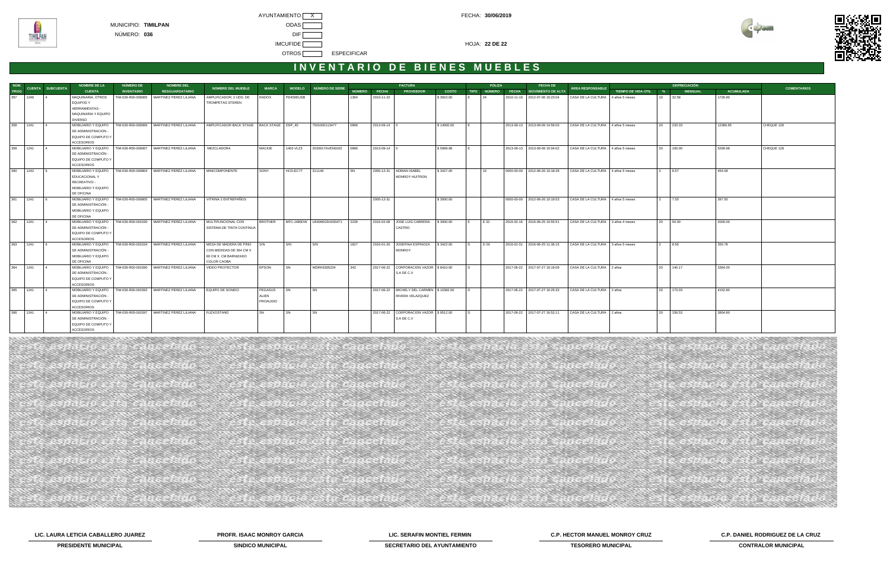MUNICIPIO: **TIMILPAN**

NÚMERO: **036**

AYUNTAMIENTO X

ODAS

DIF

IMCUFIDE

OTROS ESPECIFICAR

FECHA: **30/06/2019**

HOJA: **22 DE 22**

# INVENTARIO DE BIENES MUEBLES

| NÚM. PROG | CUENTA | SUBCUENTA | NOMBRE DE LA CUENTA | NÚMERO DE INVENTARIO | NOMBRE DEL RESGUARDATARIO | NOMBRE DEL MUEBLE | MARCA | MODELO | NÚMERO DE SERIE | FACTURA NÚMERO | FACTURA FECHA | FACTURA PROVEEDOR | FACTURA COSTO | PÓLIZA TIPO | PÓLIZA NÚMERO | PÓLIZA FECHA | FECHA DE MOVIMIENTO DE ALTA | ÁREA RESPONSABLE | TIEMPO DE VIDA ÚTIL | DEPRECIACIÓN % | DEPRECIACIÓN MENSUAL | DEPRECIACIÓN ACUMULADA | COMENTARIOS |
|---|---|---|---|---|---|---|---|---|---|---|---|---|---|---|---|---|---|---|---|---|---|---|---|
| 357 | 1246 | 4 | MAQUINARIA, OTROS EQUIPOS Y HERRAMIENTAS - MAQUINARIA Y EQUIPO DIVERSO | TIM-036-R00-000065 | MARTINEZ PEREZ LILIANA | AMPLIFICADOR, 2 UDS. DE TROMPETAS STEREN | RADOX | PD450EUSB | | 1364 | 2010-11-22 | | $ 3910.00 | E | 24 | 2010-11-19 | 2012-07-06 16:23:04 | CASA DE LA CULTURA | 4 años 5 meses | 10 | 32.58 | 1726.90 | |
| 358 | 1241 | 4 | MOBILIARIO Y EQUIPO DE ADMINISTRACIÓN - EQUIPO DE COMPUTO Y ACCESORIOS | TIM-036-R00-000066 | MARTINEZ PEREZ LILIANA | AMPLIFICADOR BACK STAGE | BACK STAGE | DSP_40 | 7501000113477 | 0896 | 2013-09-14 | 0 | $ 14000.00 | E | | 2013-09-13 | 2013-09-09 14:56:03 | CASA DE LA CULTURA | 4 años 5 meses | 20 | 233.33 | 12366.65 | CHEQUE 128 |
| 359 | 1241 | 4 | MOBILIARIO Y EQUIPO DE ADMINISTRACIÓN - EQUIPO DE COMPUTO Y ACCESORIOS | TIM-036-R00-000067 | MARTINEZ PEREZ LILIANA | MEZCLADORA | MACKIE | 1402-VLZ3 | 2032917AVEN0163 | 0896 | 2013-09-14 | 0 | $ 5999.98 | E | | 2013-09-13 | 2013-09-09 15:04:02 | CASA DE LA CULTURA | 4 años 5 meses | 20 | 100.00 | 5299.98 | CHEQUE 128 |
| 360 | 1242 | 6 | MOBILIARIO Y EQUIPO EDUCACIONAL Y RECREATIVO - MOBILIARIO Y EQUIPO DE OFICINA | TIM-036-R00-000804 | MARTINEZ PEREZ LILIANA | MINICOMPONENTE | SONY | HCD-EC77 | 311146 | SN | 2005-12-31 | ADRIAN ISABEL MONROY HUITRON | $ 3427.00 | | 10 | 0000-00-00 | 2012-06-26 10:18:28 | CASA DE LA CULTURA | 4 años 5 meses | 3 | 8.57 | 454.09 | |
| 361 | 1241 | 6 | MOBILIARIO Y EQUIPO DE ADMINISTRACIÓN - MOBILIARIO Y EQUIPO DE OFICINA | TIM-036-R00-000805 | MARTINEZ PEREZ LILIANA | VITRINA 2 ENTREPAÑOS | | | | | 2005-12-31 | | $ 3000.00 | | | 0000-00-00 | 2012-06-26 10:19:53 | CASA DE LA CULTURA | 4 años 5 meses | 3 | 7.50 | 397.50 | |
| 362 | 1241 | 4 | MOBILIARIO Y EQUIPO DE ADMINISTRACIÓN - EQUIPO DE COMPUTO Y ACCESORIOS | TIM-036-R00-001530 | MARTINEZ PEREZ LILIANA | MULTIFUNCIONAL CON SISTEMA DE TINTA CONTINUA | BROTHER | MFC-J485DW | U64066G5H293471 | 2236 | 2016-02-08 | JOSE LUIS CABRERA CASTRO | $ 3000.00 | E | E 32 | 2016-02-16 | 2016-06-25 10:55:51 | CASA DE LA CULTURA | 3 años 4 meses | 20 | 50.00 | 2000.00 | |
| 363 | 1241 | 6 | MOBILIARIO Y EQUIPO DE ADMINISTRACIÓN - MOBILIARIO Y EQUIPO DE OFICINA | TIM-036-R00-001534 | MARTINEZ PEREZ LILIANA | MESA DE MADERA DE PINO CON MEDIDAS DE 364 CM X 80 CM X CM BARNIZADO COLOR CAOBA | S/N | S/N | S/N | 1827 | 2016-01-20 | JOSEFINA ESPINOZA MONROY | $ 3422.00 | D | D 26 | 2016-01-31 | 2016-06-25 11:36:15 | CASA DE LA CULTURA | 3 años 5 meses | 3 | 8.56 | 350.78 | |
| 364 | 1241 | 4 | MOBILIARIO Y EQUIPO DE ADMINISTRACIÓN - EQUIPO DE COMPUTO Y ACCESORIOS | TIM-036-R00-001590 | MARTINEZ PEREZ LILIANA | VIDEO PROYECTOR | EPSON | SN | WDRK6305234 | 343 | 2017-06-22 | CORPORACION VAZOR S.A DE C.V | $ 8410.00 | D | | 2017-06-22 | 2017-07-27 16:19:09 | CASA DE LA CULTURA | 2 años | 20 | 140.17 | 3364.00 | |
| 365 | 1241 | 4 | MOBILIARIO Y EQUIPO DE ADMINISTRACIÓN - EQUIPO DE COMPUTO Y ACCESORIOS | TIM-036-R00-001592 | MARTINEZ PEREZ LILIANA | EQUIPO DE SONIDO | PEGASUS ALIEN PROAUDIO | SN | SN | | 2017-06-22 | MICHELY DEL CARMEN RIVERA VELAZQUEZ | $ 10382.00 | D | | 2017-06-22 | 2017-07-27 16:25:33 | CASA DE LA CULTURA | 2 años | 20 | 173.03 | 4152.80 | |
| 366 | 1241 | 4 | MOBILIARIO Y EQUIPO DE ADMINISTRACIÓN - EQUIPO DE COMPUTO Y ACCESORIOS | TIM-036-R00-001597 | MARTINEZ PEREZ LILIANA | FLEXOSTAND | SN | SN | SN | | 2017-06-22 | CORPORACION VAZOR S.A DE C.V | $ 9512.00 | D | | 2017-06-22 | 2017-07-27 16:52:11 | CASA DE LA CULTURA | 2 años | 20 | 158.53 | 3804.80 | |

este espacio esta cancelado

| LIC. LAURA LETICIA CABALLERO JUAREZ | PROFR. ISAAC MONROY GARCIA | LIC. SERAFIN MONTIEL FERMIN | C.P. HECTOR MANUEL MONROY CRUZ | C.P. DANIEL RODRIGUEZ DE LA CRUZ |
|---|---|---|---|---|
| PRESIDENTE MUNICIPAL | SINDICO MUNICIPAL | SECRETARIO DEL AYUNTAMIENTO | TESORERO MUNICIPAL | CONTRALOR MUNICIPAL |